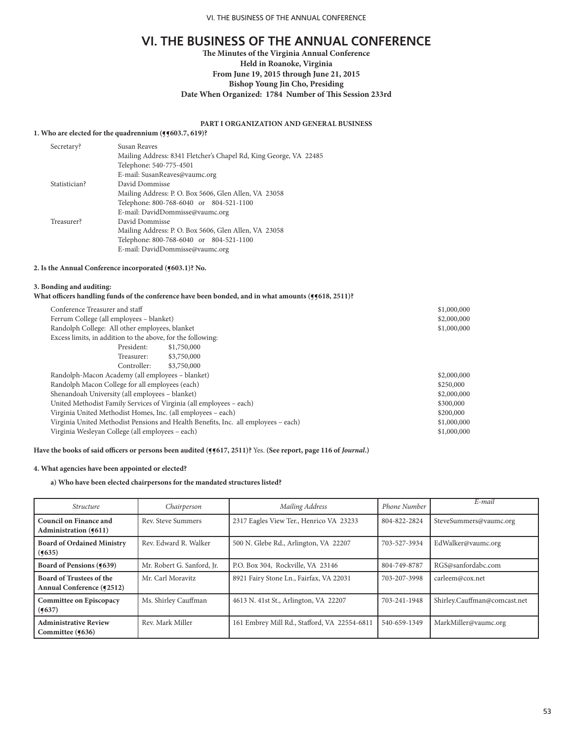# VI. THE BUSINESS OF THE ANNUAL CONFERENCE

**The Minutes of the Virginia Annual Conference**
**Held in Roanoke, Virginia**
**From June 19, 2015 through June 21, 2015**
**Bishop Young Jin Cho, Presiding**
**Date When Organized: 1784 Number of This Session 233rd**

## PART I ORGANIZATION AND GENERAL BUSINESS

**1. Who are elected for the quadrennium (¶¶603.7, 619)?**

| | |
|---|---|
| Secretary? | Susan Reaves<br>Mailing Address: 8341 Fletcher's Chapel Rd, King George, VA 22485<br>Telephone: 540-775-4501<br>E-mail: SusanReaves@vaumc.org |
| Statistician? | David Dommisse<br>Mailing Address: P. O. Box 5606, Glen Allen, VA 23058<br>Telephone: 800-768-6040 or 804-521-1100<br>E-mail: DavidDommisse@vaumc.org |
| Treasurer? | David Dommisse<br>Mailing Address: P. O. Box 5606, Glen Allen, VA 23058<br>Telephone: 800-768-6040 or 804-521-1100<br>E-mail: DavidDommisse@vaumc.org |

**2. Is the Annual Conference incorporated (¶603.1)? No.**

**3. Bonding and auditing:**
**What officers handling funds of the conference have been bonded, and in what amounts (¶¶618, 2511)?**

| | |
|---|---|
| Conference Treasurer and staff | $1,000,000 |
| Ferrum College (all employees – blanket) | $2,000,000 |
| Randolph College: All other employees, blanket | $1,000,000 |
| Excess limits, in addition to the above, for the following: | |
| President: $1,750,000 | |
| Treasurer: $3,750,000 | |
| Controller: $3,750,000 | |
| Randolph-Macon Academy (all employees – blanket) | $2,000,000 |
| Randolph Macon College for all employees (each) | $250,000 |
| Shenandoah University (all employees – blanket) | $2,000,000 |
| United Methodist Family Services of Virginia (all employees – each) | $300,000 |
| Virginia United Methodist Homes, Inc. (all employees – each) | $200,000 |
| Virginia United Methodist Pensions and Health Benefits, Inc. all employees – each) | $1,000,000 |
| Virginia Wesleyan College (all employees – each) | $1,000,000 |

**Have the books of said officers or persons been audited (¶¶617, 2511)?** Yes. **(See report, page 116 of *Journal*.)**

**4. What agencies have been appointed or elected?**

**a) Who have been elected chairpersons for the mandated structures listed?**

| *Structure* | *Chairperson* | *Mailing Address* | *Phone Number* | *E-mail* |
|---|---|---|---|---|
| **Council on Finance and Administration (¶611)** | Rev. Steve Summers | 2317 Eagles View Ter., Henrico VA 23233 | 804-822-2824 | SteveSummers@vaumc.org |
| **Board of Ordained Ministry (¶635)** | Rev. Edward R. Walker | 500 N. Glebe Rd., Arlington, VA 22207 | 703-527-3934 | EdWalker@vaumc.org |
| **Board of Pensions (¶639)** | Mr. Robert G. Sanford, Jr. | P.O. Box 304, Rockville, VA 23146 | 804-749-8787 | RGS@sanfordabc.com |
| **Board of Trustees of the Annual Conference (¶2512)** | Mr. Carl Moravitz | 8921 Fairy Stone Ln., Fairfax, VA 22031 | 703-207-3998 | carleem@cox.net |
| **Committee on Episcopacy (¶637)** | Ms. Shirley Cauffman | 4613 N. 41st St., Arlington, VA 22207 | 703-241-1948 | Shirley.Cauffman@comcast.net |
| **Administrative Review Committee (¶636)** | Rev. Mark Miller | 161 Embrey Mill Rd., Stafford, VA 22554-6811 | 540-659-1349 | MarkMiller@vaumc.org |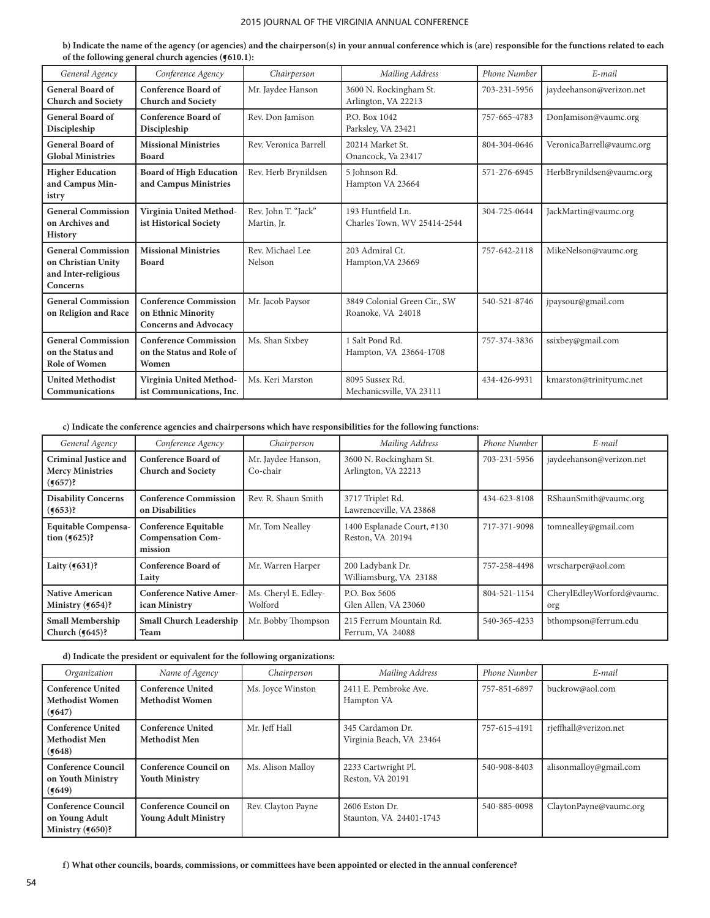**b) Indicate the name of the agency (or agencies) and the chairperson(s) in your annual conference which is (are) responsible for the functions related to each of the following general church agencies (¶610.1):**

| *General Agency* | *Conference Agency* | *Chairperson* | *Mailing Address* | *Phone Number* | *E-mail* |
|---|---|---|---|---|---|
| **General Board of Church and Society** | **Conference Board of Church and Society** | Mr. Jaydee Hanson | 3600 N. Rockingham St. Arlington, VA 22213 | 703-231-5956 | jaydeehanson@verizon.net |
| **General Board of Discipleship** | **Conference Board of Discipleship** | Rev. Don Jamison | P.O. Box 1042 Parksley, VA 23421 | 757-665-4783 | DonJamison@vaumc.org |
| **General Board of Global Ministries** | **Missional Ministries Board** | Rev. Veronica Barrell | 20214 Market St. Onancock, Va 23417 | 804-304-0646 | VeronicaBarrell@vaumc.org |
| **Higher Education and Campus Ministry** | **Board of High Education and Campus Ministries** | Rev. Herb Brynildsen | 5 Johnson Rd. Hampton VA 23664 | 571-276-6945 | HerbBrynildsen@vaumc.org |
| **General Commission on Archives and History** | **Virginia United Methodist Historical Society** | Rev. John T. "Jack" Martin, Jr. | 193 Huntfield Ln. Charles Town, WV 25414-2544 | 304-725-0644 | JackMartin@vaumc.org |
| **General Commission on Christian Unity and Inter-religious Concerns** | **Missional Ministries Board** | Rev. Michael Lee Nelson | 203 Admiral Ct. Hampton,VA 23669 | 757-642-2118 | MikeNelson@vaumc.org |
| **General Commission on Religion and Race** | **Conference Commission on Ethnic Minority Concerns and Advocacy** | Mr. Jacob Paysor | 3849 Colonial Green Cir., SW Roanoke, VA 24018 | 540-521-8746 | jpaysour@gmail.com |
| **General Commission on the Status and Role of Women** | **Conference Commission on the Status and Role of Women** | Ms. Shan Sixbey | 1 Salt Pond Rd. Hampton, VA 23664-1708 | 757-374-3836 | ssixbey@gmail.com |
| **United Methodist Communications** | **Virginia United Methodist Communications, Inc.** | Ms. Keri Marston | 8095 Sussex Rd. Mechanicsville, VA 23111 | 434-426-9931 | kmarston@trinityumc.net |

**c) Indicate the conference agencies and chairpersons which have responsibilities for the following functions:**

| *General Agency* | *Conference Agency* | *Chairperson* | *Mailing Address* | *Phone Number* | *E-mail* |
|---|---|---|---|---|---|
| **Criminal Justice and Mercy Ministries (¶657)?** | **Conference Board of Church and Society** | Mr. Jaydee Hanson, Co-chair | 3600 N. Rockingham St. Arlington, VA 22213 | 703-231-5956 | jaydeehanson@verizon.net |
| **Disability Concerns (¶653)?** | **Conference Commission on Disabilities** | Rev. R. Shaun Smith | 3717 Triplet Rd. Lawrenceville, VA 23868 | 434-623-8108 | RShaunSmith@vaumc.org |
| **Equitable Compensation (¶625)?** | **Conference Equitable Compensation Commission** | Mr. Tom Nealley | 1400 Esplanade Court, #130 Reston, VA 20194 | 717-371-9098 | tomnealley@gmail.com |
| **Laity (¶631)?** | **Conference Board of Laity** | Mr. Warren Harper | 200 Ladybank Dr. Williamsburg, VA 23188 | 757-258-4498 | wrscharper@aol.com |
| **Native American Ministry (¶654)?** | **Conference Native American Ministry** | Ms. Cheryl E. Edley-Wolford | P.O. Box 5606 Glen Allen, VA 23060 | 804-521-1154 | CherylEdleyWorford@vaumc.org |
| **Small Membership Church (¶645)?** | **Small Church Leadership Team** | Mr. Bobby Thompson | 215 Ferrum Mountain Rd. Ferrum, VA 24088 | 540-365-4233 | bthompson@ferrum.edu |

**d) Indicate the president or equivalent for the following organizations:**

| *Organization* | *Name of Agency* | *Chairperson* | *Mailing Address* | *Phone Number* | *E-mail* |
|---|---|---|---|---|---|
| **Conference United Methodist Women (¶647)** | **Conference United Methodist Women** | Ms. Joyce Winston | 2411 E. Pembroke Ave. Hampton VA | 757-851-6897 | buckrow@aol.com |
| **Conference United Methodist Men (¶648)** | **Conference United Methodist Men** | Mr. Jeff Hall | 345 Cardamon Dr. Virginia Beach, VA 23464 | 757-615-4191 | rjeffhall@verizon.net |
| **Conference Council on Youth Ministry (¶649)** | **Conference Council on Youth Ministry** | Ms. Alison Malloy | 2233 Cartwright Pl. Reston, VA 20191 | 540-908-8403 | alisonmalloy@gmail.com |
| **Conference Council on Young Adult Ministry (¶650)?** | **Conference Council on Young Adult Ministry** | Rev. Clayton Payne | 2606 Eston Dr. Staunton, VA 24401-1743 | 540-885-0098 | ClaytonPayne@vaumc.org |

**f) What other councils, boards, commissions, or committees have been appointed or elected in the annual conference?**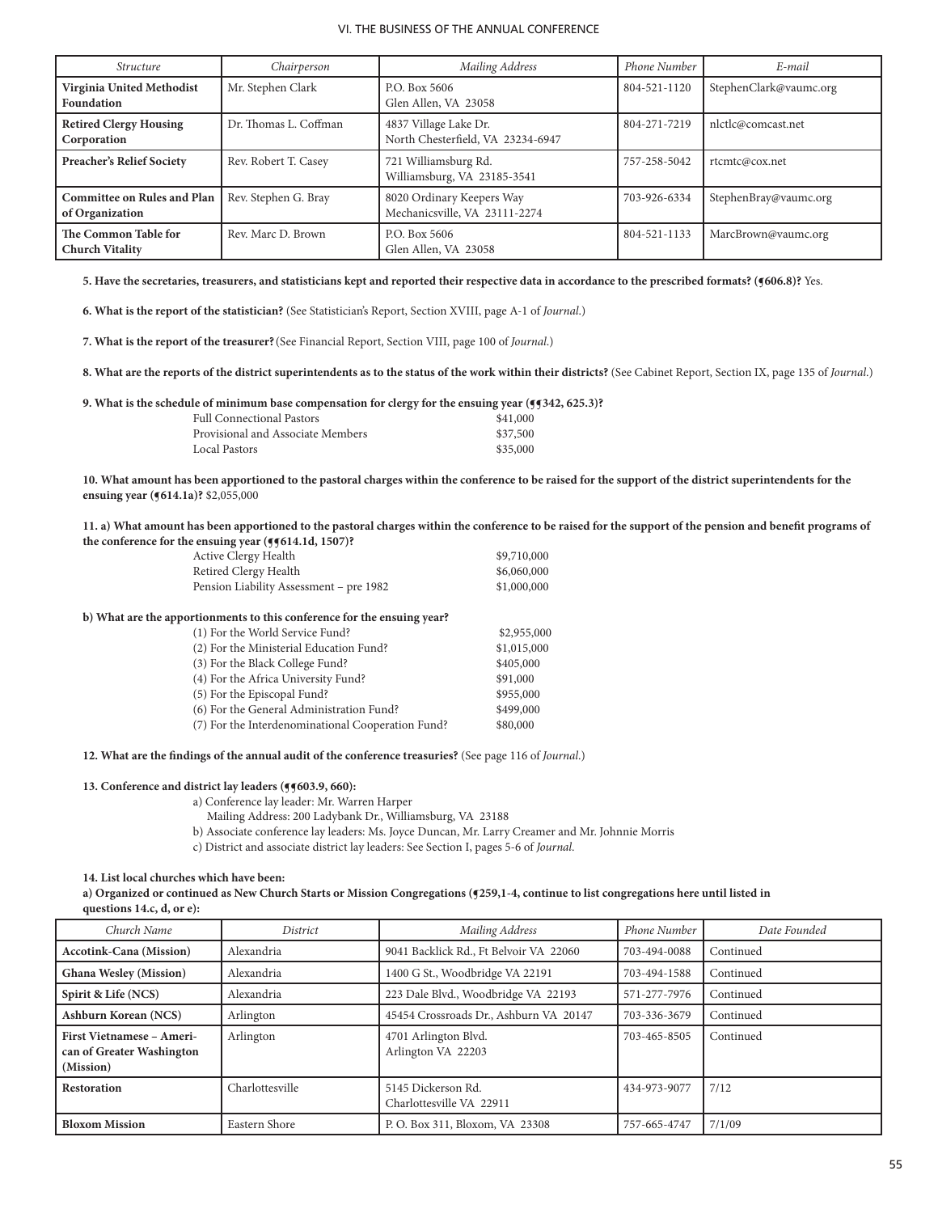| Structure | Chairperson | Mailing Address | Phone Number | E-mail |
|---|---|---|---|---|
| **Virginia United Methodist Foundation** | Mr. Stephen Clark | P.O. Box 5606<br>Glen Allen, VA 23058 | 804-521-1120 | StephenClark@vaumc.org |
| **Retired Clergy Housing Corporation** | Dr. Thomas L. Coffman | 4837 Village Lake Dr.<br>North Chesterfield, VA 23234-6947 | 804-271-7219 | nlctlc@comcast.net |
| **Preacher's Relief Society** | Rev. Robert T. Casey | 721 Williamsburg Rd.<br>Williamsburg, VA 23185-3541 | 757-258-5042 | rtcmtc@cox.net |
| **Committee on Rules and Plan of Organization** | Rev. Stephen G. Bray | 8020 Ordinary Keepers Way<br>Mechanicsville, VA 23111-2274 | 703-926-6334 | StephenBray@vaumc.org |
| **The Common Table for Church Vitality** | Rev. Marc D. Brown | P.O. Box 5606<br>Glen Allen, VA 23058 | 804-521-1133 | MarcBrown@vaumc.org |

**5. Have the secretaries, treasurers, and statisticians kept and reported their respective data in accordance to the prescribed formats? (¶606.8)?** Yes.

**6. What is the report of the statistician?** (See Statistician's Report, Section XVIII, page A-1 of *Journal*.)

**7. What is the report of the treasurer?** (See Financial Report, Section VIII, page 100 of *Journal*.)

**8. What are the reports of the district superintendents as to the status of the work within their districts?** (See Cabinet Report, Section IX, page 135 of *Journal*.)

**9. What is the schedule of minimum base compensation for clergy for the ensuing year (¶¶342, 625.3)?**

| | |
|---|---|
| Full Connectional Pastors | $41,000 |
| Provisional and Associate Members | $37,500 |
| Local Pastors | $35,000 |

**10. What amount has been apportioned to the pastoral charges within the conference to be raised for the support of the district superintendents for the ensuing year (¶614.1a)?** $2,055,000

**11. a) What amount has been apportioned to the pastoral charges within the conference to be raised for the support of the pension and benefit programs of the conference for the ensuing year (¶¶614.1d, 1507)?**

| | |
|---|---|
| Active Clergy Health | $9,710,000 |
| Retired Clergy Health | $6,060,000 |
| Pension Liability Assessment – pre 1982 | $1,000,000 |

**b) What are the apportionments to this conference for the ensuing year?**

| | |
|---|---|
| (1) For the World Service Fund? | $2,955,000 |
| (2) For the Ministerial Education Fund? | $1,015,000 |
| (3) For the Black College Fund? | $405,000 |
| (4) For the Africa University Fund? | $91,000 |
| (5) For the Episcopal Fund? | $955,000 |
| (6) For the General Administration Fund? | $499,000 |
| (7) For the Interdenominational Cooperation Fund? | $80,000 |

**12. What are the findings of the annual audit of the conference treasuries?** (See page 116 of *Journal*.)

**13. Conference and district lay leaders (¶¶603.9, 660):**

a) Conference lay leader: Mr. Warren Harper
Mailing Address: 200 Ladybank Dr., Williamsburg, VA 23188

b) Associate conference lay leaders: Ms. Joyce Duncan, Mr. Larry Creamer and Mr. Johnnie Morris

c) District and associate district lay leaders: See Section I, pages 5-6 of *Journal*.

**14. List local churches which have been:**

**a) Organized or continued as New Church Starts or Mission Congregations (¶259,1-4, continue to list congregations here until listed in questions 14.c, d, or e):**

| Church Name | District | Mailing Address | Phone Number | Date Founded |
|---|---|---|---|---|
| **Accotink-Cana (Mission)** | Alexandria | 9041 Backlick Rd., Ft Belvoir VA 22060 | 703-494-0088 | Continued |
| **Ghana Wesley (Mission)** | Alexandria | 1400 G St., Woodbridge VA 22191 | 703-494-1588 | Continued |
| **Spirit & Life (NCS)** | Alexandria | 223 Dale Blvd., Woodbridge VA 22193 | 571-277-7976 | Continued |
| **Ashburn Korean (NCS)** | Arlington | 45454 Crossroads Dr., Ashburn VA 20147 | 703-336-3679 | Continued |
| **First Vietnamese – American of Greater Washington (Mission)** | Arlington | 4701 Arlington Blvd.<br>Arlington VA 22203 | 703-465-8505 | Continued |
| **Restoration** | Charlottesville | 5145 Dickerson Rd.<br>Charlottesville VA 22911 | 434-973-9077 | 7/12 |
| **Bloxom Mission** | Eastern Shore | P. O. Box 311, Bloxom, VA 23308 | 757-665-4747 | 7/1/09 |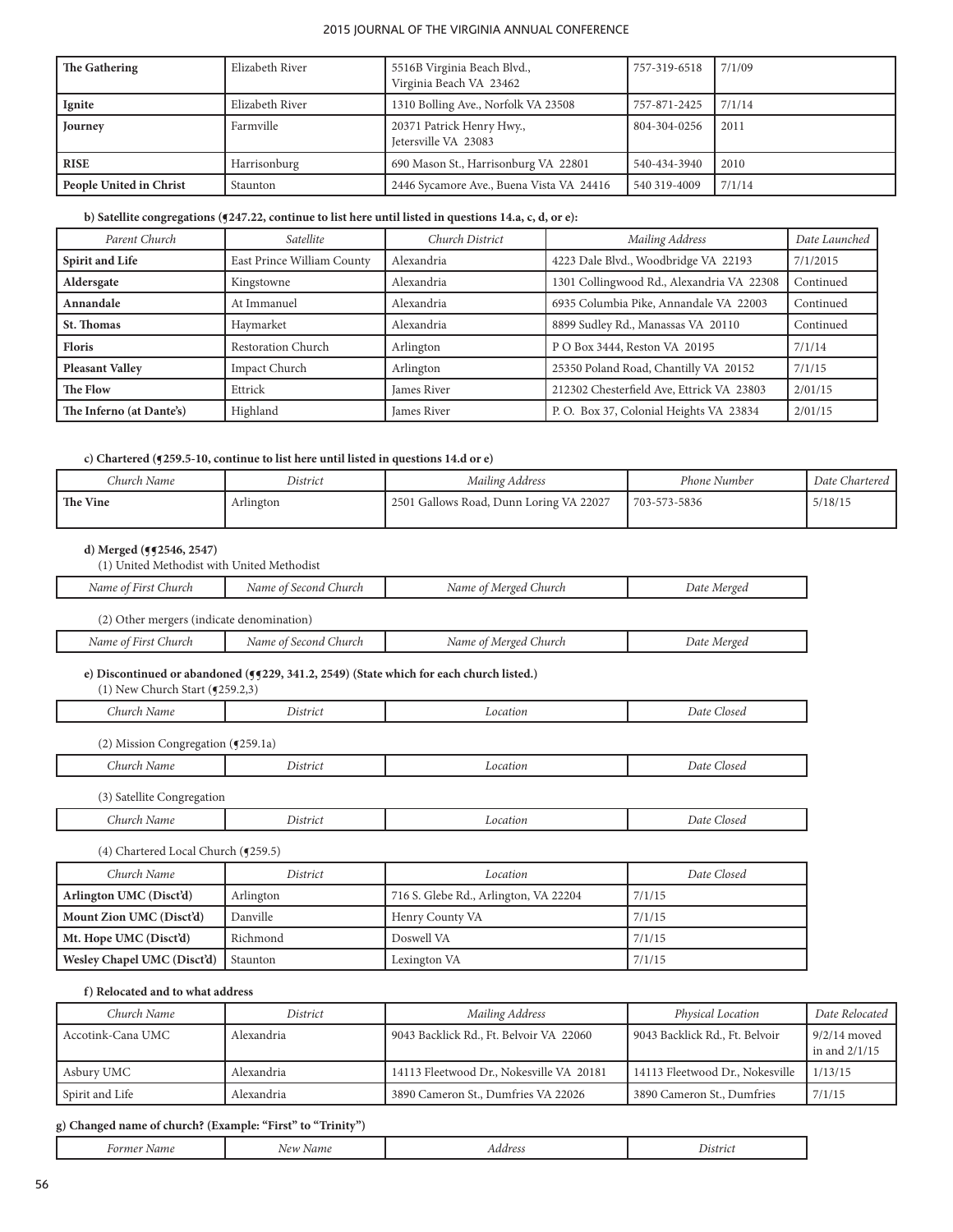| The Gathering | Elizabeth River | 5516B Virginia Beach Blvd., Virginia Beach VA 23462 | 757-319-6518 | 7/1/09 |
|---|---|---|---|---|
| **Ignite** | Elizabeth River | 1310 Bolling Ave., Norfolk VA 23508 | 757-871-2425 | 7/1/14 |
| **Journey** | Farmville | 20371 Patrick Henry Hwy., Jetersville VA 23083 | 804-304-0256 | 2011 |
| **RISE** | Harrisonburg | 690 Mason St., Harrisonburg VA 22801 | 540-434-3940 | 2010 |
| **People United in Christ** | Staunton | 2446 Sycamore Ave., Buena Vista VA 24416 | 540 319-4009 | 7/1/14 |

**b) Satellite congregations (¶247.22, continue to list here until listed in questions 14.a, c, d, or e):**

| *Parent Church* | *Satellite* | *Church District* | *Mailing Address* | *Date Launched* |
|---|---|---|---|---|
| **Spirit and Life** | East Prince William County | Alexandria | 4223 Dale Blvd., Woodbridge VA 22193 | 7/1/2015 |
| **Aldersgate** | Kingstowne | Alexandria | 1301 Collingwood Rd., Alexandria VA 22308 | Continued |
| **Annandale** | At Immanuel | Alexandria | 6935 Columbia Pike, Annandale VA 22003 | Continued |
| **St. Thomas** | Haymarket | Alexandria | 8899 Sudley Rd., Manassas VA 20110 | Continued |
| **Floris** | Restoration Church | Arlington | P O Box 3444, Reston VA 20195 | 7/1/14 |
| **Pleasant Valley** | Impact Church | Arlington | 25350 Poland Road, Chantilly VA 20152 | 7/1/15 |
| **The Flow** | Ettrick | James River | 212302 Chesterfield Ave, Ettrick VA 23803 | 2/01/15 |
| **The Inferno (at Dante's)** | Highland | James River | P. O. Box 37, Colonial Heights VA 23834 | 2/01/15 |

**c) Chartered (¶259.5-10, continue to list here until listed in questions 14.d or e)**

| *Church Name* | *District* | *Mailing Address* | *Phone Number* | *Date Chartered* |
|---|---|---|---|---|
| **The Vine** | Arlington | 2501 Gallows Road, Dunn Loring VA 22027 | 703-573-5836 | 5/18/15 |

**d) Merged (¶¶2546, 2547)**

(1) United Methodist with United Methodist

| *Name of First Church* | *Name of Second Church* | *Name of Merged Church* | *Date Merged* |
|---|---|---|---|

(2) Other mergers (indicate denomination)

| *Name of First Church* | *Name of Second Church* | *Name of Merged Church* | *Date Merged* |
|---|---|---|---|

**e) Discontinued or abandoned (¶¶229, 341.2, 2549) (State which for each church listed.)**

(1) New Church Start (¶259.2,3)

| *Church Name* | *District* | *Location* | *Date Closed* |
|---|---|---|---|

(2) Mission Congregation (¶259.1a)

| *Church Name* | *District* | *Location* | *Date Closed* |
|---|---|---|---|

(3) Satellite Congregation

| *Church Name* | *District* | *Location* | *Date Closed* |
|---|---|---|---|

(4) Chartered Local Church (¶259.5)

| *Church Name* | *District* | *Location* | *Date Closed* |
|---|---|---|---|
| **Arlington UMC (Disct'd)** | Arlington | 716 S. Glebe Rd., Arlington, VA 22204 | 7/1/15 |
| **Mount Zion UMC (Disct'd)** | Danville | Henry County VA | 7/1/15 |
| **Mt. Hope UMC (Disct'd)** | Richmond | Doswell VA | 7/1/15 |
| **Wesley Chapel UMC (Disct'd)** | Staunton | Lexington VA | 7/1/15 |

**f) Relocated and to what address**

| *Church Name* | *District* | *Mailing Address* | *Physical Location* | *Date Relocated* |
|---|---|---|---|---|
| Accotink-Cana UMC | Alexandria | 9043 Backlick Rd., Ft. Belvoir VA 22060 | 9043 Backlick Rd., Ft. Belvoir | 9/2/14 moved in and 2/1/15 |
| Asbury UMC | Alexandria | 14113 Fleetwood Dr., Nokesville VA 20181 | 14113 Fleetwood Dr., Nokesville | 1/13/15 |
| Spirit and Life | Alexandria | 3890 Cameron St., Dumfries VA 22026 | 3890 Cameron St., Dumfries | 7/1/15 |

**g) Changed name of church? (Example: "First" to "Trinity")**

| *Former Name* | *New Name* | *Address* | *District* |
|---|---|---|---|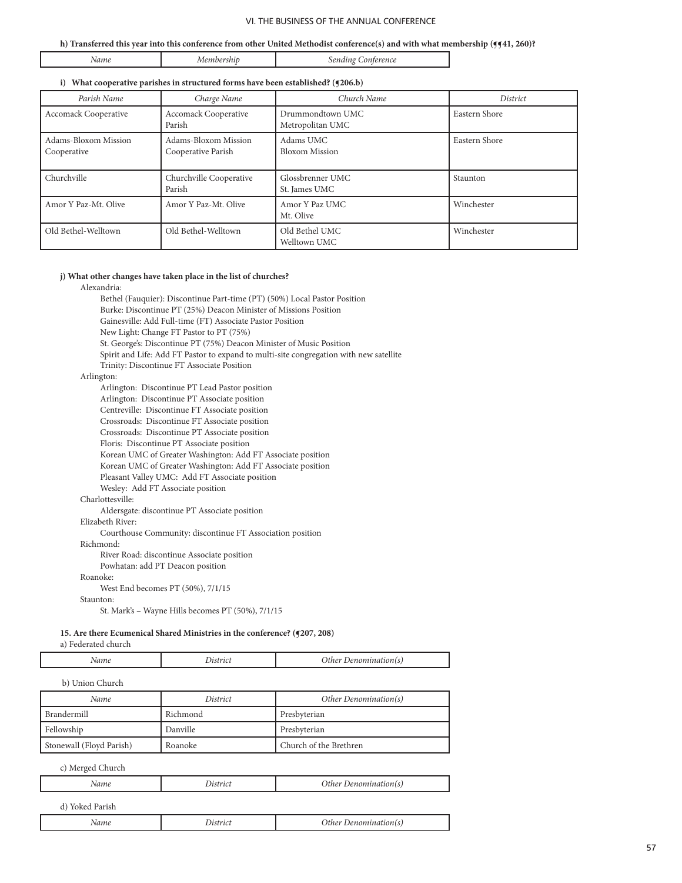**h) Transferred this year into this conference from other United Methodist conference(s) and with what membership (¶¶41, 260)?**

| *Name* | *Membership* | *Sending Conference* |
|---|---|---|

**i) What cooperative parishes in structured forms have been established? (¶206.b)**

| *Parish Name* | *Charge Name* | *Church Name* | *District* |
|---|---|---|---|
| Accomack Cooperative | Accomack Cooperative Parish | Drummondtown UMC<br>Metropolitan UMC | Eastern Shore |
| Adams-Bloxom Mission Cooperative | Adams-Bloxom Mission Cooperative Parish | Adams UMC<br>Bloxom Mission | Eastern Shore |
| Churchville | Churchville Cooperative Parish | Glossbrenner UMC<br>St. James UMC | Staunton |
| Amor Y Paz-Mt. Olive | Amor Y Paz-Mt. Olive | Amor Y Paz UMC<br>Mt. Olive | Winchester |
| Old Bethel-Welltown | Old Bethel-Welltown | Old Bethel UMC<br>Welltown UMC | Winchester |

**j) What other changes have taken place in the list of churches?**

Alexandria:
- Bethel (Fauquier): Discontinue Part-time (PT) (50%) Local Pastor Position
- Burke: Discontinue PT (25%) Deacon Minister of Missions Position
- Gainesville: Add Full-time (FT) Associate Pastor Position
- New Light: Change FT Pastor to PT (75%)
- St. George's: Discontinue PT (75%) Deacon Minister of Music Position
- Spirit and Life: Add FT Pastor to expand to multi-site congregation with new satellite
- Trinity: Discontinue FT Associate Position

Arlington:
- Arlington: Discontinue PT Lead Pastor position
- Arlington: Discontinue PT Associate position
- Centreville: Discontinue FT Associate position
- Crossroads: Discontinue FT Associate position
- Crossroads: Discontinue PT Associate position
- Floris: Discontinue PT Associate position
- Korean UMC of Greater Washington: Add FT Associate position
- Korean UMC of Greater Washington: Add FT Associate position
- Pleasant Valley UMC: Add FT Associate position
- Wesley: Add FT Associate position

Charlottesville:
- Aldersgate: discontinue PT Associate position

Elizabeth River:
- Courthouse Community: discontinue FT Association position

Richmond:
- River Road: discontinue Associate position
- Powhatan: add PT Deacon position

Roanoke:
- West End becomes PT (50%), 7/1/15

Staunton:
- St. Mark's – Wayne Hills becomes PT (50%), 7/1/15

**15. Are there Ecumenical Shared Ministries in the conference? (¶207, 208)**

a) Federated church

| *Name* | *District* | *Other Denomination(s)* |
|---|---|---|

b) Union Church

| *Name* | *District* | *Other Denomination(s)* |
|---|---|---|
| Brandermill | Richmond | Presbyterian |
| Fellowship | Danville | Presbyterian |
| Stonewall (Floyd Parish) | Roanoke | Church of the Brethren |

c) Merged Church

| *Name* | *District* | *Other Denomination(s)* |
|---|---|---|

d) Yoked Parish

| *Name* | *District* | *Other Denomination(s)* |
|---|---|---|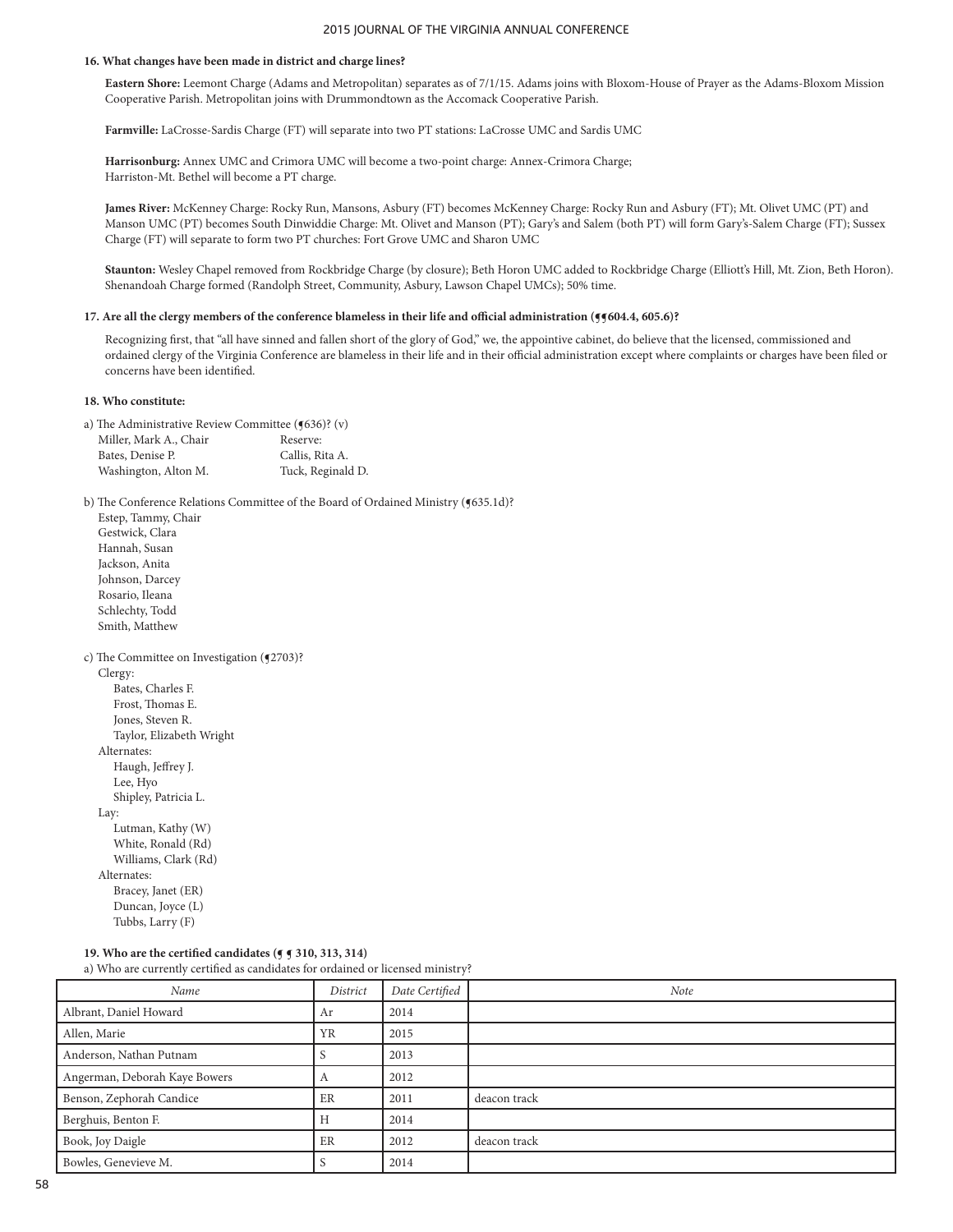**16. What changes have been made in district and charge lines?**

**Eastern Shore:** Leemont Charge (Adams and Metropolitan) separates as of 7/1/15. Adams joins with Bloxom-House of Prayer as the Adams-Bloxom Mission Cooperative Parish. Metropolitan joins with Drummondtown as the Accomack Cooperative Parish.

**Farmville:** LaCrosse-Sardis Charge (FT) will separate into two PT stations: LaCrosse UMC and Sardis UMC

**Harrisonburg:** Annex UMC and Crimora UMC will become a two-point charge: Annex-Crimora Charge;
Harriston-Mt. Bethel will become a PT charge.

**James River:** McKenney Charge: Rocky Run, Mansons, Asbury (FT) becomes McKenney Charge: Rocky Run and Asbury (FT); Mt. Olivet UMC (PT) and Manson UMC (PT) becomes South Dinwiddie Charge: Mt. Olivet and Manson (PT); Gary's and Salem (both PT) will form Gary's-Salem Charge (FT); Sussex Charge (FT) will separate to form two PT churches: Fort Grove UMC and Sharon UMC

**Staunton:** Wesley Chapel removed from Rockbridge Charge (by closure); Beth Horon UMC added to Rockbridge Charge (Elliott's Hill, Mt. Zion, Beth Horon). Shenandoah Charge formed (Randolph Street, Community, Asbury, Lawson Chapel UMCs); 50% time.

**17. Are all the clergy members of the conference blameless in their life and official administration (¶¶604.4, 605.6)?**

Recognizing first, that "all have sinned and fallen short of the glory of God," we, the appointive cabinet, do believe that the licensed, commissioned and ordained clergy of the Virginia Conference are blameless in their life and in their official administration except where complaints or charges have been filed or concerns have been identified.

**18. Who constitute:**

a) The Administrative Review Committee (¶636)? (v)

| | |
|---|---|
| Miller, Mark A., Chair | Reserve: |
| Bates, Denise P. | Callis, Rita A. |
| Washington, Alton M. | Tuck, Reginald D. |

b) The Conference Relations Committee of the Board of Ordained Ministry (¶635.1d)?

Estep, Tammy, Chair
Gestwick, Clara
Hannah, Susan
Jackson, Anita
Johnson, Darcey
Rosario, Ileana
Schlechty, Todd
Smith, Matthew

c) The Committee on Investigation (¶2703)?

Clergy:
- Bates, Charles F.
- Frost, Thomas E.
- Jones, Steven R.
- Taylor, Elizabeth Wright

Alternates:
- Haugh, Jeffrey J.
- Lee, Hyo
- Shipley, Patricia L.

Lay:
- Lutman, Kathy (W)
- White, Ronald (Rd)
- Williams, Clark (Rd)

Alternates:
- Bracey, Janet (ER)
- Duncan, Joyce (L)
- Tubbs, Larry (F)

**19. Who are the certified candidates (¶ ¶ 310, 313, 314)**

a) Who are currently certified as candidates for ordained or licensed ministry?

| *Name* | *District* | *Date Certified* | *Note* |
|---|---|---|---|
| Albrant, Daniel Howard | Ar | 2014 | |
| Allen, Marie | YR | 2015 | |
| Anderson, Nathan Putnam | S | 2013 | |
| Angerman, Deborah Kaye Bowers | A | 2012 | |
| Benson, Zephorah Candice | ER | 2011 | deacon track |
| Berghuis, Benton F. | H | 2014 | |
| Book, Joy Daigle | ER | 2012 | deacon track |
| Bowles, Genevieve M. | S | 2014 | |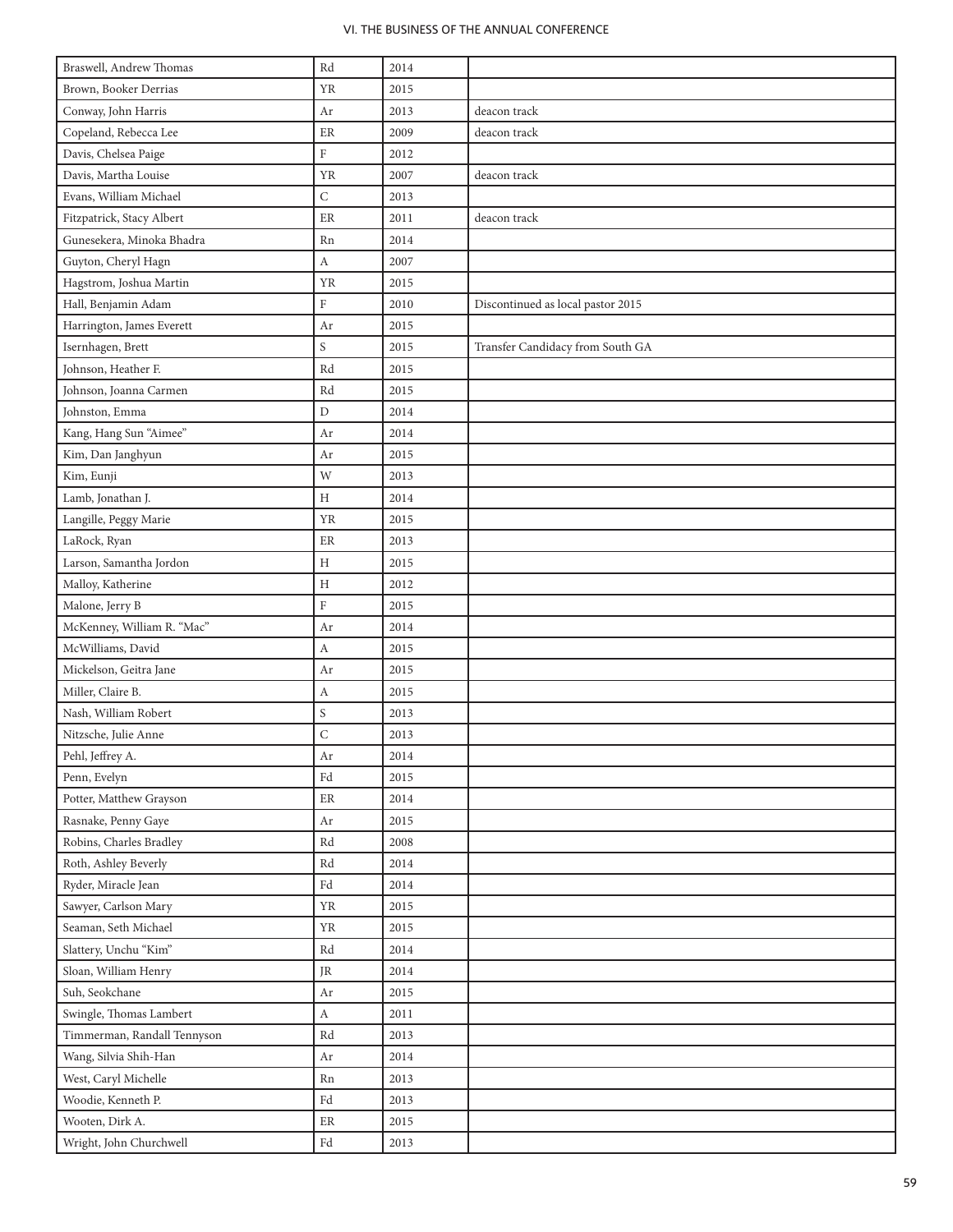| Braswell, Andrew Thomas | Rd | 2014 | |
|---|---|---|---|
| Brown, Booker Derrias | YR | 2015 | |
| Conway, John Harris | Ar | 2013 | deacon track |
| Copeland, Rebecca Lee | ER | 2009 | deacon track |
| Davis, Chelsea Paige | F | 2012 | |
| Davis, Martha Louise | YR | 2007 | deacon track |
| Evans, William Michael | C | 2013 | |
| Fitzpatrick, Stacy Albert | ER | 2011 | deacon track |
| Gunesekera, Minoka Bhadra | Rn | 2014 | |
| Guyton, Cheryl Hagn | A | 2007 | |
| Hagstrom, Joshua Martin | YR | 2015 | |
| Hall, Benjamin Adam | F | 2010 | Discontinued as local pastor 2015 |
| Harrington, James Everett | Ar | 2015 | |
| Isernhagen, Brett | S | 2015 | Transfer Candidacy from South GA |
| Johnson, Heather F. | Rd | 2015 | |
| Johnson, Joanna Carmen | Rd | 2015 | |
| Johnston, Emma | D | 2014 | |
| Kang, Hang Sun "Aimee" | Ar | 2014 | |
| Kim, Dan Janghyun | Ar | 2015 | |
| Kim, Eunji | W | 2013 | |
| Lamb, Jonathan J. | H | 2014 | |
| Langille, Peggy Marie | YR | 2015 | |
| LaRock, Ryan | ER | 2013 | |
| Larson, Samantha Jordon | H | 2015 | |
| Malloy, Katherine | H | 2012 | |
| Malone, Jerry B | F | 2015 | |
| McKenney, William R. "Mac" | Ar | 2014 | |
| McWilliams, David | A | 2015 | |
| Mickelson, Geitra Jane | Ar | 2015 | |
| Miller, Claire B. | A | 2015 | |
| Nash, William Robert | S | 2013 | |
| Nitzsche, Julie Anne | C | 2013 | |
| Pehl, Jeffrey A. | Ar | 2014 | |
| Penn, Evelyn | Fd | 2015 | |
| Potter, Matthew Grayson | ER | 2014 | |
| Rasnake, Penny Gaye | Ar | 2015 | |
| Robins, Charles Bradley | Rd | 2008 | |
| Roth, Ashley Beverly | Rd | 2014 | |
| Ryder, Miracle Jean | Fd | 2014 | |
| Sawyer, Carlson Mary | YR | 2015 | |
| Seaman, Seth Michael | YR | 2015 | |
| Slattery, Unchu "Kim" | Rd | 2014 | |
| Sloan, William Henry | JR | 2014 | |
| Suh, Seokchane | Ar | 2015 | |
| Swingle, Thomas Lambert | A | 2011 | |
| Timmerman, Randall Tennyson | Rd | 2013 | |
| Wang, Silvia Shih-Han | Ar | 2014 | |
| West, Caryl Michelle | Rn | 2013 | |
| Woodie, Kenneth P. | Fd | 2013 | |
| Wooten, Dirk A. | ER | 2015 | |
| Wright, John Churchwell | Fd | 2013 | |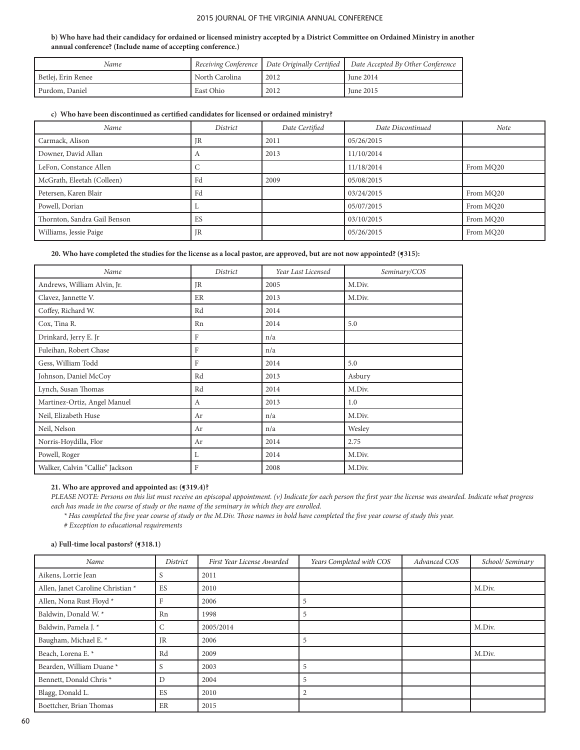**b) Who have had their candidacy for ordained or licensed ministry accepted by a District Committee on Ordained Ministry in another annual conference? (Include name of accepting conference.)**

| Name | Receiving Conference | Date Originally Certified | Date Accepted By Other Conference |
|---|---|---|---|
| Betlej, Erin Renee | North Carolina | 2012 | June 2014 |
| Purdom, Daniel | East Ohio | 2012 | June 2015 |

**c) Who have been discontinued as certified candidates for licensed or ordained ministry?**

| Name | District | Date Certified | Date Discontinued | Note |
|---|---|---|---|---|
| Carmack, Alison | JR | 2011 | 05/26/2015 | |
| Downer, David Allan | A | 2013 | 11/10/2014 | |
| LeFon, Constance Allen | C | | 11/18/2014 | From MQ20 |
| McGrath, Eleetah (Colleen) | Fd | 2009 | 05/08/2015 | |
| Petersen, Karen Blair | Fd | | 03/24/2015 | From MQ20 |
| Powell, Dorian | L | | 05/07/2015 | From MQ20 |
| Thornton, Sandra Gail Benson | ES | | 03/10/2015 | From MQ20 |
| Williams, Jessie Paige | JR | | 05/26/2015 | From MQ20 |

**20. Who have completed the studies for the license as a local pastor, are approved, but are not now appointed? (¶315):**

| Name | District | Year Last Licensed | Seminary/COS |
|---|---|---|---|
| Andrews, William Alvin, Jr. | JR | 2005 | M.Div. |
| Clavez, Jannette V. | ER | 2013 | M.Div. |
| Coffey, Richard W. | Rd | 2014 | |
| Cox, Tina R. | Rn | 2014 | 5.0 |
| Drinkard, Jerry E. Jr | F | n/a | |
| Fuleihan, Robert Chase | F | n/a | |
| Gess, William Todd | F | 2014 | 5.0 |
| Johnson, Daniel McCoy | Rd | 2013 | Asbury |
| Lynch, Susan Thomas | Rd | 2014 | M.Div. |
| Martinez-Ortiz, Angel Manuel | A | 2013 | 1.0 |
| Neil, Elizabeth Huse | Ar | n/a | M.Div. |
| Neil, Nelson | Ar | n/a | Wesley |
| Norris-Hoydilla, Flor | Ar | 2014 | 2.75 |
| Powell, Roger | L | 2014 | M.Div. |
| Walker, Calvin "Callie" Jackson | F | 2008 | M.Div. |

**21. Who are approved and appointed as: (¶319.4)?**

*PLEASE NOTE: Persons on this list must receive an episcopal appointment. (v) Indicate for each person the first year the license was awarded. Indicate what progress each has made in the course of study or the name of the seminary in which they are enrolled.*

*\* Has completed the five year course of study or the M.Div. Those names in bold have completed the five year course of study this year.*

*# Exception to educational requirements*

**a) Full-time local pastors? (¶318.1)**

| Name | District | First Year License Awarded | Years Completed with COS | Advanced COS | School/ Seminary |
|---|---|---|---|---|---|
| Aikens, Lorrie Jean | S | 2011 | | | |
| Allen, Janet Caroline Christian * | ES | 2010 | | | M.Div. |
| Allen, Nona Rust Floyd * | F | 2006 | 5 | | |
| Baldwin, Donald W. * | Rn | 1998 | 5 | | |
| Baldwin, Pamela J. * | C | 2005/2014 | | | M.Div. |
| Baugham, Michael E. * | JR | 2006 | 5 | | |
| Beach, Lorena E. * | Rd | 2009 | | | M.Div. |
| Bearden, William Duane * | S | 2003 | 5 | | |
| Bennett, Donald Chris * | D | 2004 | 5 | | |
| Blagg, Donald L. | ES | 2010 | 2 | | |
| Boettcher, Brian Thomas | ER | 2015 | | | |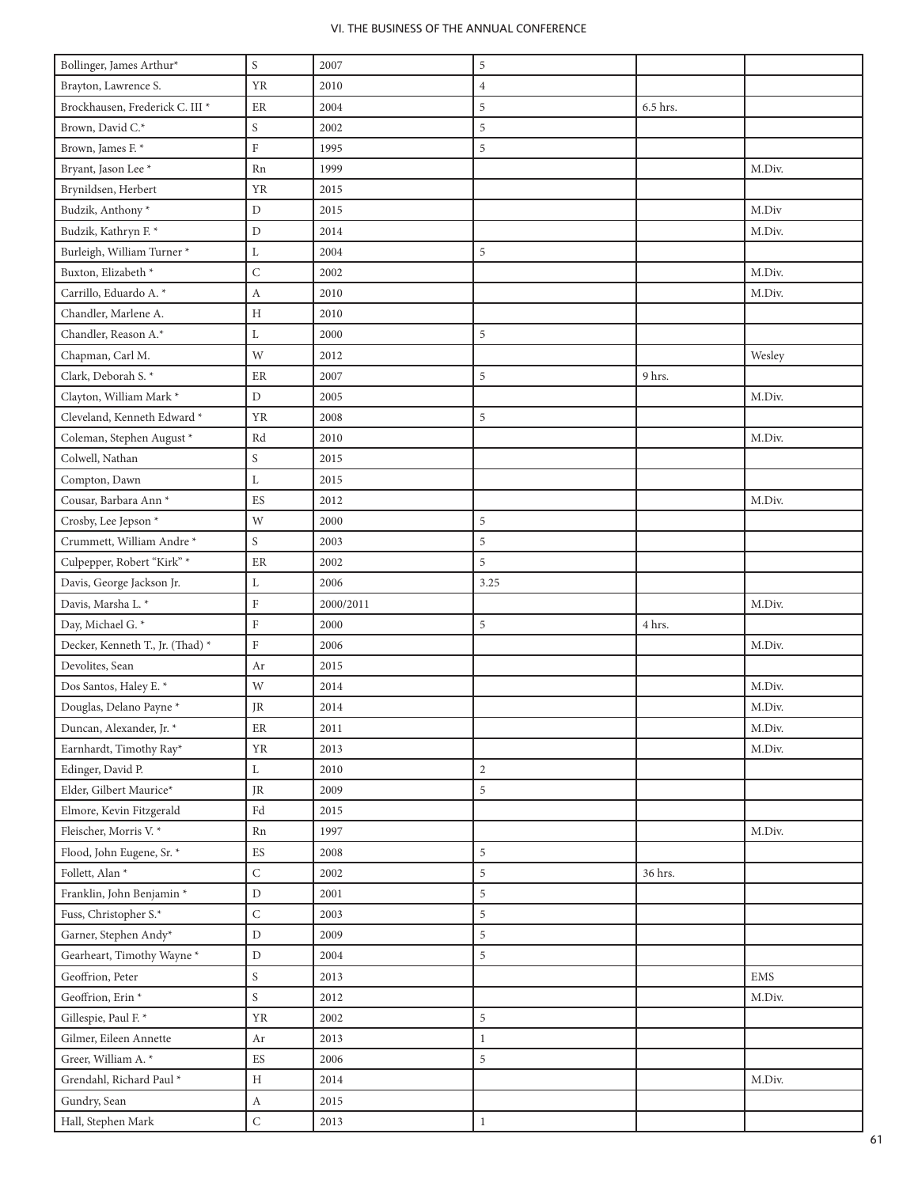| | | | | | |
|---|---|---|---|---|---|
| Bollinger, James Arthur* | S | 2007 | 5 | | |
| Brayton, Lawrence S. | YR | 2010 | 4 | | |
| Brockhausen, Frederick C. III * | ER | 2004 | 5 | 6.5 hrs. | |
| Brown, David C.* | S | 2002 | 5 | | |
| Brown, James F. * | F | 1995 | 5 | | |
| Bryant, Jason Lee * | Rn | 1999 | | | M.Div. |
| Brynildsen, Herbert | YR | 2015 | | | |
| Budzik, Anthony * | D | 2015 | | | M.Div |
| Budzik, Kathryn F. * | D | 2014 | | | M.Div. |
| Burleigh, William Turner * | L | 2004 | 5 | | |
| Buxton, Elizabeth * | C | 2002 | | | M.Div. |
| Carrillo, Eduardo A. * | A | 2010 | | | M.Div. |
| Chandler, Marlene A. | H | 2010 | | | |
| Chandler, Reason A.* | L | 2000 | 5 | | |
| Chapman, Carl M. | W | 2012 | | | Wesley |
| Clark, Deborah S. * | ER | 2007 | 5 | 9 hrs. | |
| Clayton, William Mark * | D | 2005 | | | M.Div. |
| Cleveland, Kenneth Edward * | YR | 2008 | 5 | | |
| Coleman, Stephen August * | Rd | 2010 | | | M.Div. |
| Colwell, Nathan | S | 2015 | | | |
| Compton, Dawn | L | 2015 | | | |
| Cousar, Barbara Ann * | ES | 2012 | | | M.Div. |
| Crosby, Lee Jepson * | W | 2000 | 5 | | |
| Crummett, William Andre * | S | 2003 | 5 | | |
| Culpepper, Robert "Kirk" * | ER | 2002 | 5 | | |
| Davis, George Jackson Jr. | L | 2006 | 3.25 | | |
| Davis, Marsha L. * | F | 2000/2011 | | | M.Div. |
| Day, Michael G. * | F | 2000 | 5 | 4 hrs. | |
| Decker, Kenneth T., Jr. (Thad) * | F | 2006 | | | M.Div. |
| Devolites, Sean | Ar | 2015 | | | |
| Dos Santos, Haley E. * | W | 2014 | | | M.Div. |
| Douglas, Delano Payne * | JR | 2014 | | | M.Div. |
| Duncan, Alexander, Jr. * | ER | 2011 | | | M.Div. |
| Earnhardt, Timothy Ray* | YR | 2013 | | | M.Div. |
| Edinger, David P. | L | 2010 | 2 | | |
| Elder, Gilbert Maurice* | JR | 2009 | 5 | | |
| Elmore, Kevin Fitzgerald | Fd | 2015 | | | |
| Fleischer, Morris V. * | Rn | 1997 | | | M.Div. |
| Flood, John Eugene, Sr. * | ES | 2008 | 5 | | |
| Follett, Alan * | C | 2002 | 5 | 36 hrs. | |
| Franklin, John Benjamin * | D | 2001 | 5 | | |
| Fuss, Christopher S.* | C | 2003 | 5 | | |
| Garner, Stephen Andy* | D | 2009 | 5 | | |
| Gearheart, Timothy Wayne * | D | 2004 | 5 | | |
| Geoffrion, Peter | S | 2013 | | | EMS |
| Geoffrion, Erin * | S | 2012 | | | M.Div. |
| Gillespie, Paul F. * | YR | 2002 | 5 | | |
| Gilmer, Eileen Annette | Ar | 2013 | 1 | | |
| Greer, William A. * | ES | 2006 | 5 | | |
| Grendahl, Richard Paul * | H | 2014 | | | M.Div. |
| Gundry, Sean | A | 2015 | | | |
| Hall, Stephen Mark | C | 2013 | 1 | | |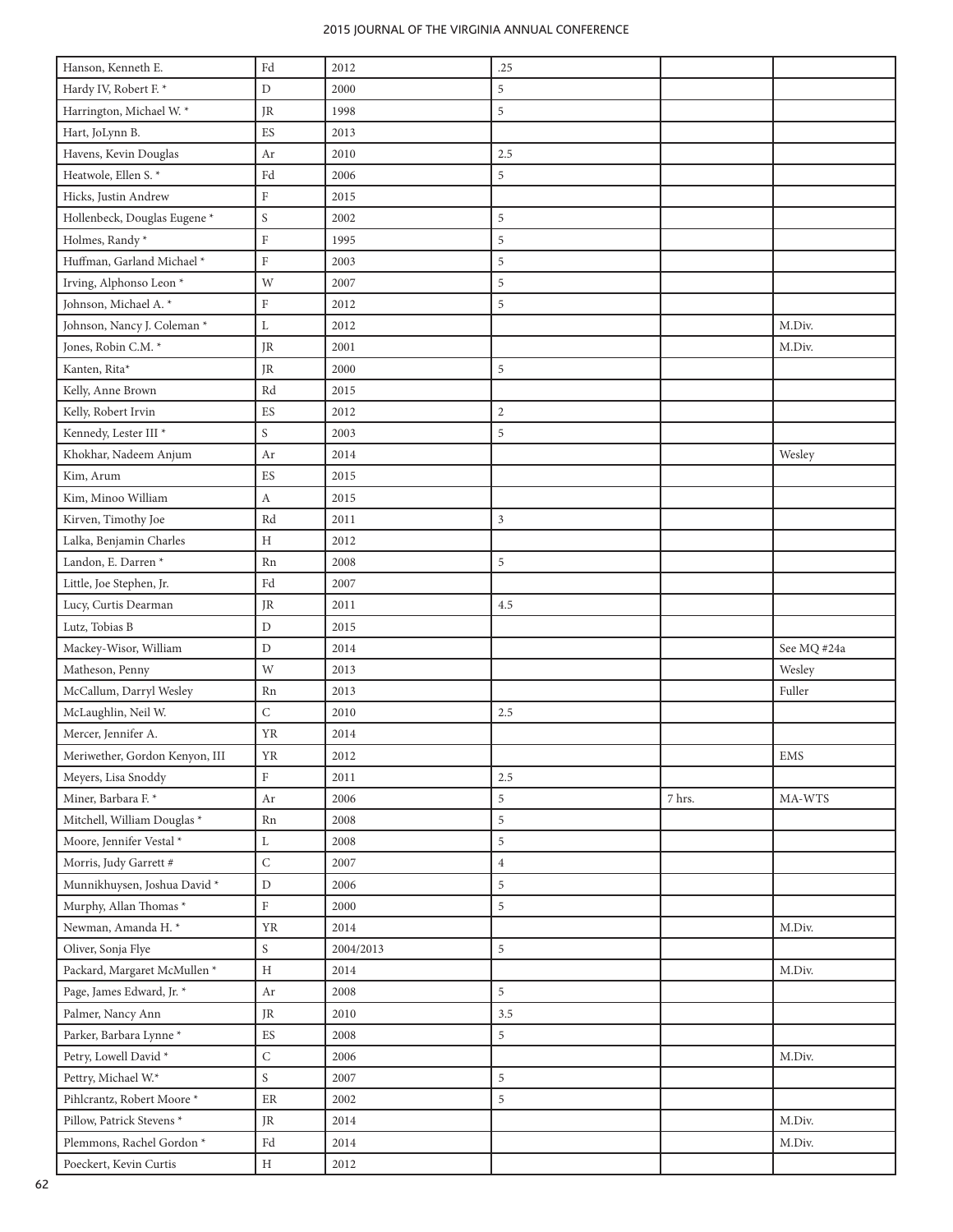| | | | | | |
|---|---|---|---|---|---|
| Hanson, Kenneth E. | Fd | 2012 | .25 | | |
| Hardy IV, Robert F. * | D | 2000 | 5 | | |
| Harrington, Michael W. * | JR | 1998 | 5 | | |
| Hart, JoLynn B. | ES | 2013 | | | |
| Havens, Kevin Douglas | Ar | 2010 | 2.5 | | |
| Heatwole, Ellen S. * | Fd | 2006 | 5 | | |
| Hicks, Justin Andrew | F | 2015 | | | |
| Hollenbeck, Douglas Eugene * | S | 2002 | 5 | | |
| Holmes, Randy * | F | 1995 | 5 | | |
| Huffman, Garland Michael * | F | 2003 | 5 | | |
| Irving, Alphonso Leon * | W | 2007 | 5 | | |
| Johnson, Michael A. * | F | 2012 | 5 | | |
| Johnson, Nancy J. Coleman * | L | 2012 | | | M.Div. |
| Jones, Robin C.M. * | JR | 2001 | | | M.Div. |
| Kanten, Rita* | JR | 2000 | 5 | | |
| Kelly, Anne Brown | Rd | 2015 | | | |
| Kelly, Robert Irvin | ES | 2012 | 2 | | |
| Kennedy, Lester III * | S | 2003 | 5 | | |
| Khokhar, Nadeem Anjum | Ar | 2014 | | | Wesley |
| Kim, Arum | ES | 2015 | | | |
| Kim, Minoo William | A | 2015 | | | |
| Kirven, Timothy Joe | Rd | 2011 | 3 | | |
| Lalka, Benjamin Charles | H | 2012 | | | |
| Landon, E. Darren * | Rn | 2008 | 5 | | |
| Little, Joe Stephen, Jr. | Fd | 2007 | | | |
| Lucy, Curtis Dearman | JR | 2011 | 4.5 | | |
| Lutz, Tobias B | D | 2015 | | | |
| Mackey-Wisor, William | D | 2014 | | | See MQ #24a |
| Matheson, Penny | W | 2013 | | | Wesley |
| McCallum, Darryl Wesley | Rn | 2013 | | | Fuller |
| McLaughlin, Neil W. | C | 2010 | 2.5 | | |
| Mercer, Jennifer A. | YR | 2014 | | | |
| Meriwether, Gordon Kenyon, III | YR | 2012 | | | EMS |
| Meyers, Lisa Snoddy | F | 2011 | 2.5 | | |
| Miner, Barbara F. * | Ar | 2006 | 5 | 7 hrs. | MA-WTS |
| Mitchell, William Douglas * | Rn | 2008 | 5 | | |
| Moore, Jennifer Vestal * | L | 2008 | 5 | | |
| Morris, Judy Garrett # | C | 2007 | 4 | | |
| Munnikhuysen, Joshua David * | D | 2006 | 5 | | |
| Murphy, Allan Thomas * | F | 2000 | 5 | | |
| Newman, Amanda H. * | YR | 2014 | | | M.Div. |
| Oliver, Sonja Flye | S | 2004/2013 | 5 | | |
| Packard, Margaret McMullen * | H | 2014 | | | M.Div. |
| Page, James Edward, Jr. * | Ar | 2008 | 5 | | |
| Palmer, Nancy Ann | JR | 2010 | 3.5 | | |
| Parker, Barbara Lynne * | ES | 2008 | 5 | | |
| Petry, Lowell David * | C | 2006 | | | M.Div. |
| Pettry, Michael W.* | S | 2007 | 5 | | |
| Pihlcrantz, Robert Moore * | ER | 2002 | 5 | | |
| Pillow, Patrick Stevens * | JR | 2014 | | | M.Div. |
| Plemmons, Rachel Gordon * | Fd | 2014 | | | M.Div. |
| Poeckert, Kevin Curtis | H | 2012 | | | |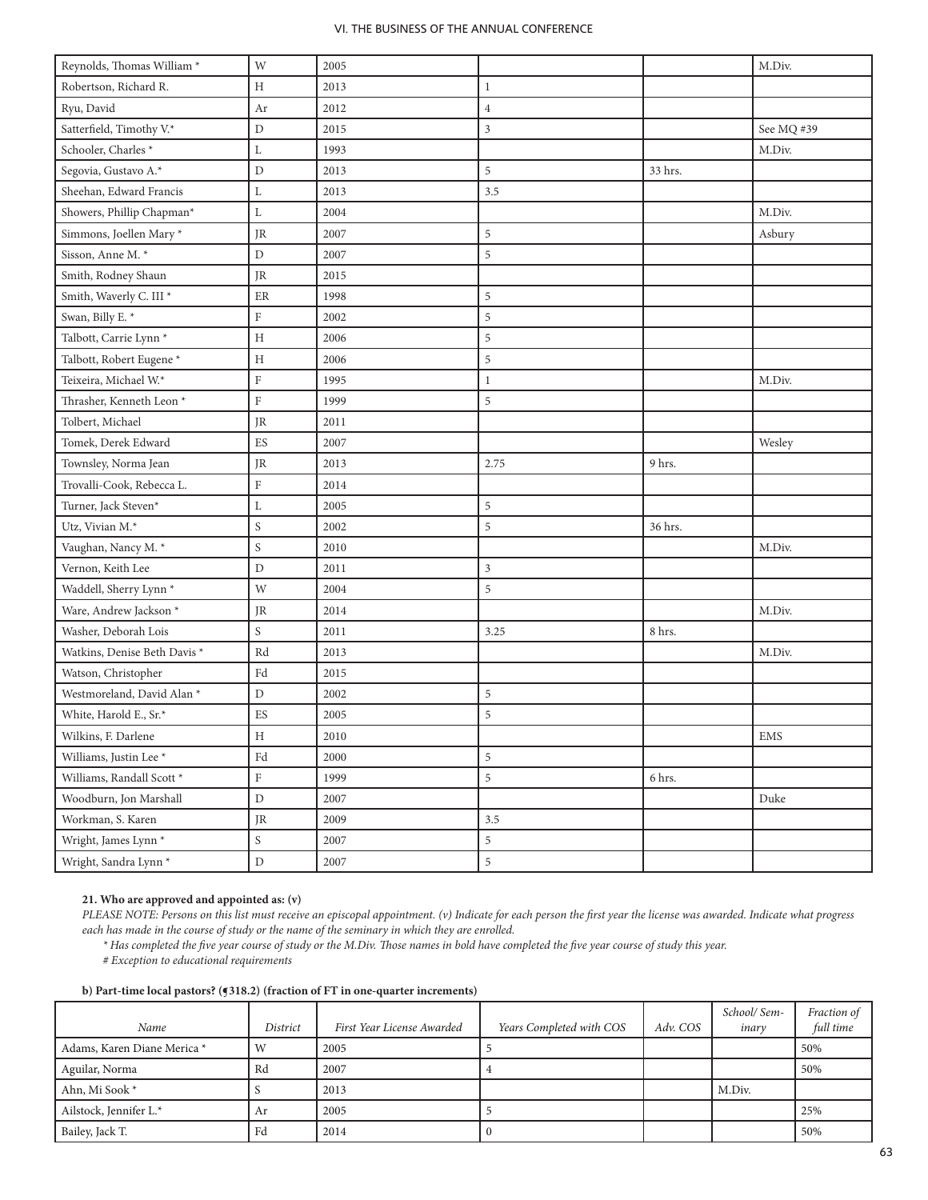| | | | | | |
|---|---|---|---|---|---|
| Reynolds, Thomas William * | W | 2005 | | | M.Div. |
| Robertson, Richard R. | H | 2013 | 1 | | |
| Ryu, David | Ar | 2012 | 4 | | |
| Satterfield, Timothy V.* | D | 2015 | 3 | | See MQ #39 |
| Schooler, Charles * | L | 1993 | | | M.Div. |
| Segovia, Gustavo A.* | D | 2013 | 5 | 33 hrs. | |
| Sheehan, Edward Francis | L | 2013 | 3.5 | | |
| Showers, Phillip Chapman* | L | 2004 | | | M.Div. |
| Simmons, Joellen Mary * | JR | 2007 | 5 | | Asbury |
| Sisson, Anne M. * | D | 2007 | 5 | | |
| Smith, Rodney Shaun | JR | 2015 | | | |
| Smith, Waverly C. III * | ER | 1998 | 5 | | |
| Swan, Billy E. * | F | 2002 | 5 | | |
| Talbott, Carrie Lynn * | H | 2006 | 5 | | |
| Talbott, Robert Eugene * | H | 2006 | 5 | | |
| Teixeira, Michael W.* | F | 1995 | 1 | | M.Div. |
| Thrasher, Kenneth Leon * | F | 1999 | 5 | | |
| Tolbert, Michael | JR | 2011 | | | |
| Tomek, Derek Edward | ES | 2007 | | | Wesley |
| Townsley, Norma Jean | JR | 2013 | 2.75 | 9 hrs. | |
| Trovalli-Cook, Rebecca L. | F | 2014 | | | |
| Turner, Jack Steven* | L | 2005 | 5 | | |
| Utz, Vivian M.* | S | 2002 | 5 | 36 hrs. | |
| Vaughan, Nancy M. * | S | 2010 | | | M.Div. |
| Vernon, Keith Lee | D | 2011 | 3 | | |
| Waddell, Sherry Lynn * | W | 2004 | 5 | | |
| Ware, Andrew Jackson * | JR | 2014 | | | M.Div. |
| Washer, Deborah Lois | S | 2011 | 3.25 | 8 hrs. | |
| Watkins, Denise Beth Davis * | Rd | 2013 | | | M.Div. |
| Watson, Christopher | Fd | 2015 | | | |
| Westmoreland, David Alan * | D | 2002 | 5 | | |
| White, Harold E., Sr.* | ES | 2005 | 5 | | |
| Wilkins, F. Darlene | H | 2010 | | | EMS |
| Williams, Justin Lee * | Fd | 2000 | 5 | | |
| Williams, Randall Scott * | F | 1999 | 5 | 6 hrs. | |
| Woodburn, Jon Marshall | D | 2007 | | | Duke |
| Workman, S. Karen | JR | 2009 | 3.5 | | |
| Wright, James Lynn * | S | 2007 | 5 | | |
| Wright, Sandra Lynn * | D | 2007 | 5 | | |

**21. Who are approved and appointed as: (v)**

*PLEASE NOTE: Persons on this list must receive an episcopal appointment. (v) Indicate for each person the first year the license was awarded. Indicate what progress each has made in the course of study or the name of the seminary in which they are enrolled.*

*\* Has completed the five year course of study or the M.Div. Those names in bold have completed the five year course of study this year.*

*# Exception to educational requirements*

**b) Part-time local pastors? (¶318.2) (fraction of FT in one-quarter increments)**

| *Name* | *District* | *First Year License Awarded* | *Years Completed with COS* | *Adv. COS* | *School/ Seminary* | *Fraction of full time* |
|---|---|---|---|---|---|---|
| Adams, Karen Diane Merica * | W | 2005 | 5 | | | 50% |
| Aguilar, Norma | Rd | 2007 | 4 | | | 50% |
| Ahn, Mi Sook * | S | 2013 | | | M.Div. | |
| Ailstock, Jennifer L.* | Ar | 2005 | 5 | | | 25% |
| Bailey, Jack T. | Fd | 2014 | 0 | | | 50% |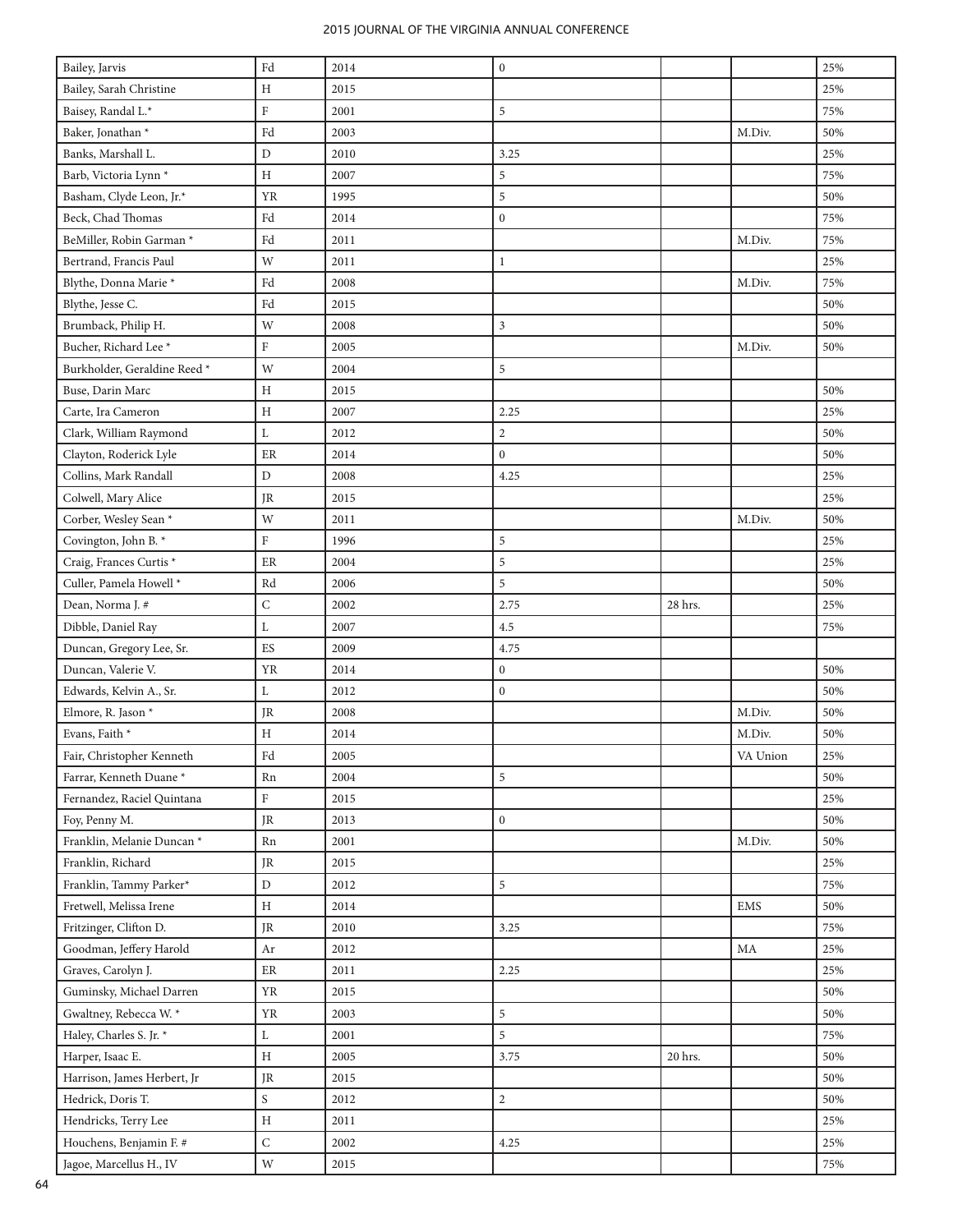| | | | | | | |
|---|---|---|---|---|---|---|
| Bailey, Jarvis | Fd | 2014 | 0 | | | 25% |
| Bailey, Sarah Christine | H | 2015 | | | | 25% |
| Baisey, Randal L.* | F | 2001 | 5 | | | 75% |
| Baker, Jonathan * | Fd | 2003 | | | M.Div. | 50% |
| Banks, Marshall L. | D | 2010 | 3.25 | | | 25% |
| Barb, Victoria Lynn * | H | 2007 | 5 | | | 75% |
| Basham, Clyde Leon, Jr.* | YR | 1995 | 5 | | | 50% |
| Beck, Chad Thomas | Fd | 2014 | 0 | | | 75% |
| BeMiller, Robin Garman * | Fd | 2011 | | | M.Div. | 75% |
| Bertrand, Francis Paul | W | 2011 | 1 | | | 25% |
| Blythe, Donna Marie * | Fd | 2008 | | | M.Div. | 75% |
| Blythe, Jesse C. | Fd | 2015 | | | | 50% |
| Brumback, Philip H. | W | 2008 | 3 | | | 50% |
| Bucher, Richard Lee * | F | 2005 | | | M.Div. | 50% |
| Burkholder, Geraldine Reed * | W | 2004 | 5 | | | |
| Buse, Darin Marc | H | 2015 | | | | 50% |
| Carte, Ira Cameron | H | 2007 | 2.25 | | | 25% |
| Clark, William Raymond | L | 2012 | 2 | | | 50% |
| Clayton, Roderick Lyle | ER | 2014 | 0 | | | 50% |
| Collins, Mark Randall | D | 2008 | 4.25 | | | 25% |
| Colwell, Mary Alice | JR | 2015 | | | | 25% |
| Corber, Wesley Sean * | W | 2011 | | | M.Div. | 50% |
| Covington, John B. * | F | 1996 | 5 | | | 25% |
| Craig, Frances Curtis * | ER | 2004 | 5 | | | 25% |
| Culler, Pamela Howell * | Rd | 2006 | 5 | | | 50% |
| Dean, Norma J. # | C | 2002 | 2.75 | 28 hrs. | | 25% |
| Dibble, Daniel Ray | L | 2007 | 4.5 | | | 75% |
| Duncan, Gregory Lee, Sr. | ES | 2009 | 4.75 | | | |
| Duncan, Valerie V. | YR | 2014 | 0 | | | 50% |
| Edwards, Kelvin A., Sr. | L | 2012 | 0 | | | 50% |
| Elmore, R. Jason * | JR | 2008 | | | M.Div. | 50% |
| Evans, Faith * | H | 2014 | | | M.Div. | 50% |
| Fair, Christopher Kenneth | Fd | 2005 | | | VA Union | 25% |
| Farrar, Kenneth Duane * | Rn | 2004 | 5 | | | 50% |
| Fernandez, Raciel Quintana | F | 2015 | | | | 25% |
| Foy, Penny M. | JR | 2013 | 0 | | | 50% |
| Franklin, Melanie Duncan * | Rn | 2001 | | | M.Div. | 50% |
| Franklin, Richard | JR | 2015 | | | | 25% |
| Franklin, Tammy Parker* | D | 2012 | 5 | | | 75% |
| Fretwell, Melissa Irene | H | 2014 | | | EMS | 50% |
| Fritzinger, Clifton D. | JR | 2010 | 3.25 | | | 75% |
| Goodman, Jeffery Harold | Ar | 2012 | | | MA | 25% |
| Graves, Carolyn J. | ER | 2011 | 2.25 | | | 25% |
| Guminsky, Michael Darren | YR | 2015 | | | | 50% |
| Gwaltney, Rebecca W. * | YR | 2003 | 5 | | | 50% |
| Haley, Charles S. Jr. * | L | 2001 | 5 | | | 75% |
| Harper, Isaac E. | H | 2005 | 3.75 | 20 hrs. | | 50% |
| Harrison, James Herbert, Jr | JR | 2015 | | | | 50% |
| Hedrick, Doris T. | S | 2012 | 2 | | | 50% |
| Hendricks, Terry Lee | H | 2011 | | | | 25% |
| Houchens, Benjamin F. # | C | 2002 | 4.25 | | | 25% |
| Jagoe, Marcellus H., IV | W | 2015 | | | | 75% |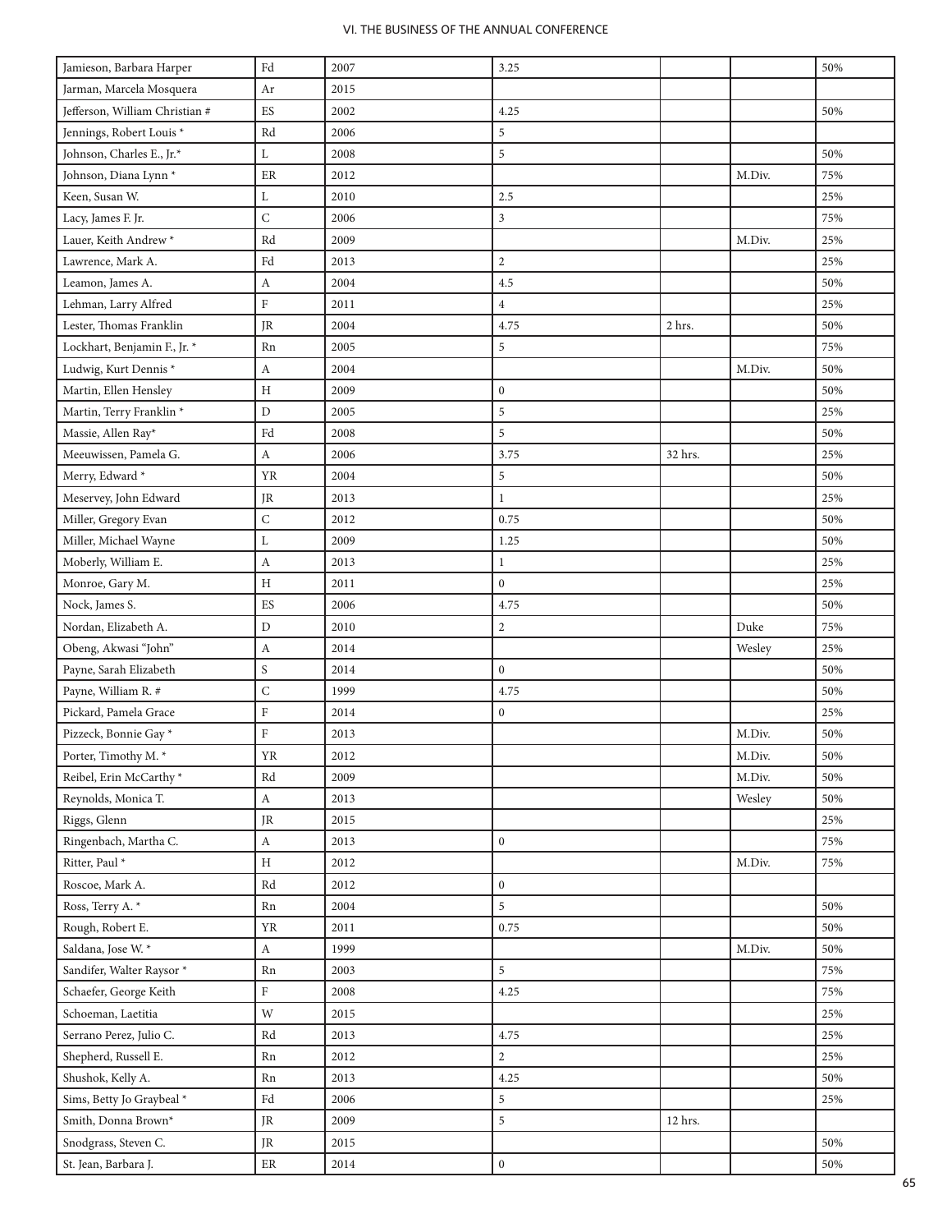| | | | | | | |
|---|---|---|---|---|---|---|
| Jamieson, Barbara Harper | Fd | 2007 | 3.25 | | | 50% |
| Jarman, Marcela Mosquera | Ar | 2015 | | | | |
| Jefferson, William Christian # | ES | 2002 | 4.25 | | | 50% |
| Jennings, Robert Louis * | Rd | 2006 | 5 | | | |
| Johnson, Charles E., Jr.* | L | 2008 | 5 | | | 50% |
| Johnson, Diana Lynn * | ER | 2012 | | | M.Div. | 75% |
| Keen, Susan W. | L | 2010 | 2.5 | | | 25% |
| Lacy, James F. Jr. | C | 2006 | 3 | | | 75% |
| Lauer, Keith Andrew * | Rd | 2009 | | | M.Div. | 25% |
| Lawrence, Mark A. | Fd | 2013 | 2 | | | 25% |
| Leamon, James A. | A | 2004 | 4.5 | | | 50% |
| Lehman, Larry Alfred | F | 2011 | 4 | | | 25% |
| Lester, Thomas Franklin | JR | 2004 | 4.75 | 2 hrs. | | 50% |
| Lockhart, Benjamin F., Jr. * | Rn | 2005 | 5 | | | 75% |
| Ludwig, Kurt Dennis * | A | 2004 | | | M.Div. | 50% |
| Martin, Ellen Hensley | H | 2009 | 0 | | | 50% |
| Martin, Terry Franklin * | D | 2005 | 5 | | | 25% |
| Massie, Allen Ray* | Fd | 2008 | 5 | | | 50% |
| Meeuwissen, Pamela G. | A | 2006 | 3.75 | 32 hrs. | | 25% |
| Merry, Edward * | YR | 2004 | 5 | | | 50% |
| Meservey, John Edward | JR | 2013 | 1 | | | 25% |
| Miller, Gregory Evan | C | 2012 | 0.75 | | | 50% |
| Miller, Michael Wayne | L | 2009 | 1.25 | | | 50% |
| Moberly, William E. | A | 2013 | 1 | | | 25% |
| Monroe, Gary M. | H | 2011 | 0 | | | 25% |
| Nock, James S. | ES | 2006 | 4.75 | | | 50% |
| Nordan, Elizabeth A. | D | 2010 | 2 | | Duke | 75% |
| Obeng, Akwasi "John" | A | 2014 | | | Wesley | 25% |
| Payne, Sarah Elizabeth | S | 2014 | 0 | | | 50% |
| Payne, William R. # | C | 1999 | 4.75 | | | 50% |
| Pickard, Pamela Grace | F | 2014 | 0 | | | 25% |
| Pizzeck, Bonnie Gay * | F | 2013 | | | M.Div. | 50% |
| Porter, Timothy M. * | YR | 2012 | | | M.Div. | 50% |
| Reibel, Erin McCarthy * | Rd | 2009 | | | M.Div. | 50% |
| Reynolds, Monica T. | A | 2013 | | | Wesley | 50% |
| Riggs, Glenn | JR | 2015 | | | | 25% |
| Ringenbach, Martha C. | A | 2013 | 0 | | | 75% |
| Ritter, Paul * | H | 2012 | | | M.Div. | 75% |
| Roscoe, Mark A. | Rd | 2012 | 0 | | | |
| Ross, Terry A. * | Rn | 2004 | 5 | | | 50% |
| Rough, Robert E. | YR | 2011 | 0.75 | | | 50% |
| Saldana, Jose W. * | A | 1999 | | | M.Div. | 50% |
| Sandifer, Walter Raysor * | Rn | 2003 | 5 | | | 75% |
| Schaefer, George Keith | F | 2008 | 4.25 | | | 75% |
| Schoeman, Laetitia | W | 2015 | | | | 25% |
| Serrano Perez, Julio C. | Rd | 2013 | 4.75 | | | 25% |
| Shepherd, Russell E. | Rn | 2012 | 2 | | | 25% |
| Shushok, Kelly A. | Rn | 2013 | 4.25 | | | 50% |
| Sims, Betty Jo Graybeal * | Fd | 2006 | 5 | | | 25% |
| Smith, Donna Brown* | JR | 2009 | 5 | 12 hrs. | | |
| Snodgrass, Steven C. | JR | 2015 | | | | 50% |
| St. Jean, Barbara J. | ER | 2014 | 0 | | | 50% |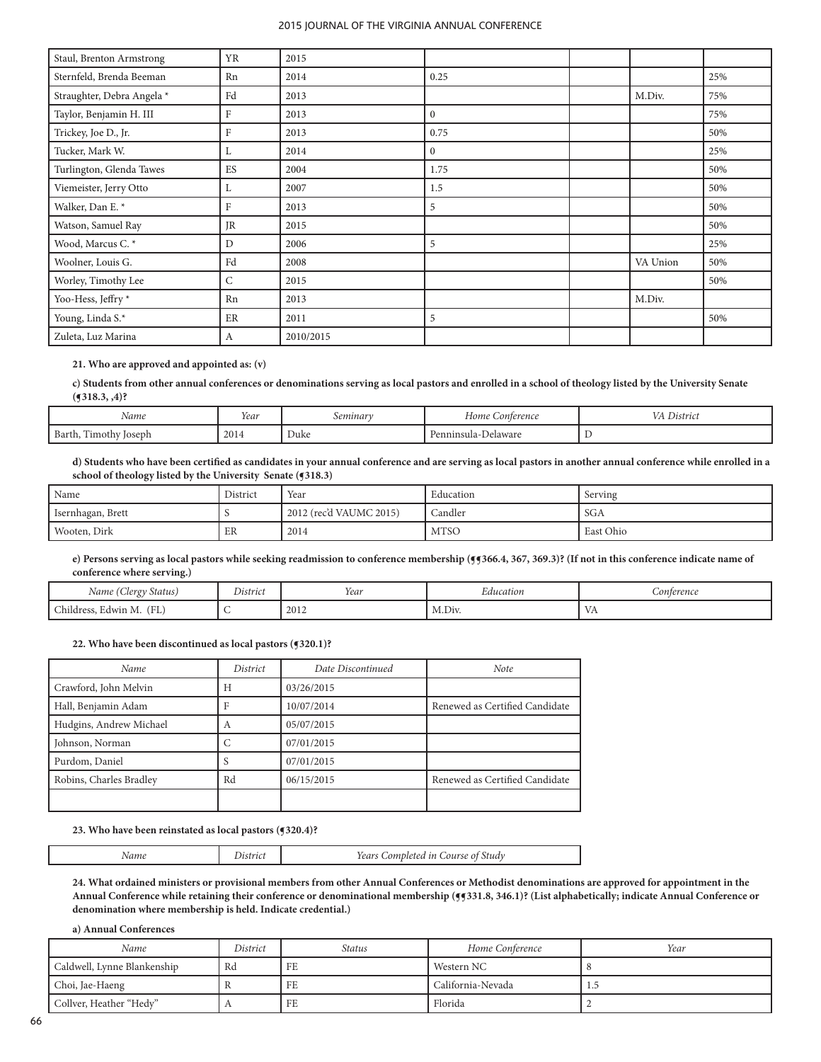| Staul, Brenton Armstrong | YR | 2015 | | | | |
|---|---|---|---|---|---|---|
| Sternfeld, Brenda Beeman | Rn | 2014 | 0.25 | | | 25% |
| Straughter, Debra Angela * | Fd | 2013 | | | M.Div. | 75% |
| Taylor, Benjamin H. III | F | 2013 | 0 | | | 75% |
| Trickey, Joe D., Jr. | F | 2013 | 0.75 | | | 50% |
| Tucker, Mark W. | L | 2014 | 0 | | | 25% |
| Turlington, Glenda Tawes | ES | 2004 | 1.75 | | | 50% |
| Viemeister, Jerry Otto | L | 2007 | 1.5 | | | 50% |
| Walker, Dan E. * | F | 2013 | 5 | | | 50% |
| Watson, Samuel Ray | JR | 2015 | | | | 50% |
| Wood, Marcus C. * | D | 2006 | 5 | | | 25% |
| Woolner, Louis G. | Fd | 2008 | | | VA Union | 50% |
| Worley, Timothy Lee | C | 2015 | | | | 50% |
| Yoo-Hess, Jeffry * | Rn | 2013 | | | M.Div. | |
| Young, Linda S.* | ER | 2011 | 5 | | | 50% |
| Zuleta, Luz Marina | A | 2010/2015 | | | | |

**21. Who are approved and appointed as: (v)**

**c) Students from other annual conferences or denominations serving as local pastors and enrolled in a school of theology listed by the University Senate (¶318.3, ,4)?**

| *Name* | *Year* | *Seminary* | *Home Conference* | *VA District* |
|---|---|---|---|---|
| Barth, Timothy Joseph | 2014 | Duke | Penninsula-Delaware | D |

**d) Students who have been certified as candidates in your annual conference and are serving as local pastors in another annual conference while enrolled in a school of theology listed by the University Senate (¶318.3)**

| Name | District | Year | Education | Serving |
|---|---|---|---|---|
| Isernhagan, Brett | S | 2012 (rec'd VAUMC 2015) | Candler | SGA |
| Wooten, Dirk | ER | 2014 | MTSO | East Ohio |

**e) Persons serving as local pastors while seeking readmission to conference membership (¶¶366.4, 367, 369.3)? (If not in this conference indicate name of conference where serving.)**

| *Name (Clergy Status)* | *District* | *Year* | *Education* | *Conference* |
|---|---|---|---|---|
| Childress, Edwin M. (FL) | C | 2012 | M.Div. | VA |

**22. Who have been discontinued as local pastors (¶320.1)?**

| *Name* | *District* | *Date Discontinued* | *Note* |
|---|---|---|---|
| Crawford, John Melvin | H | 03/26/2015 | |
| Hall, Benjamin Adam | F | 10/07/2014 | Renewed as Certified Candidate |
| Hudgins, Andrew Michael | A | 05/07/2015 | |
| Johnson, Norman | C | 07/01/2015 | |
| Purdom, Daniel | S | 07/01/2015 | |
| Robins, Charles Bradley | Rd | 06/15/2015 | Renewed as Certified Candidate |
| | | | |

**23. Who have been reinstated as local pastors (¶320.4)?**

| *Name* | *District* | *Years Completed in Course of Study* |
|---|---|---|

**24. What ordained ministers or provisional members from other Annual Conferences or Methodist denominations are approved for appointment in the Annual Conference while retaining their conference or denominational membership (¶¶331.8, 346.1)? (List alphabetically; indicate Annual Conference or denomination where membership is held. Indicate credential.)**

**a) Annual Conferences**

| *Name* | *District* | *Status* | *Home Conference* | *Year* |
|---|---|---|---|---|
| Caldwell, Lynne Blankenship | Rd | FE | Western NC | 8 |
| Choi, Jae-Haeng | R | FE | California-Nevada | 1.5 |
| Collver, Heather "Hedy" | A | FE | Florida | 2 |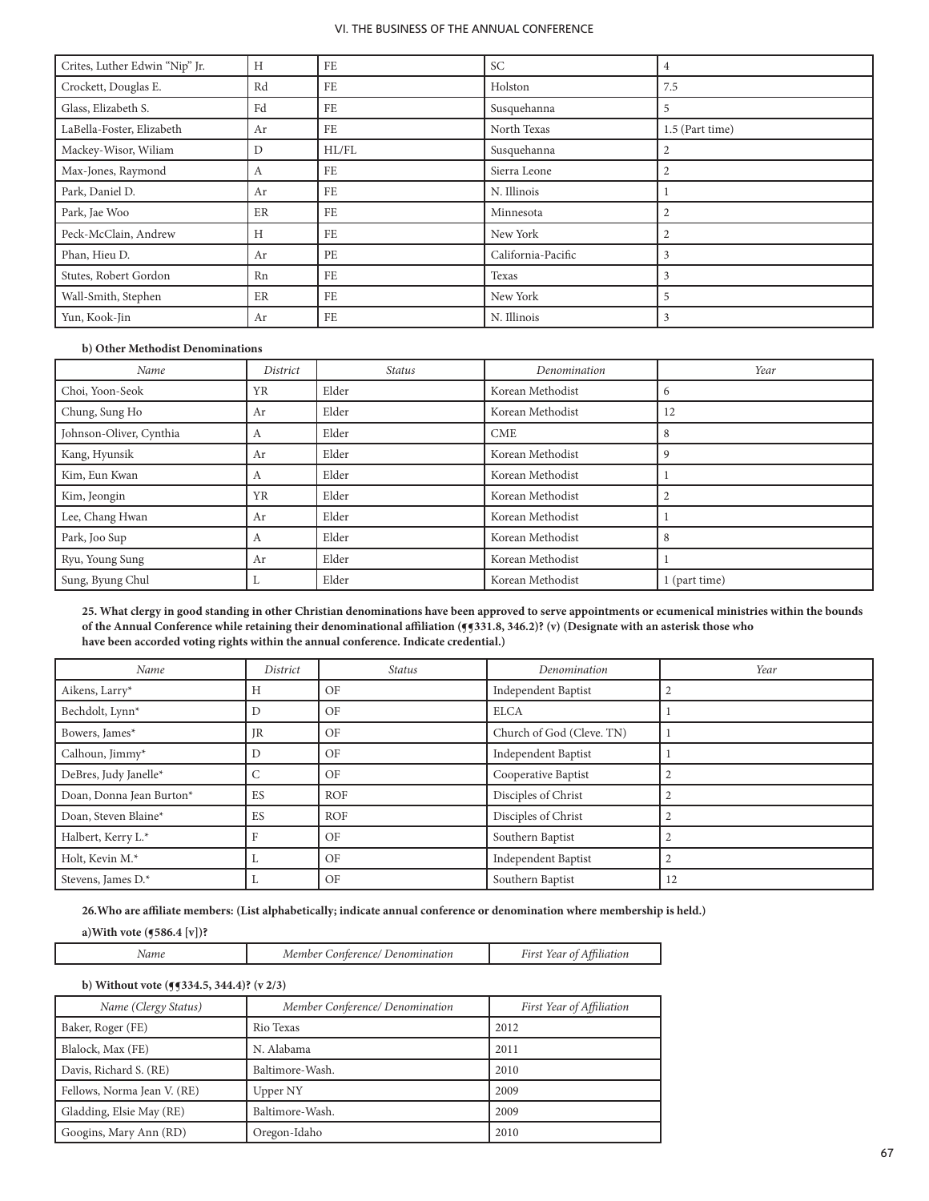| | | | | |
|---|---|---|---|---|
| Crites, Luther Edwin "Nip" Jr. | H | FE | SC | 4 |
| Crockett, Douglas E. | Rd | FE | Holston | 7.5 |
| Glass, Elizabeth S. | Fd | FE | Susquehanna | 5 |
| LaBella-Foster, Elizabeth | Ar | FE | North Texas | 1.5 (Part time) |
| Mackey-Wisor, Wiliam | D | HL/FL | Susquehanna | 2 |
| Max-Jones, Raymond | A | FE | Sierra Leone | 2 |
| Park, Daniel D. | Ar | FE | N. Illinois | 1 |
| Park, Jae Woo | ER | FE | Minnesota | 2 |
| Peck-McClain, Andrew | H | FE | New York | 2 |
| Phan, Hieu D. | Ar | PE | California-Pacific | 3 |
| Stutes, Robert Gordon | Rn | FE | Texas | 3 |
| Wall-Smith, Stephen | ER | FE | New York | 5 |
| Yun, Kook-Jin | Ar | FE | N. Illinois | 3 |

**b) Other Methodist Denominations**

| *Name* | *District* | *Status* | *Denomination* | *Year* |
|---|---|---|---|---|
| Choi, Yoon-Seok | YR | Elder | Korean Methodist | 6 |
| Chung, Sung Ho | Ar | Elder | Korean Methodist | 12 |
| Johnson-Oliver, Cynthia | A | Elder | CME | 8 |
| Kang, Hyunsik | Ar | Elder | Korean Methodist | 9 |
| Kim, Eun Kwan | A | Elder | Korean Methodist | 1 |
| Kim, Jeongin | YR | Elder | Korean Methodist | 2 |
| Lee, Chang Hwan | Ar | Elder | Korean Methodist | 1 |
| Park, Joo Sup | A | Elder | Korean Methodist | 8 |
| Ryu, Young Sung | Ar | Elder | Korean Methodist | 1 |
| Sung, Byung Chul | L | Elder | Korean Methodist | 1 (part time) |

**25. What clergy in good standing in other Christian denominations have been approved to serve appointments or ecumenical ministries within the bounds of the Annual Conference while retaining their denominational affiliation (¶¶331.8, 346.2)? (v) (Designate with an asterisk those who have been accorded voting rights within the annual conference. Indicate credential.)**

| *Name* | *District* | *Status* | *Denomination* | *Year* |
|---|---|---|---|---|
| Aikens, Larry* | H | OF | Independent Baptist | 2 |
| Bechdolt, Lynn* | D | OF | ELCA | 1 |
| Bowers, James* | JR | OF | Church of God (Cleve. TN) | 1 |
| Calhoun, Jimmy* | D | OF | Independent Baptist | 1 |
| DeBres, Judy Janelle* | C | OF | Cooperative Baptist | 2 |
| Doan, Donna Jean Burton* | ES | ROF | Disciples of Christ | 2 |
| Doan, Steven Blaine* | ES | ROF | Disciples of Christ | 2 |
| Halbert, Kerry L.* | F | OF | Southern Baptist | 2 |
| Holt, Kevin M.* | L | OF | Independent Baptist | 2 |
| Stevens, James D.* | L | OF | Southern Baptist | 12 |

**26.Who are affiliate members: (List alphabetically; indicate annual conference or denomination where membership is held.)**

**a)With vote (¶586.4 [v])?**

| *Name* | *Member Conference/ Denomination* | *First Year of Affiliation* |
|---|---|---|

**b) Without vote (¶¶334.5, 344.4)? (v 2/3)**

| *Name (Clergy Status)* | *Member Conference/ Denomination* | *First Year of Affiliation* |
|---|---|---|
| Baker, Roger (FE) | Rio Texas | 2012 |
| Blalock, Max (FE) | N. Alabama | 2011 |
| Davis, Richard S. (RE) | Baltimore-Wash. | 2010 |
| Fellows, Norma Jean V. (RE) | Upper NY | 2009 |
| Gladding, Elsie May (RE) | Baltimore-Wash. | 2009 |
| Googins, Mary Ann (RD) | Oregon-Idaho | 2010 |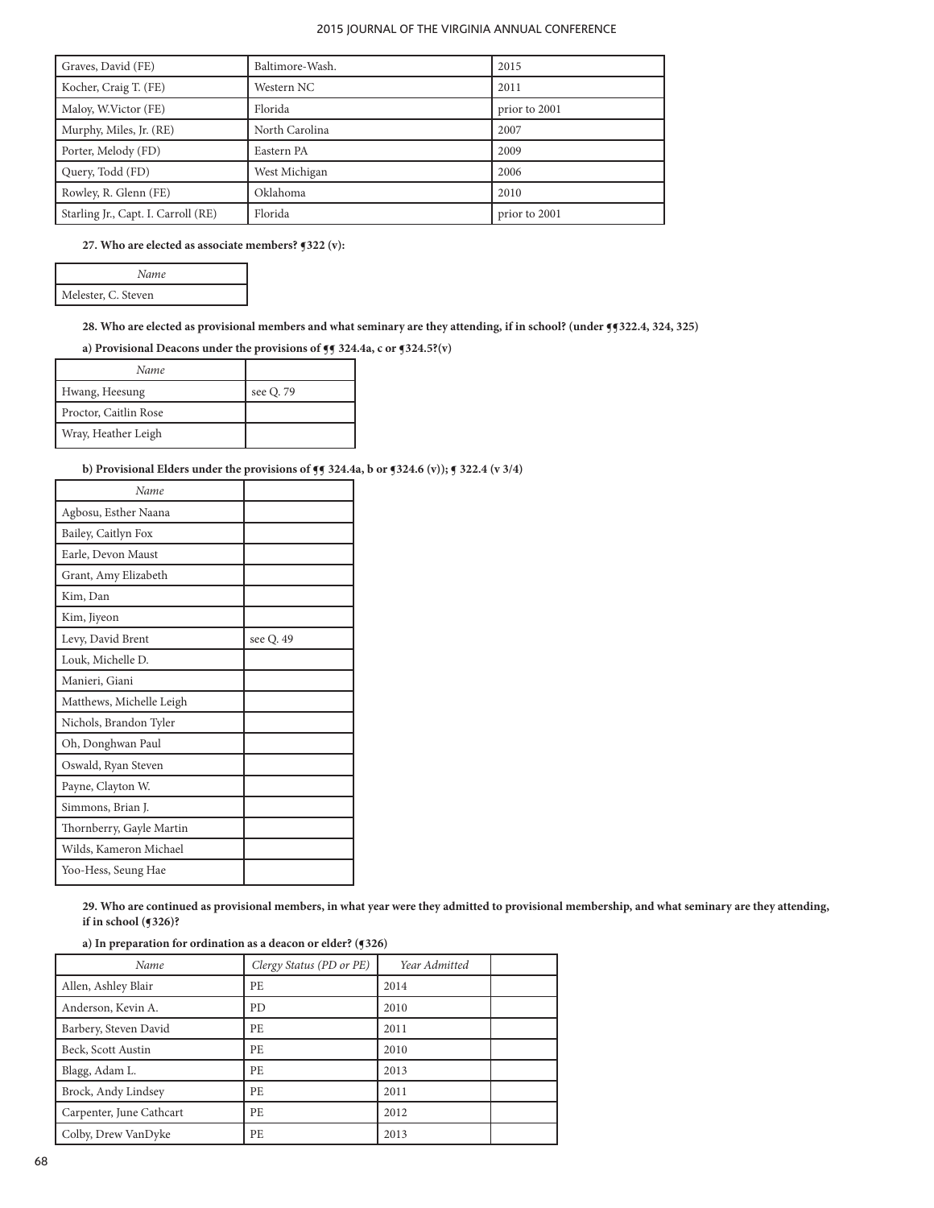| Graves, David (FE) | Baltimore-Wash. | 2015 |
|---|---|---|
| Kocher, Craig T. (FE) | Western NC | 2011 |
| Maloy, W.Victor (FE) | Florida | prior to 2001 |
| Murphy, Miles, Jr. (RE) | North Carolina | 2007 |
| Porter, Melody (FD) | Eastern PA | 2009 |
| Query, Todd (FD) | West Michigan | 2006 |
| Rowley, R. Glenn (FE) | Oklahoma | 2010 |
| Starling Jr., Capt. I. Carroll (RE) | Florida | prior to 2001 |

**27. Who are elected as associate members? ¶322 (v):**

| *Name* |
|---|
| Melester, C. Steven |

**28. Who are elected as provisional members and what seminary are they attending, if in school? (under ¶¶322.4, 324, 325)**

**a) Provisional Deacons under the provisions of ¶¶ 324.4a, c or ¶324.5?(v)**

| *Name* | |
|---|---|
| Hwang, Heesung | see Q. 79 |
| Proctor, Caitlin Rose | |
| Wray, Heather Leigh | |

**b) Provisional Elders under the provisions of ¶¶ 324.4a, b or ¶324.6 (v)); ¶ 322.4 (v 3/4)**

| *Name* | |
|---|---|
| Agbosu, Esther Naana | |
| Bailey, Caitlyn Fox | |
| Earle, Devon Maust | |
| Grant, Amy Elizabeth | |
| Kim, Dan | |
| Kim, Jiyeon | |
| Levy, David Brent | see Q. 49 |
| Louk, Michelle D. | |
| Manieri, Giani | |
| Matthews, Michelle Leigh | |
| Nichols, Brandon Tyler | |
| Oh, Donghwan Paul | |
| Oswald, Ryan Steven | |
| Payne, Clayton W. | |
| Simmons, Brian J. | |
| Thornberry, Gayle Martin | |
| Wilds, Kameron Michael | |
| Yoo-Hess, Seung Hae | |

**29. Who are continued as provisional members, in what year were they admitted to provisional membership, and what seminary are they attending, if in school (¶326)?**

**a) In preparation for ordination as a deacon or elder? (¶326)**

| *Name* | *Clergy Status (PD or PE)* | *Year Admitted* | |
|---|---|---|---|
| Allen, Ashley Blair | PE | 2014 | |
| Anderson, Kevin A. | PD | 2010 | |
| Barbery, Steven David | PE | 2011 | |
| Beck, Scott Austin | PE | 2010 | |
| Blagg, Adam L. | PE | 2013 | |
| Brock, Andy Lindsey | PE | 2011 | |
| Carpenter, June Cathcart | PE | 2012 | |
| Colby, Drew VanDyke | PE | 2013 | |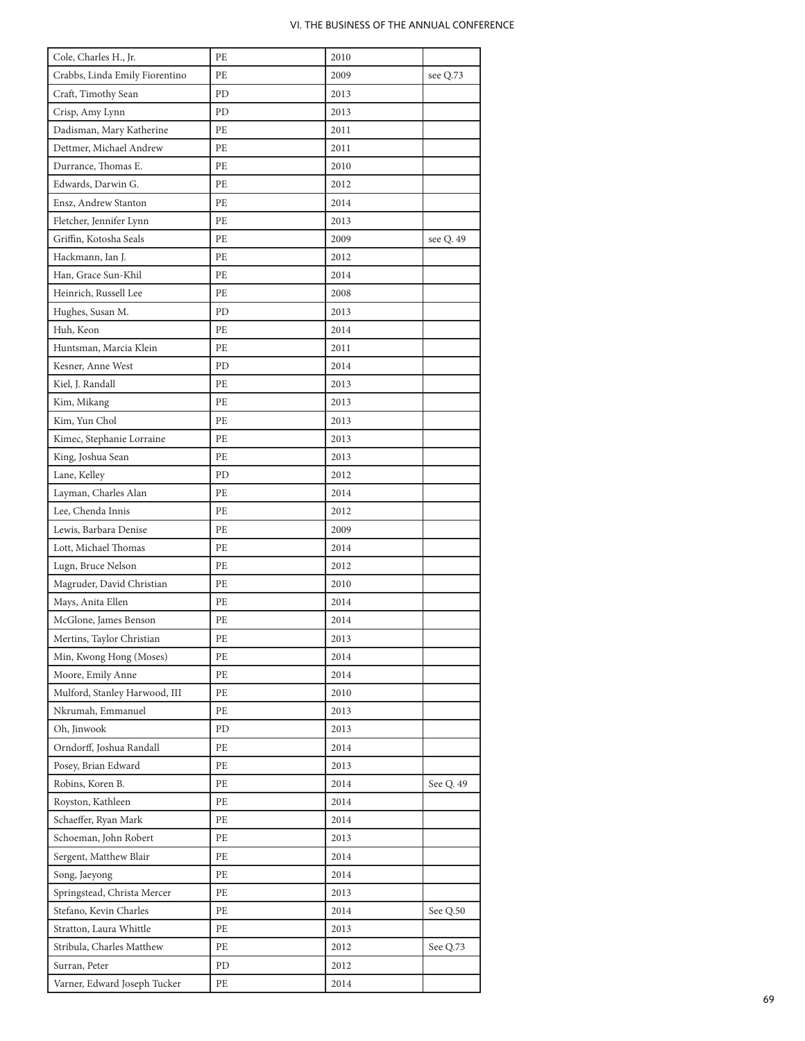| Cole, Charles H., Jr. | PE | 2010 | |
|---|---|---|---|
| Crabbs, Linda Emily Fiorentino | PE | 2009 | see Q.73 |
| Craft, Timothy Sean | PD | 2013 | |
| Crisp, Amy Lynn | PD | 2013 | |
| Dadisman, Mary Katherine | PE | 2011 | |
| Dettmer, Michael Andrew | PE | 2011 | |
| Durrance, Thomas E. | PE | 2010 | |
| Edwards, Darwin G. | PE | 2012 | |
| Ensz, Andrew Stanton | PE | 2014 | |
| Fletcher, Jennifer Lynn | PE | 2013 | |
| Griffin, Kotosha Seals | PE | 2009 | see Q. 49 |
| Hackmann, Ian J. | PE | 2012 | |
| Han, Grace Sun-Khil | PE | 2014 | |
| Heinrich, Russell Lee | PE | 2008 | |
| Hughes, Susan M. | PD | 2013 | |
| Huh, Keon | PE | 2014 | |
| Huntsman, Marcia Klein | PE | 2011 | |
| Kesner, Anne West | PD | 2014 | |
| Kiel, J. Randall | PE | 2013 | |
| Kim, Mikang | PE | 2013 | |
| Kim, Yun Chol | PE | 2013 | |
| Kimec, Stephanie Lorraine | PE | 2013 | |
| King, Joshua Sean | PE | 2013 | |
| Lane, Kelley | PD | 2012 | |
| Layman, Charles Alan | PE | 2014 | |
| Lee, Chenda Innis | PE | 2012 | |
| Lewis, Barbara Denise | PE | 2009 | |
| Lott, Michael Thomas | PE | 2014 | |
| Lugn, Bruce Nelson | PE | 2012 | |
| Magruder, David Christian | PE | 2010 | |
| Mays, Anita Ellen | PE | 2014 | |
| McGlone, James Benson | PE | 2014 | |
| Mertins, Taylor Christian | PE | 2013 | |
| Min, Kwong Hong (Moses) | PE | 2014 | |
| Moore, Emily Anne | PE | 2014 | |
| Mulford, Stanley Harwood, III | PE | 2010 | |
| Nkrumah, Emmanuel | PE | 2013 | |
| Oh, Jinwook | PD | 2013 | |
| Orndorff, Joshua Randall | PE | 2014 | |
| Posey, Brian Edward | PE | 2013 | |
| Robins, Koren B. | PE | 2014 | See Q. 49 |
| Royston, Kathleen | PE | 2014 | |
| Schaeffer, Ryan Mark | PE | 2014 | |
| Schoeman, John Robert | PE | 2013 | |
| Sergent, Matthew Blair | PE | 2014 | |
| Song, Jaeyong | PE | 2014 | |
| Springstead, Christa Mercer | PE | 2013 | |
| Stefano, Kevin Charles | PE | 2014 | See Q.50 |
| Stratton, Laura Whittle | PE | 2013 | |
| Stribula, Charles Matthew | PE | 2012 | See Q.73 |
| Surran, Peter | PD | 2012 | |
| Varner, Edward Joseph Tucker | PE | 2014 | |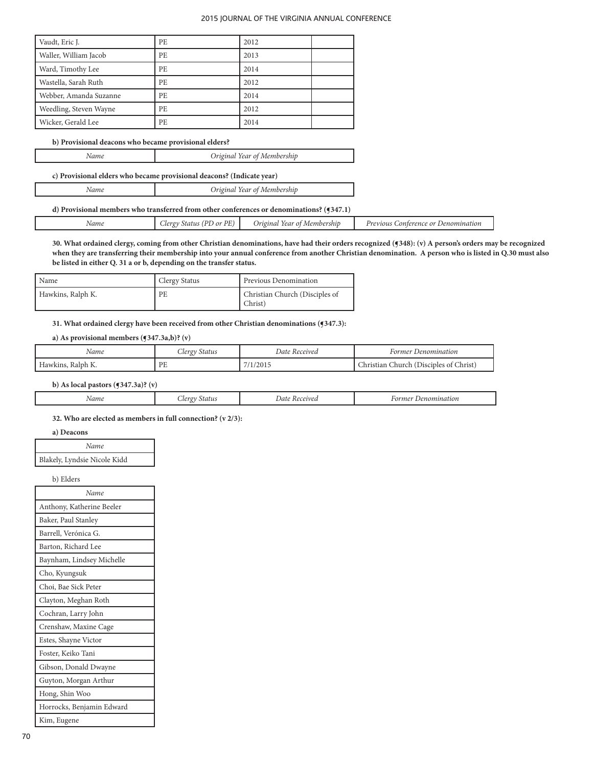| Vaudt, Eric J. | PE | 2012 | |
|---|---|---|---|
| Waller, William Jacob | PE | 2013 | |
| Ward, Timothy Lee | PE | 2014 | |
| Wastella, Sarah Ruth | PE | 2012 | |
| Webber, Amanda Suzanne | PE | 2014 | |
| Weedling, Steven Wayne | PE | 2012 | |
| Wicker, Gerald Lee | PE | 2014 | |

**b) Provisional deacons who became provisional elders?**

| *Name* | *Original Year of Membership* |
|---|---|

**c) Provisional elders who became provisional deacons? (Indicate year)**

| *Name* | *Original Year of Membership* |
|---|---|

**d) Provisional members who transferred from other conferences or denominations? (¶347.1)**

| *Name* | *Clergy Status (PD or PE)* | *Original Year of Membership* | *Previous Conference or Denomination* |
|---|---|---|---|

**30. What ordained clergy, coming from other Christian denominations, have had their orders recognized (¶348): (v) A person's orders may be recognized when they are transferring their membership into your annual conference from another Christian denomination. A person who is listed in Q.30 must also be listed in either Q. 31 a or b, depending on the transfer status.**

| Name | Clergy Status | Previous Denomination |
|---|---|---|
| Hawkins, Ralph K. | PE | Christian Church (Disciples of Christ) |

**31. What ordained clergy have been received from other Christian denominations (¶347.3):**

**a) As provisional members (¶347.3a,b)? (v)**

| *Name* | *Clergy Status* | *Date Received* | *Former Denomination* |
|---|---|---|---|
| Hawkins, Ralph K. | PE | 7/1/2015 | Christian Church (Disciples of Christ) |

**b) As local pastors (¶347.3a)? (v)**

| *Name* | *Clergy Status* | *Date Received* | *Former Denomination* |
|---|---|---|---|

**32. Who are elected as members in full connection? (v 2/3):**

**a) Deacons**

| *Name* |
|---|
| Blakely, Lyndsie Nicole Kidd |

b) Elders

| *Name* |
|---|
| Anthony, Katherine Beeler |
| Baker, Paul Stanley |
| Barrell, Verónica G. |
| Barton, Richard Lee |
| Baynham, Lindsey Michelle |
| Cho, Kyungsuk |
| Choi, Bae Sick Peter |
| Clayton, Meghan Roth |
| Cochran, Larry John |
| Crenshaw, Maxine Cage |
| Estes, Shayne Victor |
| Foster, Keiko Tani |
| Gibson, Donald Dwayne |
| Guyton, Morgan Arthur |
| Hong, Shin Woo |
| Horrocks, Benjamin Edward |
| Kim, Eugene |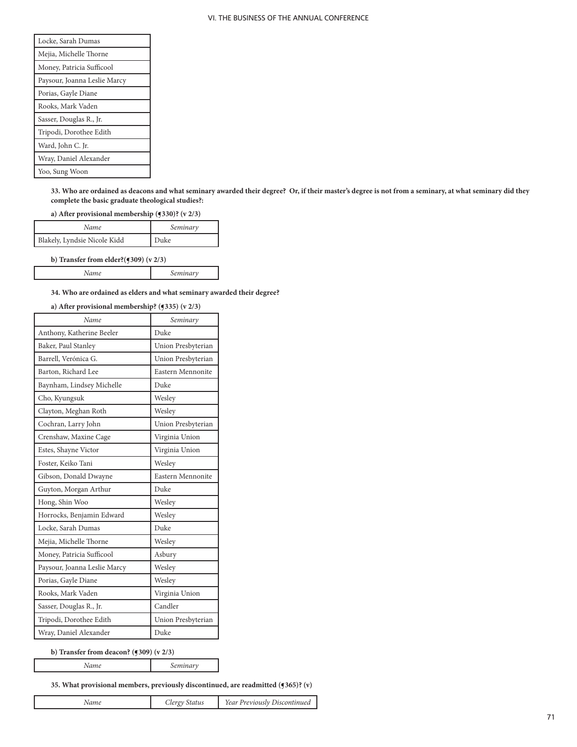| |
|---|
| Locke, Sarah Dumas |
| Mejia, Michelle Thorne |
| Money, Patricia Sufficool |
| Paysour, Joanna Leslie Marcy |
| Porias, Gayle Diane |
| Rooks, Mark Vaden |
| Sasser, Douglas R., Jr. |
| Tripodi, Dorothee Edith |
| Ward, John C. Jr. |
| Wray, Daniel Alexander |
| Yoo, Sung Woon |

**33. Who are ordained as deacons and what seminary awarded their degree? Or, if their master's degree is not from a seminary, at what seminary did they complete the basic graduate theological studies?:**

**a) After provisional membership (¶330)? (v 2/3)**

| *Name* | *Seminary* |
|---|---|
| Blakely, Lyndsie Nicole Kidd | Duke |

**b) Transfer from elder?(¶309) (v 2/3)**

| *Name* | *Seminary* |
|---|---|

**34. Who are ordained as elders and what seminary awarded their degree?**

**a) After provisional membership? (¶335) (v 2/3)**

| *Name* | *Seminary* |
|---|---|
| Anthony, Katherine Beeler | Duke |
| Baker, Paul Stanley | Union Presbyterian |
| Barrell, Verónica G. | Union Presbyterian |
| Barton, Richard Lee | Eastern Mennonite |
| Baynham, Lindsey Michelle | Duke |
| Cho, Kyungsuk | Wesley |
| Clayton, Meghan Roth | Wesley |
| Cochran, Larry John | Union Presbyterian |
| Crenshaw, Maxine Cage | Virginia Union |
| Estes, Shayne Victor | Virginia Union |
| Foster, Keiko Tani | Wesley |
| Gibson, Donald Dwayne | Eastern Mennonite |
| Guyton, Morgan Arthur | Duke |
| Hong, Shin Woo | Wesley |
| Horrocks, Benjamin Edward | Wesley |
| Locke, Sarah Dumas | Duke |
| Mejia, Michelle Thorne | Wesley |
| Money, Patricia Sufficool | Asbury |
| Paysour, Joanna Leslie Marcy | Wesley |
| Porias, Gayle Diane | Wesley |
| Rooks, Mark Vaden | Virginia Union |
| Sasser, Douglas R., Jr. | Candler |
| Tripodi, Dorothee Edith | Union Presbyterian |
| Wray, Daniel Alexander | Duke |

**b) Transfer from deacon? (¶309) (v 2/3)**

| *Name* | *Seminary* |
|---|---|

**35. What provisional members, previously discontinued, are readmitted (¶365)? (v)**

| *Name* | *Clergy Status* | *Year Previously Discontinued* |
|---|---|---|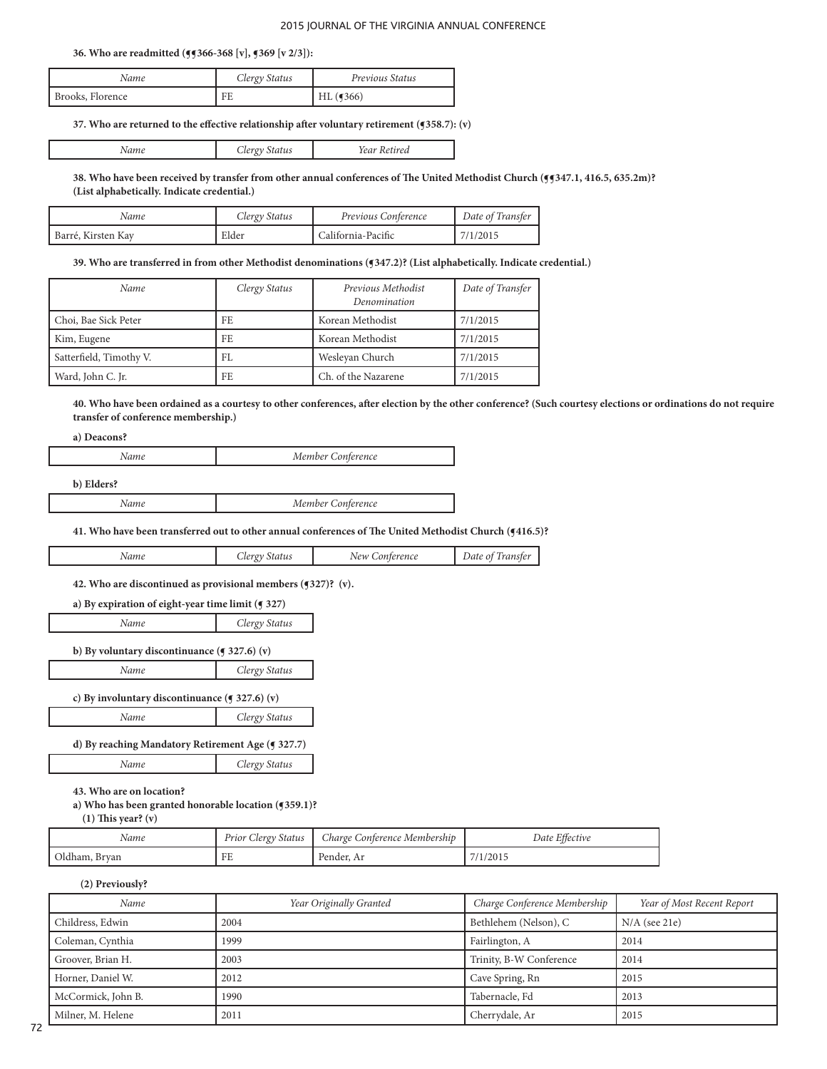**36. Who are readmitted (¶¶366-368 [v], ¶369 [v 2/3]):**

| *Name* | *Clergy Status* | *Previous Status* |
|---|---|---|
| Brooks, Florence | FE | HL (¶366) |

**37. Who are returned to the effective relationship after voluntary retirement (¶358.7): (v)**

| *Name* | *Clergy Status* | *Year Retired* |
|---|---|---|

**38. Who have been received by transfer from other annual conferences of The United Methodist Church (¶¶347.1, 416.5, 635.2m)? (List alphabetically. Indicate credential.)**

| *Name* | *Clergy Status* | *Previous Conference* | *Date of Transfer* |
|---|---|---|---|
| Barré, Kirsten Kay | Elder | California-Pacific | 7/1/2015 |

**39. Who are transferred in from other Methodist denominations (¶347.2)? (List alphabetically. Indicate credential.)**

| *Name* | *Clergy Status* | *Previous Methodist Denomination* | *Date of Transfer* |
|---|---|---|---|
| Choi, Bae Sick Peter | FE | Korean Methodist | 7/1/2015 |
| Kim, Eugene | FE | Korean Methodist | 7/1/2015 |
| Satterfield, Timothy V. | FL | Wesleyan Church | 7/1/2015 |
| Ward, John C. Jr. | FE | Ch. of the Nazarene | 7/1/2015 |

**40. Who have been ordained as a courtesy to other conferences, after election by the other conference? (Such courtesy elections or ordinations do not require transfer of conference membership.)**

**a) Deacons?**

| *Name* | *Member Conference* |
|---|---|

**b) Elders?**

| *Name* | *Member Conference* |
|---|---|

**41. Who have been transferred out to other annual conferences of The United Methodist Church (¶416.5)?**

| *Name* | *Clergy Status* | *New Conference* | *Date of Transfer* |
|---|---|---|---|

**42. Who are discontinued as provisional members (¶327)? (v).**

**a) By expiration of eight-year time limit (¶ 327)**

| *Name* | *Clergy Status* |
|---|---|

**b) By voluntary discontinuance (¶ 327.6) (v)**

| *Name* | *Clergy Status* |
|---|---|

**c) By involuntary discontinuance (¶ 327.6) (v)**

| *Name* | *Clergy Status* |
|---|---|

**d) By reaching Mandatory Retirement Age (¶ 327.7)**

| *Name* | *Clergy Status* |
|---|---|

**43. Who are on location?**

**a) Who has been granted honorable location (¶359.1)?**

**(1) This year? (v)**

| *Name* | *Prior Clergy Status* | *Charge Conference Membership* | *Date Effective* |
|---|---|---|---|
| Oldham, Bryan | FE | Pender, Ar | 7/1/2015 |

**(2) Previously?**

| *Name* | *Year Originally Granted* | *Charge Conference Membership* | *Year of Most Recent Report* |
|---|---|---|---|
| Childress, Edwin | 2004 | Bethlehem (Nelson), C | N/A (see 21e) |
| Coleman, Cynthia | 1999 | Fairlington, A | 2014 |
| Groover, Brian H. | 2003 | Trinity, B-W Conference | 2014 |
| Horner, Daniel W. | 2012 | Cave Spring, Rn | 2015 |
| McCormick, John B. | 1990 | Tabernacle, Fd | 2013 |
| Milner, M. Helene | 2011 | Cherrydale, Ar | 2015 |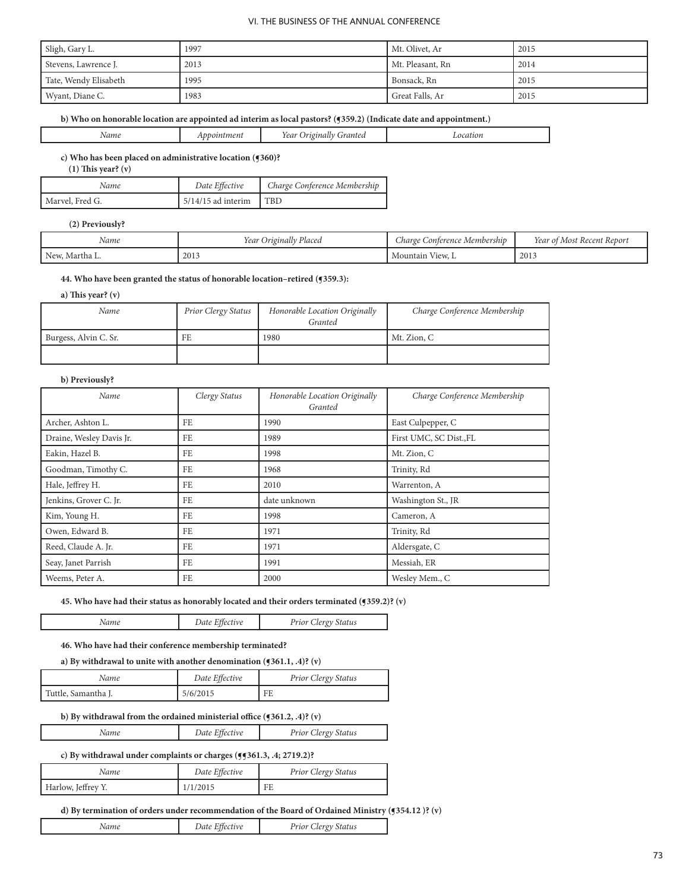| Sligh, Gary L. | 1997 | Mt. Olivet, Ar | 2015 |
|---|---|---|---|
| Stevens, Lawrence J. | 2013 | Mt. Pleasant, Rn | 2014 |
| Tate, Wendy Elisabeth | 1995 | Bonsack, Rn | 2015 |
| Wyant, Diane C. | 1983 | Great Falls, Ar | 2015 |

**b) Who on honorable location are appointed ad interim as local pastors? (¶359.2) (Indicate date and appointment.)**

| *Name* | *Appointment* | *Year Originally Granted* | *Location* |
|---|---|---|---|

**c) Who has been placed on administrative location (¶360)?**

**(1) This year? (v)**

| *Name* | *Date Effective* | *Charge Conference Membership* |
|---|---|---|
| Marvel, Fred G. | 5/14/15 ad interim | TBD |

**(2) Previously?**

| *Name* | *Year Originally Placed* | *Charge Conference Membership* | *Year of Most Recent Report* |
|---|---|---|---|
| New, Martha L. | 2013 | Mountain View, L | 2013 |

**44. Who have been granted the status of honorable location–retired (¶359.3):**

**a) This year? (v)**

| *Name* | *Prior Clergy Status* | *Honorable Location Originally Granted* | *Charge Conference Membership* |
|---|---|---|---|
| Burgess, Alvin C. Sr. | FE | 1980 | Mt. Zion, C |
| | | | |

**b) Previously?**

| *Name* | *Clergy Status* | *Honorable Location Originally Granted* | *Charge Conference Membership* |
|---|---|---|---|
| Archer, Ashton L. | FE | 1990 | East Culpepper, C |
| Draine, Wesley Davis Jr. | FE | 1989 | First UMC, SC Dist.,FL |
| Eakin, Hazel B. | FE | 1998 | Mt. Zion, C |
| Goodman, Timothy C. | FE | 1968 | Trinity, Rd |
| Hale, Jeffrey H. | FE | 2010 | Warrenton, A |
| Jenkins, Grover C. Jr. | FE | date unknown | Washington St., JR |
| Kim, Young H. | FE | 1998 | Cameron, A |
| Owen, Edward B. | FE | 1971 | Trinity, Rd |
| Reed, Claude A. Jr. | FE | 1971 | Aldersgate, C |
| Seay, Janet Parrish | FE | 1991 | Messiah, ER |
| Weems, Peter A. | FE | 2000 | Wesley Mem., C |

**45. Who have had their status as honorably located and their orders terminated (¶359.2)? (v)**

| *Name* | *Date Effective* | *Prior Clergy Status* |
|---|---|---|

**46. Who have had their conference membership terminated?**

**a) By withdrawal to unite with another denomination (¶361.1, .4)? (v)**

| *Name* | *Date Effective* | *Prior Clergy Status* |
|---|---|---|
| Tuttle, Samantha J. | 5/6/2015 | FE |

**b) By withdrawal from the ordained ministerial office (¶361.2, .4)? (v)**

| *Name* | *Date Effective* | *Prior Clergy Status* |
|---|---|---|

**c) By withdrawal under complaints or charges (¶¶361.3, .4; 2719.2)?**

| *Name* | *Date Effective* | *Prior Clergy Status* |
|---|---|---|
| Harlow, Jeffrey Y. | 1/1/2015 | FE |

**d) By termination of orders under recommendation of the Board of Ordained Ministry (¶354.12 )? (v)**

| *Name* | *Date Effective* | *Prior Clergy Status* |
|---|---|---|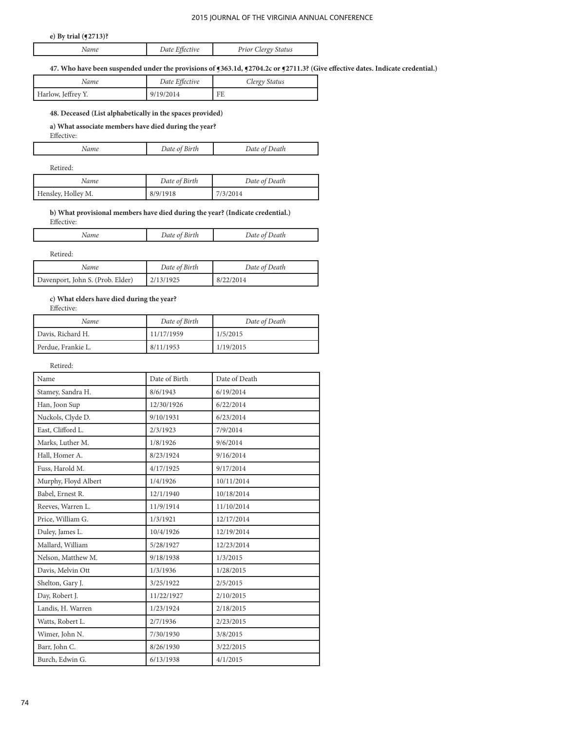**e) By trial (¶2713)?**

| *Name* | *Date Effective* | *Prior Clergy Status* |
|---|---|---|

**47. Who have been suspended under the provisions of ¶363.1d, ¶2704.2c or ¶2711.3? (Give effective dates. Indicate credential.)**

| *Name* | *Date Effective* | *Clergy Status* |
|---|---|---|
| Harlow, Jeffrey Y. | 9/19/2014 | FE |

**48. Deceased (List alphabetically in the spaces provided)**

**a) What associate members have died during the year?**

Effective:

| *Name* | *Date of Birth* | *Date of Death* |
|---|---|---|

Retired:

| *Name* | *Date of Birth* | *Date of Death* |
|---|---|---|
| Hensley, Holley M. | 8/9/1918 | 7/3/2014 |

**b) What provisional members have died during the year? (Indicate credential.)**

Effective:

| *Name* | *Date of Birth* | *Date of Death* |
|---|---|---|

Retired:

| *Name* | *Date of Birth* | *Date of Death* |
|---|---|---|
| Davenport, John S. (Prob. Elder) | 2/13/1925 | 8/22/2014 |

**c) What elders have died during the year?**

Effective:

| *Name* | *Date of Birth* | *Date of Death* |
|---|---|---|
| Davis, Richard H. | 11/17/1959 | 1/5/2015 |
| Perdue, Frankie L. | 8/11/1953 | 1/19/2015 |

Retired:

| Name | Date of Birth | Date of Death |
|---|---|---|
| Stamey, Sandra H. | 8/6/1943 | 6/19/2014 |
| Han, Joon Sup | 12/30/1926 | 6/22/2014 |
| Nuckols, Clyde D. | 9/10/1931 | 6/23/2014 |
| East, Clifford L. | 2/3/1923 | 7/9/2014 |
| Marks, Luther M. | 1/8/1926 | 9/6/2014 |
| Hall, Homer A. | 8/23/1924 | 9/16/2014 |
| Fuss, Harold M. | 4/17/1925 | 9/17/2014 |
| Murphy, Floyd Albert | 1/4/1926 | 10/11/2014 |
| Babel, Ernest R. | 12/1/1940 | 10/18/2014 |
| Reeves, Warren L. | 11/9/1914 | 11/10/2014 |
| Price, William G. | 1/3/1921 | 12/17/2014 |
| Duley, James L. | 10/4/1926 | 12/19/2014 |
| Mallard, William | 5/28/1927 | 12/23/2014 |
| Nelson, Matthew M. | 9/18/1938 | 1/3/2015 |
| Davis, Melvin Ott | 1/3/1936 | 1/28/2015 |
| Shelton, Gary J. | 3/25/1922 | 2/5/2015 |
| Day, Robert J. | 11/22/1927 | 2/10/2015 |
| Landis, H. Warren | 1/23/1924 | 2/18/2015 |
| Watts, Robert L. | 2/7/1936 | 2/23/2015 |
| Wimer, John N. | 7/30/1930 | 3/8/2015 |
| Barr, John C. | 8/26/1930 | 3/22/2015 |
| Burch, Edwin G. | 6/13/1938 | 4/1/2015 |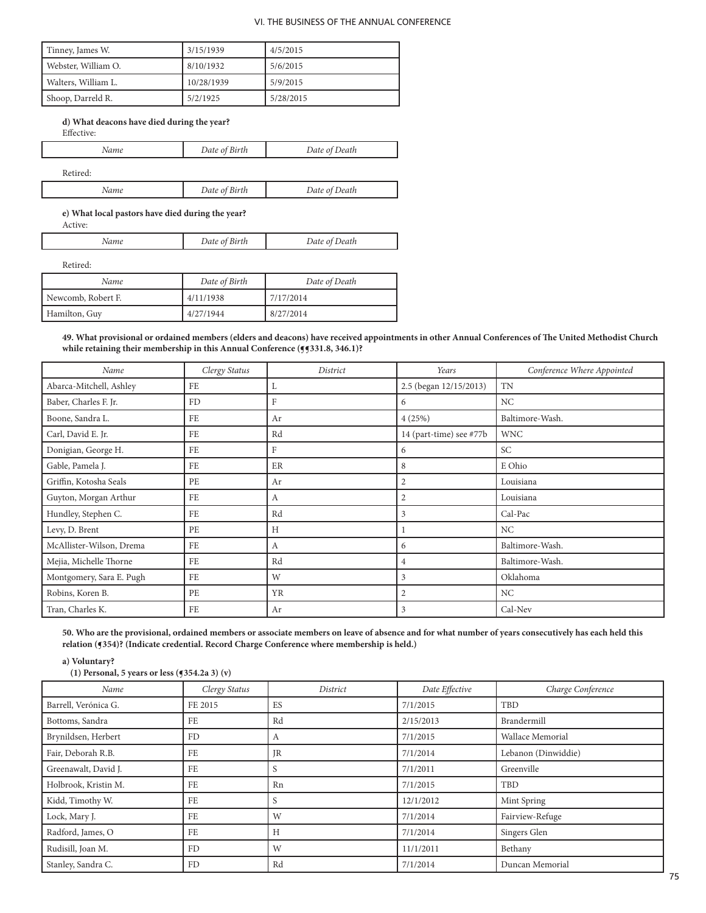| Tinney, James W. | 3/15/1939 | 4/5/2015 |
|---|---|---|
| Webster, William O. | 8/10/1932 | 5/6/2015 |
| Walters, William L. | 10/28/1939 | 5/9/2015 |
| Shoop, Darreld R. | 5/2/1925 | 5/28/2015 |

**d) What deacons have died during the year?**

Effective:

| *Name* | *Date of Birth* | *Date of Death* |
|---|---|---|

Retired:

| *Name* | *Date of Birth* | *Date of Death* |
|---|---|---|

**e) What local pastors have died during the year?**

Active:

| *Name* | *Date of Birth* | *Date of Death* |
|---|---|---|

Retired:

| *Name* | *Date of Birth* | *Date of Death* |
|---|---|---|
| Newcomb, Robert F. | 4/11/1938 | 7/17/2014 |
| Hamilton, Guy | 4/27/1944 | 8/27/2014 |

**49. What provisional or ordained members (elders and deacons) have received appointments in other Annual Conferences of The United Methodist Church while retaining their membership in this Annual Conference (¶¶331.8, 346.1)?**

| *Name* | *Clergy Status* | *District* | *Years* | *Conference Where Appointed* |
|---|---|---|---|---|
| Abarca-Mitchell, Ashley | FE | L | 2.5 (began 12/15/2013) | TN |
| Baber, Charles F. Jr. | FD | F | 6 | NC |
| Boone, Sandra L. | FE | Ar | 4 (25%) | Baltimore-Wash. |
| Carl, David E. Jr. | FE | Rd | 14 (part-time) see #77b | WNC |
| Donigian, George H. | FE | F | 6 | SC |
| Gable, Pamela J. | FE | ER | 8 | E Ohio |
| Griffin, Kotosha Seals | PE | Ar | 2 | Louisiana |
| Guyton, Morgan Arthur | FE | A | 2 | Louisiana |
| Hundley, Stephen C. | FE | Rd | 3 | Cal-Pac |
| Levy, D. Brent | PE | H | 1 | NC |
| McAllister-Wilson, Drema | FE | A | 6 | Baltimore-Wash. |
| Mejia, Michelle Thorne | FE | Rd | 4 | Baltimore-Wash. |
| Montgomery, Sara E. Pugh | FE | W | 3 | Oklahoma |
| Robins, Koren B. | PE | YR | 2 | NC |
| Tran, Charles K. | FE | Ar | 3 | Cal-Nev |

**50. Who are the provisional, ordained members or associate members on leave of absence and for what number of years consecutively has each held this relation (¶354)? (Indicate credential. Record Charge Conference where membership is held.)**

**a) Voluntary?**

**(1) Personal, 5 years or less (¶354.2a 3) (v)**

| *Name* | *Clergy Status* | *District* | *Date Effective* | *Charge Conference* |
|---|---|---|---|---|
| Barrell, Verónica G. | FE 2015 | ES | 7/1/2015 | TBD |
| Bottoms, Sandra | FE | Rd | 2/15/2013 | Brandermill |
| Brynildsen, Herbert | FD | A | 7/1/2015 | Wallace Memorial |
| Fair, Deborah R.B. | FE | JR | 7/1/2014 | Lebanon (Dinwiddie) |
| Greenawalt, David J. | FE | S | 7/1/2011 | Greenville |
| Holbrook, Kristin M. | FE | Rn | 7/1/2015 | TBD |
| Kidd, Timothy W. | FE | S | 12/1/2012 | Mint Spring |
| Lock, Mary J. | FE | W | 7/1/2014 | Fairview-Refuge |
| Radford, James, O | FE | H | 7/1/2014 | Singers Glen |
| Rudisill, Joan M. | FD | W | 11/1/2011 | Bethany |
| Stanley, Sandra C. | FD | Rd | 7/1/2014 | Duncan Memorial |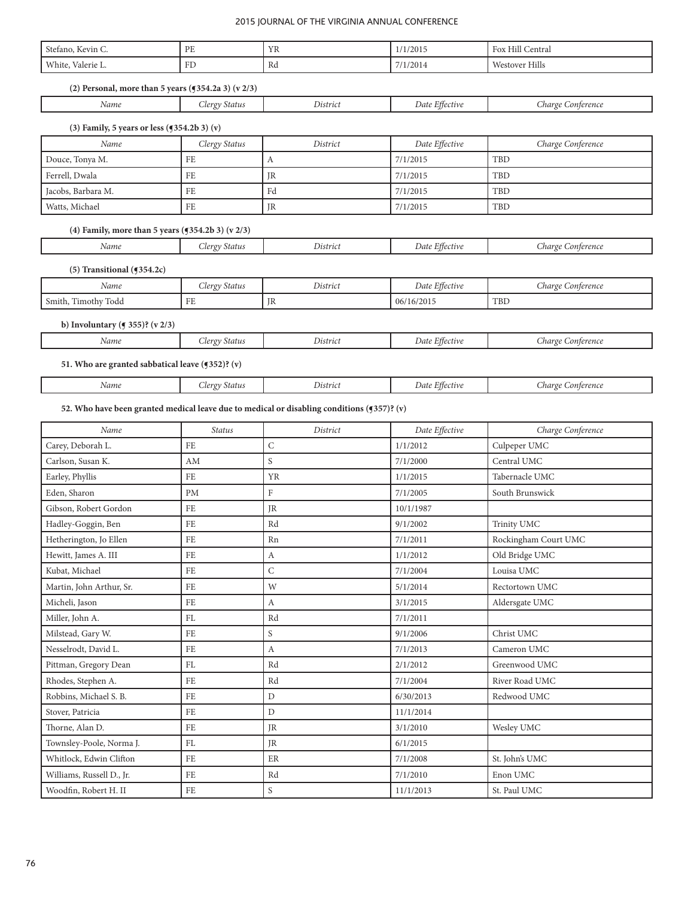| | | | | |
|---|---|---|---|---|
| Stefano, Kevin C. | PE | YR | 1/1/2015 | Fox Hill Central |
| White, Valerie L. | FD | Rd | 7/1/2014 | Westover Hills |

**(2) Personal, more than 5 years (¶354.2a 3) (v 2/3)**

| *Name* | *Clergy Status* | *District* | *Date Effective* | *Charge Conference* |
|---|---|---|---|---|

**(3) Family, 5 years or less (¶354.2b 3) (v)**

| *Name* | *Clergy Status* | *District* | *Date Effective* | *Charge Conference* |
|---|---|---|---|---|
| Douce, Tonya M. | FE | A | 7/1/2015 | TBD |
| Ferrell, Dwala | FE | JR | 7/1/2015 | TBD |
| Jacobs, Barbara M. | FE | Fd | 7/1/2015 | TBD |
| Watts, Michael | FE | JR | 7/1/2015 | TBD |

**(4) Family, more than 5 years (¶354.2b 3) (v 2/3)**

| *Name* | *Clergy Status* | *District* | *Date Effective* | *Charge Conference* |
|---|---|---|---|---|

**(5) Transitional (¶354.2c)**

| *Name* | *Clergy Status* | *District* | *Date Effective* | *Charge Conference* |
|---|---|---|---|---|
| Smith, Timothy Todd | FE | JR | 06/16/2015 | TBD |

**b) Involuntary (¶ 355)? (v 2/3)**

| *Name* | *Clergy Status* | *District* | *Date Effective* | *Charge Conference* |
|---|---|---|---|---|

**51. Who are granted sabbatical leave (¶352)? (v)**

| *Name* | *Clergy Status* | *District* | *Date Effective* | *Charge Conference* |
|---|---|---|---|---|

**52. Who have been granted medical leave due to medical or disabling conditions (¶357)? (v)**

| *Name* | *Status* | *District* | *Date Effective* | *Charge Conference* |
|---|---|---|---|---|
| Carey, Deborah L. | FE | C | 1/1/2012 | Culpeper UMC |
| Carlson, Susan K. | AM | S | 7/1/2000 | Central UMC |
| Earley, Phyllis | FE | YR | 1/1/2015 | Tabernacle UMC |
| Eden, Sharon | PM | F | 7/1/2005 | South Brunswick |
| Gibson, Robert Gordon | FE | JR | 10/1/1987 | |
| Hadley-Goggin, Ben | FE | Rd | 9/1/2002 | Trinity UMC |
| Hetherington, Jo Ellen | FE | Rn | 7/1/2011 | Rockingham Court UMC |
| Hewitt, James A. III | FE | A | 1/1/2012 | Old Bridge UMC |
| Kubat, Michael | FE | C | 7/1/2004 | Louisa UMC |
| Martin, John Arthur, Sr. | FE | W | 5/1/2014 | Rectortown UMC |
| Micheli, Jason | FE | A | 3/1/2015 | Aldersgate UMC |
| Miller, John A. | FL | Rd | 7/1/2011 | |
| Milstead, Gary W. | FE | S | 9/1/2006 | Christ UMC |
| Nesselrodt, David L. | FE | A | 7/1/2013 | Cameron UMC |
| Pittman, Gregory Dean | FL | Rd | 2/1/2012 | Greenwood UMC |
| Rhodes, Stephen A. | FE | Rd | 7/1/2004 | River Road UMC |
| Robbins, Michael S. B. | FE | D | 6/30/2013 | Redwood UMC |
| Stover, Patricia | FE | D | 11/1/2014 | |
| Thorne, Alan D. | FE | JR | 3/1/2010 | Wesley UMC |
| Townsley-Poole, Norma J. | FL | JR | 6/1/2015 | |
| Whitlock, Edwin Clifton | FE | ER | 7/1/2008 | St. John's UMC |
| Williams, Russell D., Jr. | FE | Rd | 7/1/2010 | Enon UMC |
| Woodfin, Robert H. II | FE | S | 11/1/2013 | St. Paul UMC |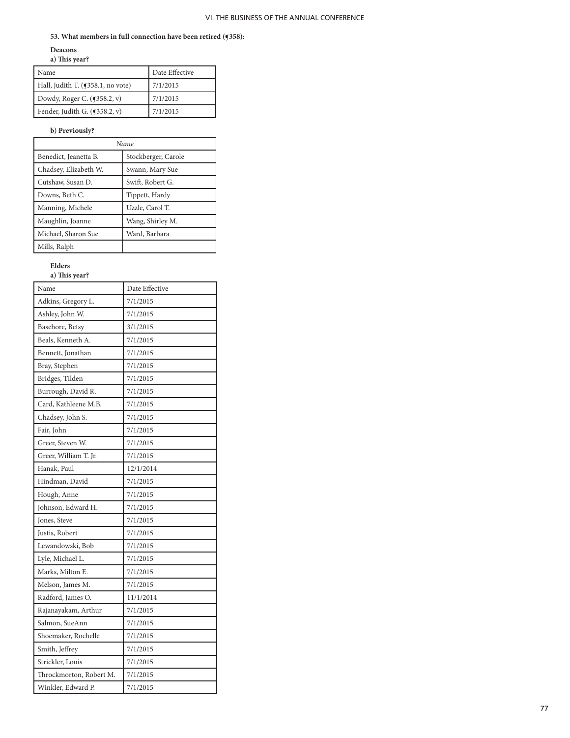**53. What members in full connection have been retired (¶358):**

**Deacons**

**a) This year?**

| Name | Date Effective |
|---|---|
| Hall, Judith T. (¶358.1, no vote) | 7/1/2015 |
| Dowdy, Roger C. (¶358.2, v) | 7/1/2015 |
| Fender, Judith G. (¶358.2, v) | 7/1/2015 |

**b) Previously?**

| *Name* | |
|---|---|
| Benedict, Jeanetta B. | Stockberger, Carole |
| Chadsey, Elizabeth W. | Swann, Mary Sue |
| Cutshaw, Susan D. | Swift, Robert G. |
| Downs, Beth C. | Tippett, Hardy |
| Manning, Michele | Uzzle, Carol T. |
| Maughlin, Joanne | Wang, Shirley M. |
| Michael, Sharon Sue | Ward, Barbara |
| Mills, Ralph | |

**Elders**

**a) This year?**

| Name | Date Effective |
|---|---|
| Adkins, Gregory L. | 7/1/2015 |
| Ashley, John W. | 7/1/2015 |
| Basehore, Betsy | 3/1/2015 |
| Beals, Kenneth A. | 7/1/2015 |
| Bennett, Jonathan | 7/1/2015 |
| Bray, Stephen | 7/1/2015 |
| Bridges, Tilden | 7/1/2015 |
| Burrough, David R. | 7/1/2015 |
| Card, Kathleene M.B. | 7/1/2015 |
| Chadsey, John S. | 7/1/2015 |
| Fair, John | 7/1/2015 |
| Greer, Steven W. | 7/1/2015 |
| Greer, William T. Jr. | 7/1/2015 |
| Hanak, Paul | 12/1/2014 |
| Hindman, David | 7/1/2015 |
| Hough, Anne | 7/1/2015 |
| Johnson, Edward H. | 7/1/2015 |
| Jones, Steve | 7/1/2015 |
| Justis, Robert | 7/1/2015 |
| Lewandowski, Bob | 7/1/2015 |
| Lyle, Michael L. | 7/1/2015 |
| Marks, Milton E. | 7/1/2015 |
| Melson, James M. | 7/1/2015 |
| Radford, James O. | 11/1/2014 |
| Rajanayakam, Arthur | 7/1/2015 |
| Salmon, SueAnn | 7/1/2015 |
| Shoemaker, Rochelle | 7/1/2015 |
| Smith, Jeffrey | 7/1/2015 |
| Strickler, Louis | 7/1/2015 |
| Throckmorton, Robert M. | 7/1/2015 |
| Winkler, Edward P. | 7/1/2015 |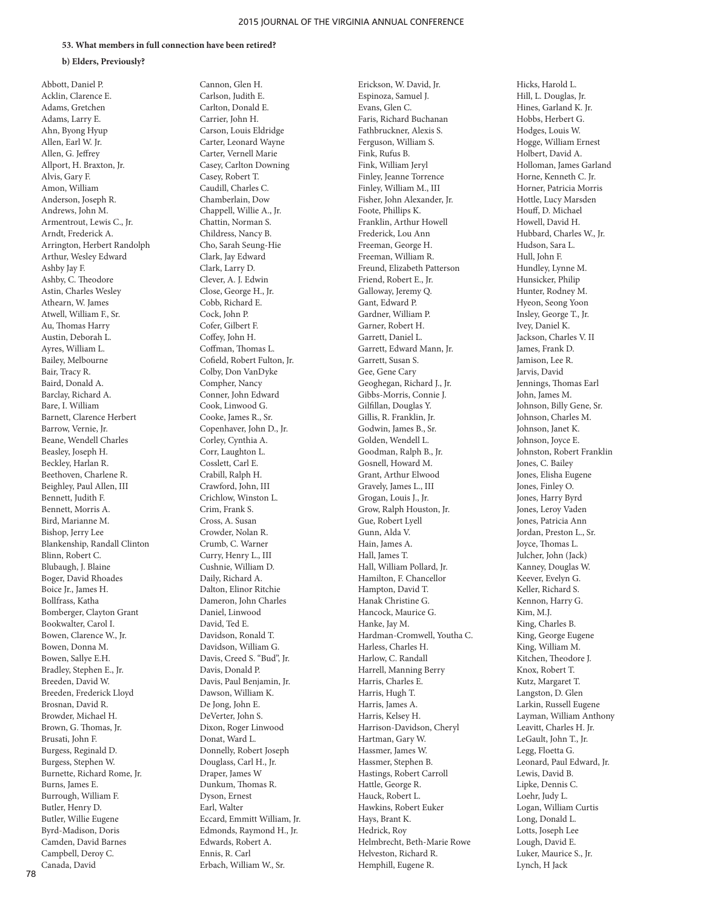**53. What members in full connection have been retired?**

**b) Elders, Previously?**

Abbott, Daniel P.
Acklin, Clarence E.
Adams, Gretchen
Adams, Larry E.
Ahn, Byong Hyup
Allen, Earl W. Jr.
Allen, G. Jeffrey
Allport, H. Braxton, Jr.
Alvis, Gary F.
Amon, William
Anderson, Joseph R.
Andrews, John M.
Armentrout, Lewis C., Jr.
Arndt, Frederick A.
Arrington, Herbert Randolph
Arthur, Wesley Edward
Ashby Jay F.
Ashby, C. Theodore
Astin, Charles Wesley
Athearn, W. James
Atwell, William F., Sr.
Au, Thomas Harry
Austin, Deborah L.
Ayres, William L.
Bailey, Melbourne
Bair, Tracy R.
Baird, Donald A.
Barclay, Richard A.
Bare, I. William
Barnett, Clarence Herbert
Barrow, Vernie, Jr.
Beane, Wendell Charles
Beasley, Joseph H.
Beckley, Harlan R.
Beethoven, Charlene R.
Beighley, Paul Allen, III
Bennett, Judith F.
Bennett, Morris A.
Bird, Marianne M.
Bishop, Jerry Lee
Blankenship, Randall Clinton
Blinn, Robert C.
Blubaugh, J. Blaine
Boger, David Rhoades
Boice Jr., James H.
Bollfrass, Katha
Bomberger, Clayton Grant
Bookwalter, Carol I.
Bowen, Clarence W., Jr.
Bowen, Donna M.
Bowen, Sallye E.H.
Bradley, Stephen E., Jr.
Breeden, David W.
Breeden, Frederick Lloyd
Brosnan, David R.
Browder, Michael H.
Brown, G. Thomas, Jr.
Brusati, John F.
Burgess, Reginald D.
Burgess, Stephen W.
Burnette, Richard Rome, Jr.
Burns, James E.
Burrough, William F.
Butler, Henry D.
Butler, Willie Eugene
Byrd-Madison, Doris
Camden, David Barnes
Campbell, Deroy C.
Canada, David
Cannon, Glen H.
Carlson, Judith E.
Carlton, Donald E.
Carrier, John H.
Carson, Louis Eldridge
Carter, Leonard Wayne
Carter, Vernell Marie
Casey, Carlton Downing
Casey, Robert T.
Caudill, Charles C.
Chamberlain, Dow
Chappell, Willie A., Jr.
Chattin, Norman S.
Childress, Nancy B.
Cho, Sarah Seung-Hie
Clark, Jay Edward
Clark, Larry D.
Clever, A. J. Edwin
Close, George H., Jr.
Cobb, Richard E.
Cock, John P.
Cofer, Gilbert F.
Coffey, John H.
Coffman, Thomas L.
Cofield, Robert Fulton, Jr.
Colby, Don VanDyke
Compher, Nancy
Conner, John Edward
Cook, Linwood G.
Cooke, James R., Sr.
Copenhaver, John D., Jr.
Corley, Cynthia A.
Corr, Laughton L.
Cosslett, Carl E.
Crabill, Ralph H.
Crawford, John, III
Crichlow, Winston L.
Crim, Frank S.
Cross, A. Susan
Crowder, Nolan R.
Crumb, C. Warner
Curry, Henry L., III
Cushnie, William D.
Daily, Richard A.
Dalton, Elinor Ritchie
Dameron, John Charles
Daniel, Linwood
David, Ted E.
Davidson, Ronald T.
Davidson, William G.
Davis, Creed S. "Bud", Jr.
Davis, Donald P.
Davis, Paul Benjamin, Jr.
Dawson, William K.
De Jong, John E.
DeVerter, John S.
Dixon, Roger Linwood
Donat, Ward L.
Donnelly, Robert Joseph
Douglass, Carl H., Jr.
Draper, James W
Dunkum, Thomas R.
Dyson, Ernest
Earl, Walter
Eccard, Emmitt William, Jr.
Edmonds, Raymond H., Jr.
Edwards, Robert A.
Ennis, R. Carl
Erbach, William W., Sr.
Erickson, W. David, Jr.
Espinoza, Samuel J.
Evans, Glen C.
Faris, Richard Buchanan
Fathbruckner, Alexis S.
Ferguson, William S.
Fink, Rufus B.
Fink, William Jeryl
Finley, Jeanne Torrence
Finley, William M., III
Fisher, John Alexander, Jr.
Foote, Phillips K.
Franklin, Arthur Howell
Frederick, Lou Ann
Freeman, George H.
Freeman, William R.
Freund, Elizabeth Patterson
Friend, Robert E., Jr.
Galloway, Jeremy Q.
Gant, Edward P.
Gardner, William P.
Garner, Robert H.
Garrett, Daniel L.
Garrett, Edward Mann, Jr.
Garrett, Susan S.
Gee, Gene Cary
Geoghegan, Richard J., Jr.
Gibbs-Morris, Connie J.
Gilfillan, Douglas Y.
Gillis, R. Franklin, Jr.
Godwin, James B., Sr.
Golden, Wendell L.
Goodman, Ralph B., Jr.
Gosnell, Howard M.
Grant, Arthur Elwood
Gravely, James L., III
Grogan, Louis J., Jr.
Grow, Ralph Houston, Jr.
Gue, Robert Lyell
Gunn, Alda V.
Hain, James A.
Hall, James T.
Hall, William Pollard, Jr.
Hamilton, F. Chancellor
Hampton, David T.
Hanak Christine G.
Hancock, Maurice G.
Hanke, Jay M.
Hardman-Cromwell, Youtha C.
Harless, Charles H.
Harlow, C. Randall
Harrell, Manning Berry
Harris, Charles E.
Harris, Hugh T.
Harris, James A.
Harris, Kelsey H.
Harrison-Davidson, Cheryl
Hartman, Gary W.
Hassmer, James W.
Hassmer, Stephen B.
Hastings, Robert Carroll
Hattle, George R.
Hauck, Robert L.
Hawkins, Robert Euker
Hays, Brant K.
Hedrick, Roy
Helmbrecht, Beth-Marie Rowe
Helveston, Richard R.
Hemphill, Eugene R.
Hicks, Harold L.
Hill, L. Douglas, Jr.
Hines, Garland K. Jr.
Hobbs, Herbert G.
Hodges, Louis W.
Hogge, William Ernest
Holbert, David A.
Holloman, James Garland
Horne, Kenneth C. Jr.
Horner, Patricia Morris
Hottle, Lucy Marsden
Houff, D. Michael
Howell, David H.
Hubbard, Charles W., Jr.
Hudson, Sara L.
Hull, John F.
Hundley, Lynne M.
Hunsicker, Philip
Hunter, Rodney M.
Hyeon, Seong Yoon
Insley, George T., Jr.
Ivey, Daniel K.
Jackson, Charles V. II
James, Frank D.
Jamison, Lee R.
Jarvis, David
Jennings, Thomas Earl
John, James M.
Johnson, Billy Gene, Sr.
Johnson, Charles M.
Johnson, Janet K.
Johnson, Joyce E.
Johnston, Robert Franklin
Jones, C. Bailey
Jones, Elisha Eugene
Jones, Finley O.
Jones, Harry Byrd
Jones, Leroy Vaden
Jones, Patricia Ann
Jordan, Preston L., Sr.
Joyce, Thomas L.
Julcher, John (Jack)
Kanney, Douglas W.
Keever, Evelyn G.
Keller, Richard S.
Kennon, Harry G.
Kim, M.J.
King, Charles B.
King, George Eugene
King, William M.
Kitchen, Theodore J.
Knox, Robert T.
Kutz, Margaret T.
Langston, D. Glen
Larkin, Russell Eugene
Layman, William Anthony
Leavitt, Charles H. Jr.
LeGault, John T., Jr.
Legg, Floetta G.
Leonard, Paul Edward, Jr.
Lewis, David B.
Lipke, Dennis C.
Loehr, Judy L.
Logan, William Curtis
Long, Donald L.
Lotts, Joseph Lee
Lough, David E.
Luker, Maurice S., Jr.
Lynch, H Jack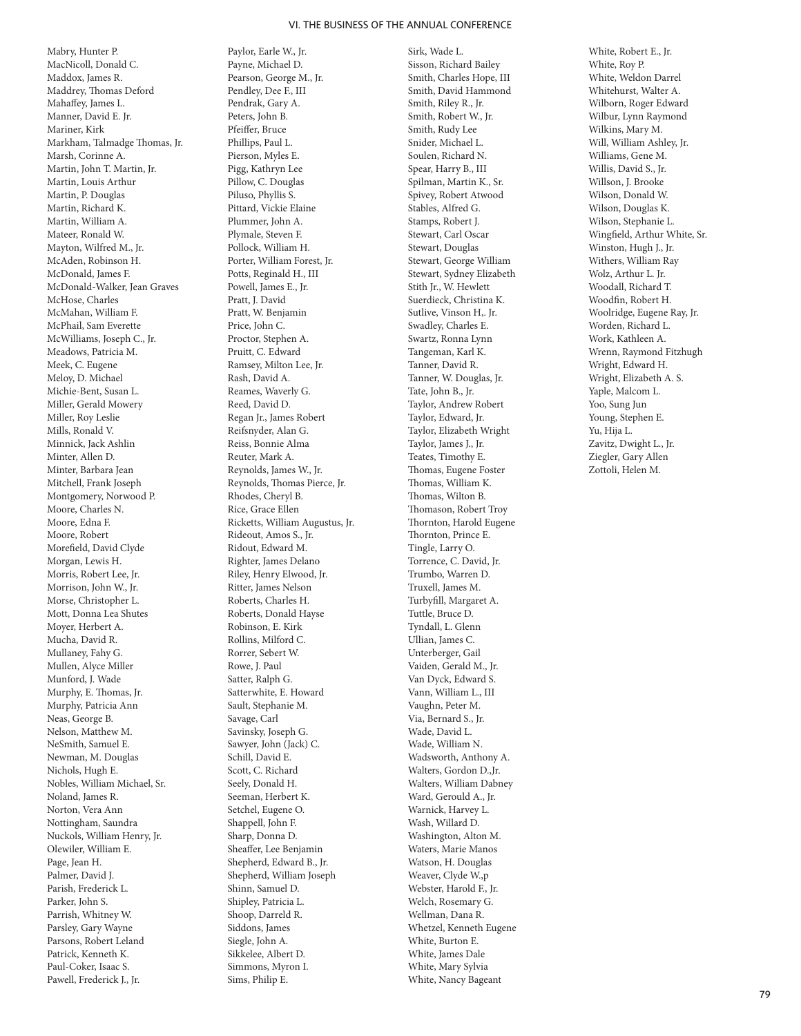Mabry, Hunter P.
MacNicoll, Donald C.
Maddox, James R.
Maddrey, Thomas Deford
Mahaffey, James L.
Manner, David E. Jr.
Mariner, Kirk
Markham, Talmadge Thomas, Jr.
Marsh, Corinne A.
Martin, John T. Martin, Jr.
Martin, Louis Arthur
Martin, P. Douglas
Martin, Richard K.
Martin, William A.
Mateer, Ronald W.
Mayton, Wilfred M., Jr.
McAden, Robinson H.
McDonald, James F.
McDonald-Walker, Jean Graves
McHose, Charles
McMahan, William F.
McPhail, Sam Everette
McWilliams, Joseph C., Jr.
Meadows, Patricia M.
Meek, C. Eugene
Meloy, D. Michael
Michie-Bent, Susan L.
Miller, Gerald Mowery
Miller, Roy Leslie
Mills, Ronald V.
Minnick, Jack Ashlin
Minter, Allen D.
Minter, Barbara Jean
Mitchell, Frank Joseph
Montgomery, Norwood P.
Moore, Charles N.
Moore, Edna F.
Moore, Robert
Morefield, David Clyde
Morgan, Lewis H.
Morris, Robert Lee, Jr.
Morrison, John W., Jr.
Morse, Christopher L.
Mott, Donna Lea Shutes
Moyer, Herbert A.
Mucha, David R.
Mullaney, Fahy G.
Mullen, Alyce Miller
Munford, J. Wade
Murphy, E. Thomas, Jr.
Murphy, Patricia Ann
Neas, George B.
Nelson, Matthew M.
NeSmith, Samuel E.
Newman, M. Douglas
Nichols, Hugh E.
Nobles, William Michael, Sr.
Noland, James R.
Norton, Vera Ann
Nottingham, Saundra
Nuckols, William Henry, Jr.
Olewiler, William E.
Page, Jean H.
Palmer, David J.
Parish, Frederick L.
Parker, John S.
Parrish, Whitney W.
Parsley, Gary Wayne
Parsons, Robert Leland
Patrick, Kenneth K.
Paul-Coker, Isaac S.
Pawell, Frederick J., Jr.
Paylor, Earle W., Jr.
Payne, Michael D.
Pearson, George M., Jr.
Pendley, Dee F., III
Pendrak, Gary A.
Peters, John B.
Pfeiffer, Bruce
Phillips, Paul L.
Pierson, Myles E.
Pigg, Kathryn Lee
Pillow, C. Douglas
Piluso, Phyllis S.
Pittard, Vickie Elaine
Plummer, John A.
Plymale, Steven F.
Pollock, William H.
Porter, William Forest, Jr.
Potts, Reginald H., III
Powell, James E., Jr.
Pratt, J. David
Pratt, W. Benjamin
Price, John C.
Proctor, Stephen A.
Pruitt, C. Edward
Ramsey, Milton Lee, Jr.
Rash, David A.
Reames, Waverly G.
Reed, David D.
Regan Jr., James Robert
Reifsnyder, Alan G.
Reiss, Bonnie Alma
Reuter, Mark A.
Reynolds, James W., Jr.
Reynolds, Thomas Pierce, Jr.
Rhodes, Cheryl B.
Rice, Grace Ellen
Ricketts, William Augustus, Jr.
Rideout, Amos S., Jr.
Ridout, Edward M.
Righter, James Delano
Riley, Henry Elwood, Jr.
Ritter, James Nelson
Roberts, Charles H.
Roberts, Donald Hayse
Robinson, E. Kirk
Rollins, Milford C.
Rorrer, Sebert W.
Rowe, J. Paul
Satter, Ralph G.
Satterwhite, E. Howard
Sault, Stephanie M.
Savage, Carl
Savinsky, Joseph G.
Sawyer, John (Jack) C.
Schill, David E.
Scott, C. Richard
Seely, Donald H.
Seeman, Herbert K.
Setchel, Eugene O.
Shappell, John F.
Sharp, Donna D.
Sheaffer, Lee Benjamin
Shepherd, Edward B., Jr.
Shepherd, William Joseph
Shinn, Samuel D.
Shipley, Patricia L.
Shoop, Darreld R.
Siddons, James
Siegle, John A.
Sikkelee, Albert D.
Simmons, Myron I.
Sims, Philip E.
Sirk, Wade L.
Sisson, Richard Bailey
Smith, Charles Hope, III
Smith, David Hammond
Smith, Riley R., Jr.
Smith, Robert W., Jr.
Smith, Rudy Lee
Snider, Michael L.
Soulen, Richard N.
Spear, Harry B., III
Spilman, Martin K., Sr.
Spivey, Robert Atwood
Stables, Alfred G.
Stamps, Robert J.
Stewart, Carl Oscar
Stewart, Douglas
Stewart, George William
Stewart, Sydney Elizabeth
Stith Jr., W. Hewlett
Suerdieck, Christina K.
Sutlive, Vinson H,. Jr.
Swadley, Charles E.
Swartz, Ronna Lynn
Tangeman, Karl K.
Tanner, David R.
Tanner, W. Douglas, Jr.
Tate, John B., Jr.
Taylor, Andrew Robert
Taylor, Edward, Jr.
Taylor, Elizabeth Wright
Taylor, James J., Jr.
Teates, Timothy E.
Thomas, Eugene Foster
Thomas, William K.
Thomas, Wilton B.
Thomason, Robert Troy
Thornton, Harold Eugene
Thornton, Prince E.
Tingle, Larry O.
Torrence, C. David, Jr.
Trumbo, Warren D.
Truxell, James M.
Turbyfill, Margaret A.
Tuttle, Bruce D.
Tyndall, L. Glenn
Ullian, James C.
Unterberger, Gail
Vaiden, Gerald M., Jr.
Van Dyck, Edward S.
Vann, William L., III
Vaughn, Peter M.
Via, Bernard S., Jr.
Wade, David L.
Wade, William N.
Wadsworth, Anthony A.
Walters, Gordon D.,Jr.
Walters, William Dabney
Ward, Gerould A., Jr.
Warnick, Harvey L.
Wash, Willard D.
Washington, Alton M.
Waters, Marie Manos
Watson, H. Douglas
Weaver, Clyde W.,p
Webster, Harold F., Jr.
Welch, Rosemary G.
Wellman, Dana R.
Whetzel, Kenneth Eugene
White, Burton E.
White, James Dale
White, Mary Sylvia
White, Nancy Bageant
White, Robert E., Jr.
White, Roy P.
White, Weldon Darrel
Whitehurst, Walter A.
Wilborn, Roger Edward
Wilbur, Lynn Raymond
Wilkins, Mary M.
Will, William Ashley, Jr.
Williams, Gene M.
Willis, David S., Jr.
Willson, J. Brooke
Wilson, Donald W.
Wilson, Douglas K.
Wilson, Stephanie L.
Wingfield, Arthur White, Sr.
Winston, Hugh J., Jr.
Withers, William Ray
Wolz, Arthur L. Jr.
Woodall, Richard T.
Woodfin, Robert H.
Woolridge, Eugene Ray, Jr.
Worden, Richard L.
Work, Kathleen A.
Wrenn, Raymond Fitzhugh
Wright, Edward H.
Wright, Elizabeth A. S.
Yaple, Malcom L.
Yoo, Sung Jun
Young, Stephen E.
Yu, Hija L.
Zavitz, Dwight L., Jr.
Ziegler, Gary Allen
Zottoli, Helen M.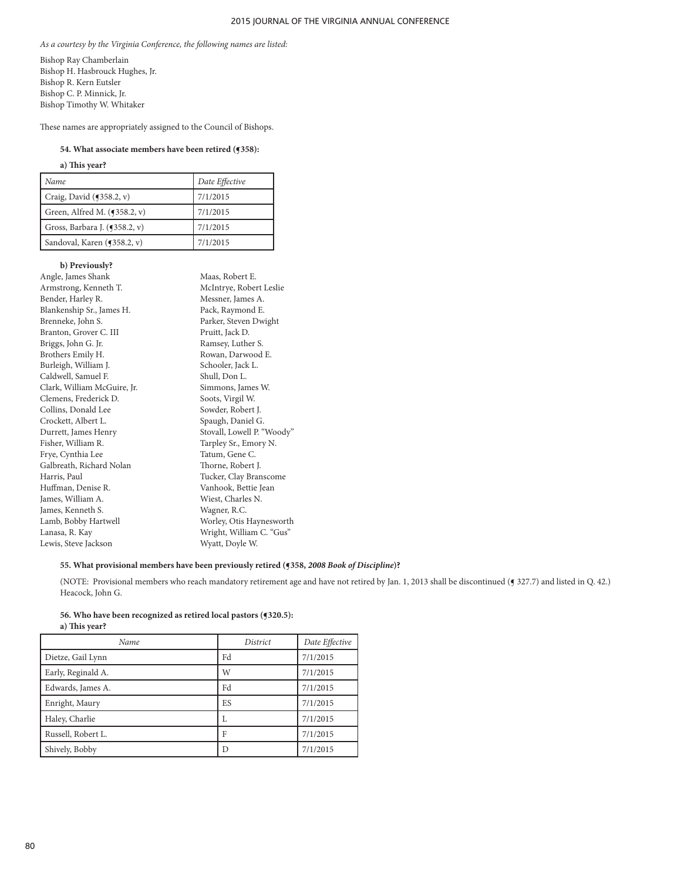*As a courtesy by the Virginia Conference, the following names are listed:*

Bishop Ray Chamberlain
Bishop H. Hasbrouck Hughes, Jr.
Bishop R. Kern Eutsler
Bishop C. P. Minnick, Jr.
Bishop Timothy W. Whitaker

These names are appropriately assigned to the Council of Bishops.

**54. What associate members have been retired (¶358):**

**a) This year?**

| *Name* | *Date Effective* |
|---|---|
| Craig, David (¶358.2, v) | 7/1/2015 |
| Green, Alfred M. (¶358.2, v) | 7/1/2015 |
| Gross, Barbara J. (¶358.2, v) | 7/1/2015 |
| Sandoval, Karen (¶358.2, v) | 7/1/2015 |

**b) Previously?**

Angle, James Shank
Armstrong, Kenneth T.
Bender, Harley R.
Blankenship Sr., James H.
Brenneke, John S.
Branton, Grover C. III
Briggs, John G. Jr.
Brothers Emily H.
Burleigh, William J.
Caldwell, Samuel F.
Clark, William McGuire, Jr.
Clemens, Frederick D.
Collins, Donald Lee
Crockett, Albert L.
Durrett, James Henry
Fisher, William R.
Frye, Cynthia Lee
Galbreath, Richard Nolan
Harris, Paul
Huffman, Denise R.
James, William A.
James, Kenneth S.
Lamb, Bobby Hartwell
Lanasa, R. Kay
Lewis, Steve Jackson
Maas, Robert E.
McIntrye, Robert Leslie
Messner, James A.
Pack, Raymond E.
Parker, Steven Dwight
Pruitt, Jack D.
Ramsey, Luther S.
Rowan, Darwood E.
Schooler, Jack L.
Shull, Don L.
Simmons, James W.
Soots, Virgil W.
Sowder, Robert J.
Spaugh, Daniel G.
Stovall, Lowell P. "Woody"
Tarpley Sr., Emory N.
Tatum, Gene C.
Thorne, Robert J.
Tucker, Clay Branscome
Vanhook, Bettie Jean
Wiest, Charles N.
Wagner, R.C.
Worley, Otis Haynesworth
Wright, William C. "Gus"
Wyatt, Doyle W.

**55. What provisional members have been previously retired (¶358, *2008 Book of Discipline*)?**

(NOTE: Provisional members who reach mandatory retirement age and have not retired by Jan. 1, 2013 shall be discontinued (¶ 327.7) and listed in Q. 42.)
Heacock, John G.

**56. Who have been recognized as retired local pastors (¶320.5):**

**a) This year?**

| *Name* | *District* | *Date Effective* |
|---|---|---|
| Dietze, Gail Lynn | Fd | 7/1/2015 |
| Early, Reginald A. | W | 7/1/2015 |
| Edwards, James A. | Fd | 7/1/2015 |
| Enright, Maury | ES | 7/1/2015 |
| Haley, Charlie | L | 7/1/2015 |
| Russell, Robert L. | F | 7/1/2015 |
| Shively, Bobby | D | 7/1/2015 |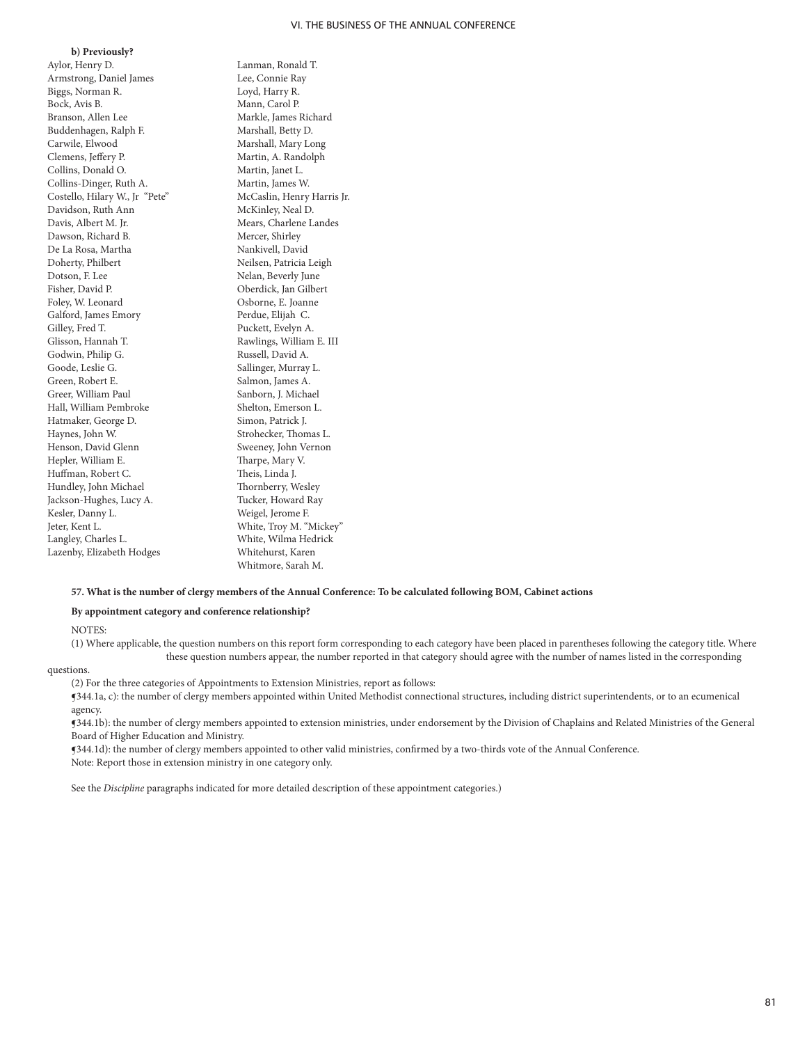**b) Previously?**

Aylor, Henry D.
Armstrong, Daniel James
Biggs, Norman R.
Bock, Avis B.
Branson, Allen Lee
Buddenhagen, Ralph F.
Carwile, Elwood
Clemens, Jeffery P.
Collins, Donald O.
Collins-Dinger, Ruth A.
Costello, Hilary W., Jr "Pete"
Davidson, Ruth Ann
Davis, Albert M. Jr.
Dawson, Richard B.
De La Rosa, Martha
Doherty, Philbert
Dotson, F. Lee
Fisher, David P.
Foley, W. Leonard
Galford, James Emory
Gilley, Fred T.
Glisson, Hannah T.
Godwin, Philip G.
Goode, Leslie G.
Green, Robert E.
Greer, William Paul
Hall, William Pembroke
Hatmaker, George D.
Haynes, John W.
Henson, David Glenn
Hepler, William E.
Huffman, Robert C.
Hundley, John Michael
Jackson-Hughes, Lucy A.
Kesler, Danny L.
Jeter, Kent L.
Langley, Charles L.
Lazenby, Elizabeth Hodges
Lanman, Ronald T.
Lee, Connie Ray
Loyd, Harry R.
Mann, Carol P.
Markle, James Richard
Marshall, Betty D.
Marshall, Mary Long
Martin, A. Randolph
Martin, Janet L.
Martin, James W.
McCaslin, Henry Harris Jr.
McKinley, Neal D.
Mears, Charlene Landes
Mercer, Shirley
Nankivell, David
Neilsen, Patricia Leigh
Nelan, Beverly June
Oberdick, Jan Gilbert
Osborne, E. Joanne
Perdue, Elijah C.
Puckett, Evelyn A.
Rawlings, William E. III
Russell, David A.
Sallinger, Murray L.
Salmon, James A.
Sanborn, J. Michael
Shelton, Emerson L.
Simon, Patrick J.
Strohecker, Thomas L.
Sweeney, John Vernon
Tharpe, Mary V.
Theis, Linda J.
Thornberry, Wesley
Tucker, Howard Ray
Weigel, Jerome F.
White, Troy M. "Mickey"
White, Wilma Hedrick
Whitehurst, Karen
Whitmore, Sarah M.

**57. What is the number of clergy members of the Annual Conference: To be calculated following BOM, Cabinet actions**

**By appointment category and conference relationship?**

NOTES:

(1) Where applicable, the question numbers on this report form corresponding to each category have been placed in parentheses following the category title. Where these question numbers appear, the number reported in that category should agree with the number of names listed in the corresponding questions.

(2) For the three categories of Appointments to Extension Ministries, report as follows:

¶344.1a, c): the number of clergy members appointed within United Methodist connectional structures, including district superintendents, or to an ecumenical agency.

¶344.1b): the number of clergy members appointed to extension ministries, under endorsement by the Division of Chaplains and Related Ministries of the General Board of Higher Education and Ministry.

¶344.1d): the number of clergy members appointed to other valid ministries, confirmed by a two-thirds vote of the Annual Conference.

Note: Report those in extension ministry in one category only.

See the *Discipline* paragraphs indicated for more detailed description of these appointment categories.)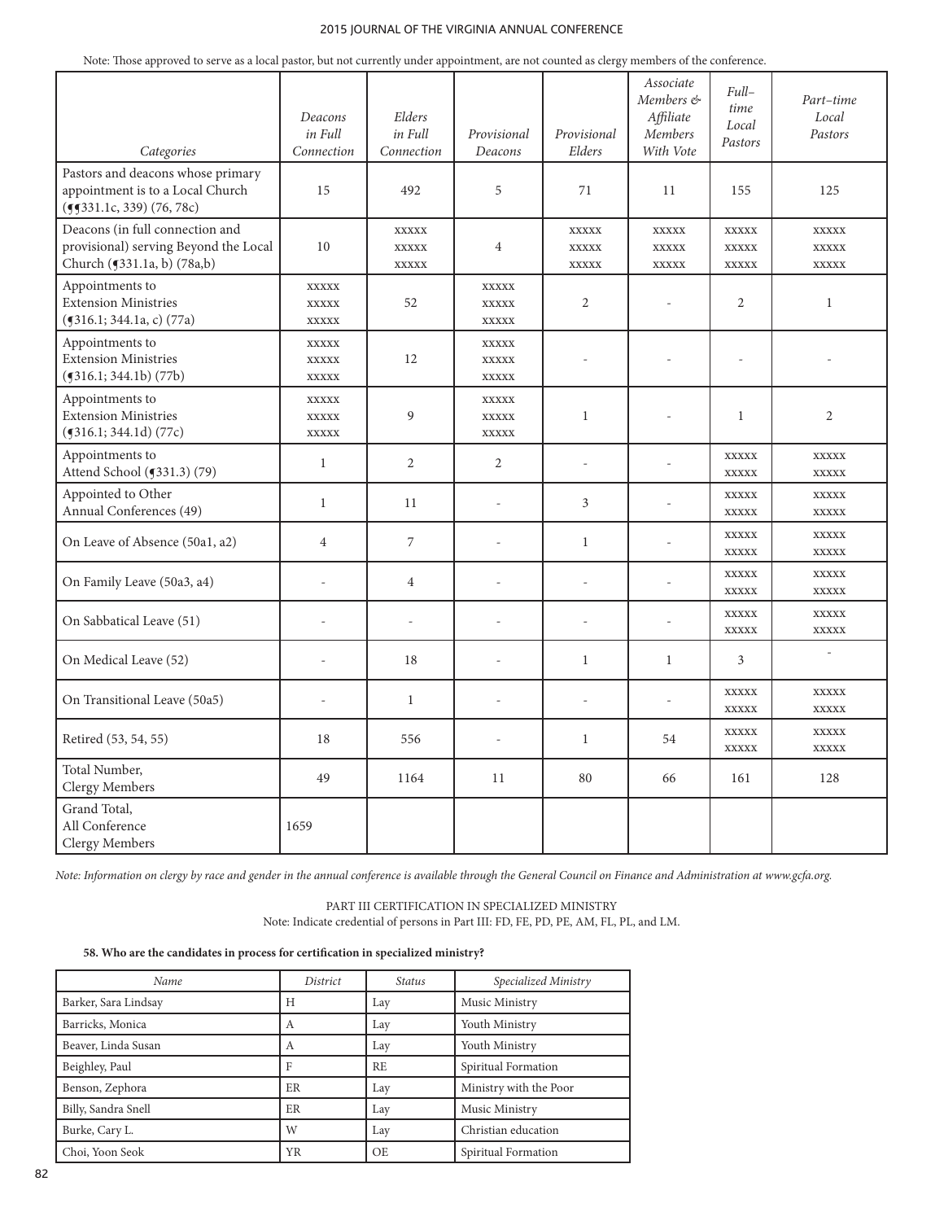Note: Those approved to serve as a local pastor, but not currently under appointment, are not counted as clergy members of the conference.

| *Categories* | *Deacons in Full Connection* | *Elders in Full Connection* | *Provisional Deacons* | *Provisional Elders* | *Associate Members & Affiliate Members With Vote* | *Full–time Local Pastors* | *Part–time Local Pastors* |
|---|---|---|---|---|---|---|---|
| Pastors and deacons whose primary appointment is to a Local Church (¶¶331.1c, 339) (76, 78c) | 15 | 492 | 5 | 71 | 11 | 155 | 125 |
| Deacons (in full connection and provisional) serving Beyond the Local Church (¶331.1a, b) (78a,b) | 10 | xxxxx xxxxx xxxxx | 4 | xxxxx xxxxx xxxxx | xxxxx xxxxx xxxxx | xxxxx xxxxx xxxxx | xxxxx xxxxx xxxxx |
| Appointments to Extension Ministries (¶316.1; 344.1a, c) (77a) | xxxxx xxxxx xxxxx | 52 | xxxxx xxxxx xxxxx | 2 | - | 2 | 1 |
| Appointments to Extension Ministries (¶316.1; 344.1b) (77b) | xxxxx xxxxx xxxxx | 12 | xxxxx xxxxx xxxxx | - | - | - | - |
| Appointments to Extension Ministries (¶316.1; 344.1d) (77c) | xxxxx xxxxx xxxxx | 9 | xxxxx xxxxx xxxxx | 1 | - | 1 | 2 |
| Appointments to Attend School (¶331.3) (79) | 1 | 2 | 2 | - | - | xxxxx xxxxx | xxxxx xxxxx |
| Appointed to Other Annual Conferences (49) | 1 | 11 | - | 3 | - | xxxxx xxxxx | xxxxx xxxxx |
| On Leave of Absence (50a1, a2) | 4 | 7 | - | 1 | - | xxxxx xxxxx | xxxxx xxxxx |
| On Family Leave (50a3, a4) | - | 4 | - | - | - | xxxxx xxxxx | xxxxx xxxxx |
| On Sabbatical Leave (51) | - | - | - | - | - | xxxxx xxxxx | xxxxx xxxxx |
| On Medical Leave (52) | - | 18 | - | 1 | 1 | 3 | - |
| On Transitional Leave (50a5) | - | 1 | - | - | - | xxxxx xxxxx | xxxxx xxxxx |
| Retired (53, 54, 55) | 18 | 556 | - | 1 | 54 | xxxxx xxxxx | xxxxx xxxxx |
| Total Number, Clergy Members | 49 | 1164 | 11 | 80 | 66 | 161 | 128 |
| Grand Total, All Conference Clergy Members | 1659 | | | | | | |

*Note: Information on clergy by race and gender in the annual conference is available through the General Council on Finance and Administration at www.gcfa.org.*

PART III CERTIFICATION IN SPECIALIZED MINISTRY

Note: Indicate credential of persons in Part III: FD, FE, PD, PE, AM, FL, PL, and LM.

**58. Who are the candidates in process for certification in specialized ministry?**

| *Name* | *District* | *Status* | *Specialized Ministry* |
|---|---|---|---|
| Barker, Sara Lindsay | H | Lay | Music Ministry |
| Barricks, Monica | A | Lay | Youth Ministry |
| Beaver, Linda Susan | A | Lay | Youth Ministry |
| Beighley, Paul | F | RE | Spiritual Formation |
| Benson, Zephora | ER | Lay | Ministry with the Poor |
| Billy, Sandra Snell | ER | Lay | Music Ministry |
| Burke, Cary L. | W | Lay | Christian education |
| Choi, Yoon Seok | YR | OE | Spiritual Formation |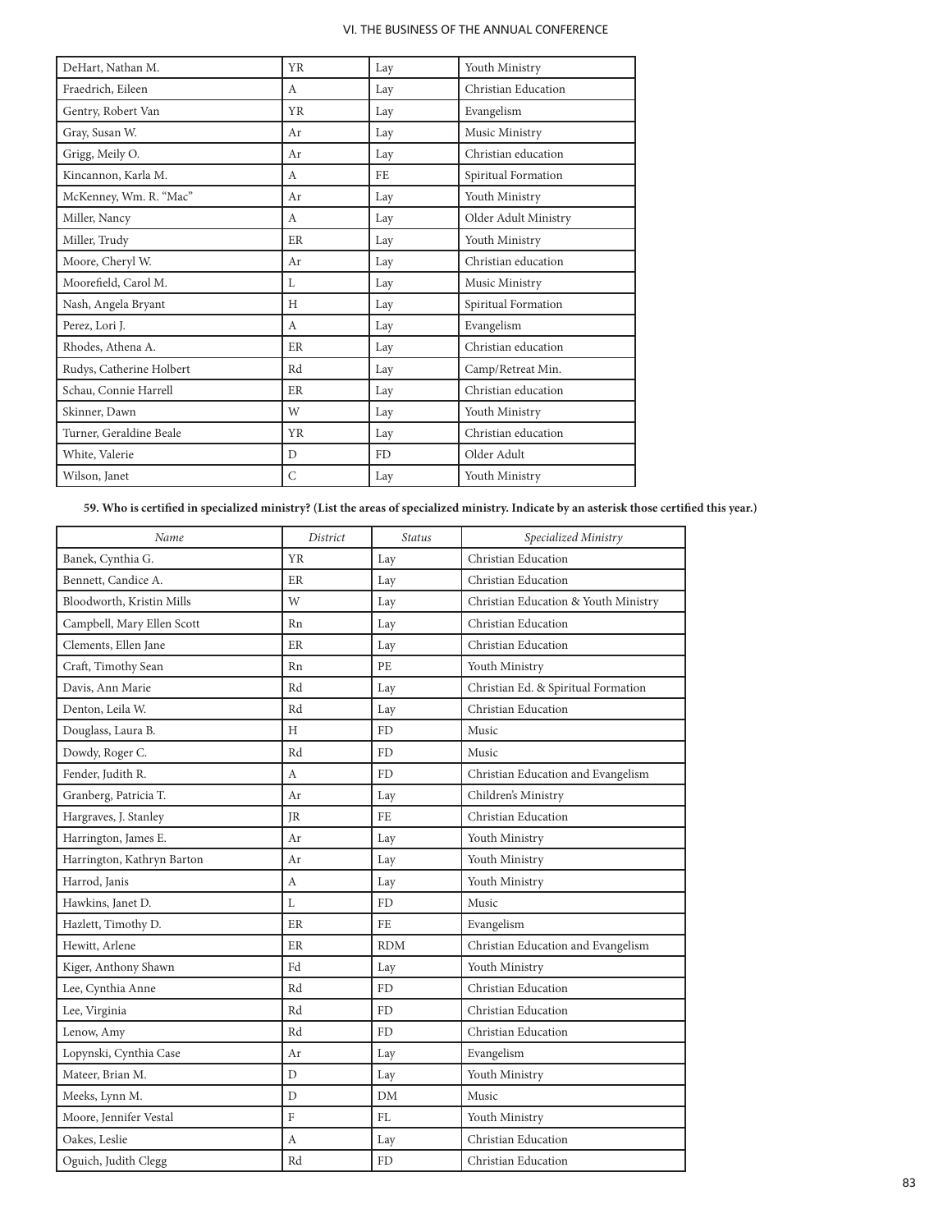| | | | |
|---|---|---|---|
| DeHart, Nathan M. | YR | Lay | Youth Ministry |
| Fraedrich, Eileen | A | Lay | Christian Education |
| Gentry, Robert Van | YR | Lay | Evangelism |
| Gray, Susan W. | Ar | Lay | Music Ministry |
| Grigg, Meily O. | Ar | Lay | Christian education |
| Kincannon, Karla M. | A | FE | Spiritual Formation |
| McKenney, Wm. R. "Mac" | Ar | Lay | Youth Ministry |
| Miller, Nancy | A | Lay | Older Adult Ministry |
| Miller, Trudy | ER | Lay | Youth Ministry |
| Moore, Cheryl W. | Ar | Lay | Christian education |
| Moorefield, Carol M. | L | Lay | Music Ministry |
| Nash, Angela Bryant | H | Lay | Spiritual Formation |
| Perez, Lori J. | A | Lay | Evangelism |
| Rhodes, Athena A. | ER | Lay | Christian education |
| Rudys, Catherine Holbert | Rd | Lay | Camp/Retreat Min. |
| Schau, Connie Harrell | ER | Lay | Christian education |
| Skinner, Dawn | W | Lay | Youth Ministry |
| Turner, Geraldine Beale | YR | Lay | Christian education |
| White, Valerie | D | FD | Older Adult |
| Wilson, Janet | C | Lay | Youth Ministry |

**59. Who is certified in specialized ministry? (List the areas of specialized ministry. Indicate by an asterisk those certified this year.)**

| *Name* | *District* | *Status* | *Specialized Ministry* |
|---|---|---|---|
| Banek, Cynthia G. | YR | Lay | Christian Education |
| Bennett, Candice A. | ER | Lay | Christian Education |
| Bloodworth, Kristin Mills | W | Lay | Christian Education & Youth Ministry |
| Campbell, Mary Ellen Scott | Rn | Lay | Christian Education |
| Clements, Ellen Jane | ER | Lay | Christian Education |
| Craft, Timothy Sean | Rn | PE | Youth Ministry |
| Davis, Ann Marie | Rd | Lay | Christian Ed. & Spiritual Formation |
| Denton, Leila W. | Rd | Lay | Christian Education |
| Douglass, Laura B. | H | FD | Music |
| Dowdy, Roger C. | Rd | FD | Music |
| Fender, Judith R. | A | FD | Christian Education and Evangelism |
| Granberg, Patricia T. | Ar | Lay | Children's Ministry |
| Hargraves, J. Stanley | JR | FE | Christian Education |
| Harrington, James E. | Ar | Lay | Youth Ministry |
| Harrington, Kathryn Barton | Ar | Lay | Youth Ministry |
| Harrod, Janis | A | Lay | Youth Ministry |
| Hawkins, Janet D. | L | FD | Music |
| Hazlett, Timothy D. | ER | FE | Evangelism |
| Hewitt, Arlene | ER | RDM | Christian Education and Evangelism |
| Kiger, Anthony Shawn | Fd | Lay | Youth Ministry |
| Lee, Cynthia Anne | Rd | FD | Christian Education |
| Lee, Virginia | Rd | FD | Christian Education |
| Lenow, Amy | Rd | FD | Christian Education |
| Lopynski, Cynthia Case | Ar | Lay | Evangelism |
| Mateer, Brian M. | D | Lay | Youth Ministry |
| Meeks, Lynn M. | D | DM | Music |
| Moore, Jennifer Vestal | F | FL | Youth Ministry |
| Oakes, Leslie | A | Lay | Christian Education |
| Oguich, Judith Clegg | Rd | FD | Christian Education |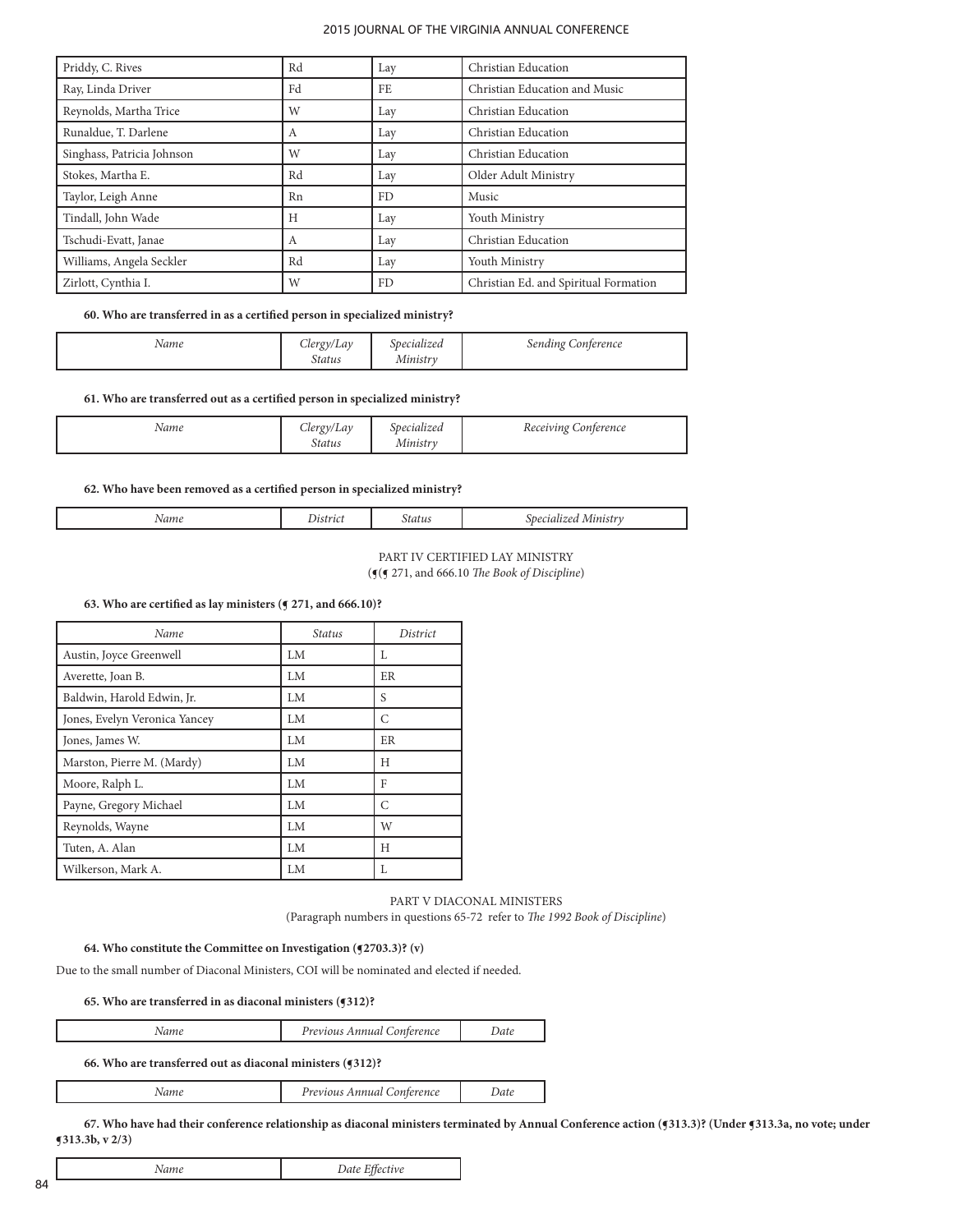| Priddy, C. Rives | Rd | Lay | Christian Education |
|---|---|---|---|
| Ray, Linda Driver | Fd | FE | Christian Education and Music |
| Reynolds, Martha Trice | W | Lay | Christian Education |
| Runaldue, T. Darlene | A | Lay | Christian Education |
| Singhass, Patricia Johnson | W | Lay | Christian Education |
| Stokes, Martha E. | Rd | Lay | Older Adult Ministry |
| Taylor, Leigh Anne | Rn | FD | Music |
| Tindall, John Wade | H | Lay | Youth Ministry |
| Tschudi-Evatt, Janae | A | Lay | Christian Education |
| Williams, Angela Seckler | Rd | Lay | Youth Ministry |
| Zirlott, Cynthia I. | W | FD | Christian Ed. and Spiritual Formation |

**60. Who are transferred in as a certified person in specialized ministry?**

| *Name* | *Clergy/Lay Status* | *Specialized Ministry* | *Sending Conference* |
|---|---|---|---|

**61. Who are transferred out as a certified person in specialized ministry?**

| *Name* | *Clergy/Lay Status* | *Specialized Ministry* | *Receiving Conference* |
|---|---|---|---|

**62. Who have been removed as a certified person in specialized ministry?**

| *Name* | *District* | *Status* | *Specialized Ministry* |
|---|---|---|---|

PART IV CERTIFIED LAY MINISTRY

(¶(¶ 271, and 666.10 *The Book of Discipline*)

**63. Who are certified as lay ministers (¶ 271, and 666.10)?**

| *Name* | *Status* | *District* |
|---|---|---|
| Austin, Joyce Greenwell | LM | L |
| Averette, Joan B. | LM | ER |
| Baldwin, Harold Edwin, Jr. | LM | S |
| Jones, Evelyn Veronica Yancey | LM | C |
| Jones, James W. | LM | ER |
| Marston, Pierre M. (Mardy) | LM | H |
| Moore, Ralph L. | LM | F |
| Payne, Gregory Michael | LM | C |
| Reynolds, Wayne | LM | W |
| Tuten, A. Alan | LM | H |
| Wilkerson, Mark A. | LM | L |

PART V DIACONAL MINISTERS

(Paragraph numbers in questions 65-72 refer to *The 1992 Book of Discipline*)

**64. Who constitute the Committee on Investigation (¶2703.3)? (v)**

Due to the small number of Diaconal Ministers, COI will be nominated and elected if needed.

**65. Who are transferred in as diaconal ministers (¶312)?**

| *Name* | *Previous Annual Conference* | *Date* |
|---|---|---|

**66. Who are transferred out as diaconal ministers (¶312)?**

| *Name* | *Previous Annual Conference* | *Date* |
|---|---|---|

**67. Who have had their conference relationship as diaconal ministers terminated by Annual Conference action (¶313.3)? (Under ¶313.3a, no vote; under ¶313.3b, v 2/3)**

| *Name* | *Date Effective* |
|---|---|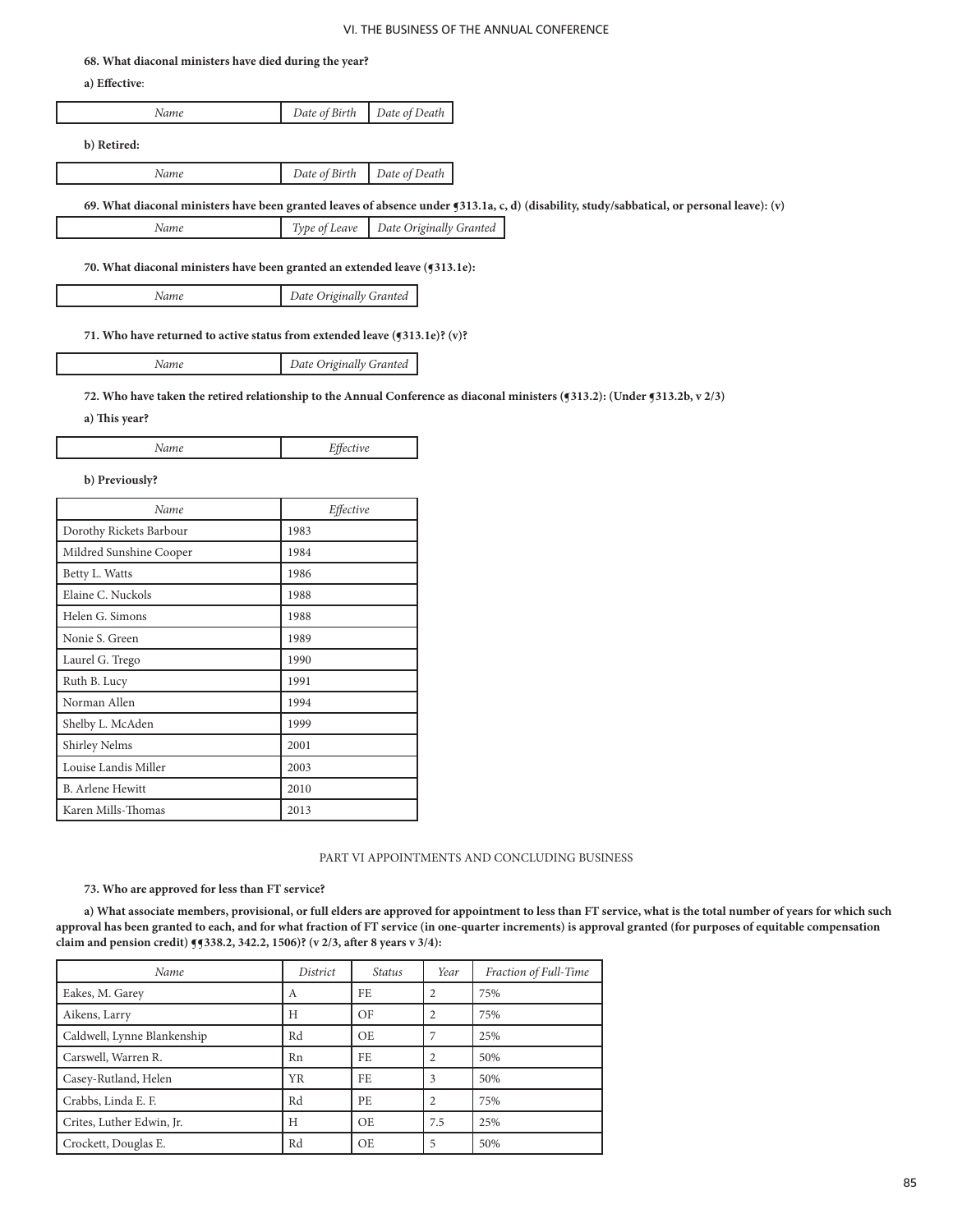**68. What diaconal ministers have died during the year?**

**a) Effective**:

| Name | Date of Birth | Date of Death |
|---|---|---|

**b) Retired:**

| Name | Date of Birth | Date of Death |
|---|---|---|

**69. What diaconal ministers have been granted leaves of absence under ¶313.1a, c, d) (disability, study/sabbatical, or personal leave): (v)**

| Name | Type of Leave | Date Originally Granted |
|---|---|---|

**70. What diaconal ministers have been granted an extended leave (¶313.1e):**

| Name | Date Originally Granted |
|---|---|

**71. Who have returned to active status from extended leave (¶313.1e)? (v)?**

| Name | Date Originally Granted |
|---|---|

**72. Who have taken the retired relationship to the Annual Conference as diaconal ministers (¶313.2): (Under ¶313.2b, v 2/3)**

**a) This year?**

| Name | Effective |
|---|---|

**b) Previously?**

| Name | Effective |
|---|---|
| Dorothy Rickets Barbour | 1983 |
| Mildred Sunshine Cooper | 1984 |
| Betty L. Watts | 1986 |
| Elaine C. Nuckols | 1988 |
| Helen G. Simons | 1988 |
| Nonie S. Green | 1989 |
| Laurel G. Trego | 1990 |
| Ruth B. Lucy | 1991 |
| Norman Allen | 1994 |
| Shelby L. McAden | 1999 |
| Shirley Nelms | 2001 |
| Louise Landis Miller | 2003 |
| B. Arlene Hewitt | 2010 |
| Karen Mills-Thomas | 2013 |

## PART VI APPOINTMENTS AND CONCLUDING BUSINESS

**73. Who are approved for less than FT service?**

**a) What associate members, provisional, or full elders are approved for appointment to less than FT service, what is the total number of years for which such approval has been granted to each, and for what fraction of FT service (in one-quarter increments) is approval granted (for purposes of equitable compensation claim and pension credit) ¶¶338.2, 342.2, 1506)? (v 2/3, after 8 years v 3/4):**

| Name | District | Status | Year | Fraction of Full-Time |
|---|---|---|---|---|
| Eakes, M. Garey | A | FE | 2 | 75% |
| Aikens, Larry | H | OF | 2 | 75% |
| Caldwell, Lynne Blankenship | Rd | OE | 7 | 25% |
| Carswell, Warren R. | Rn | FE | 2 | 50% |
| Casey-Rutland, Helen | YR | FE | 3 | 50% |
| Crabbs, Linda E. F. | Rd | PE | 2 | 75% |
| Crites, Luther Edwin, Jr. | H | OE | 7.5 | 25% |
| Crockett, Douglas E. | Rd | OE | 5 | 50% |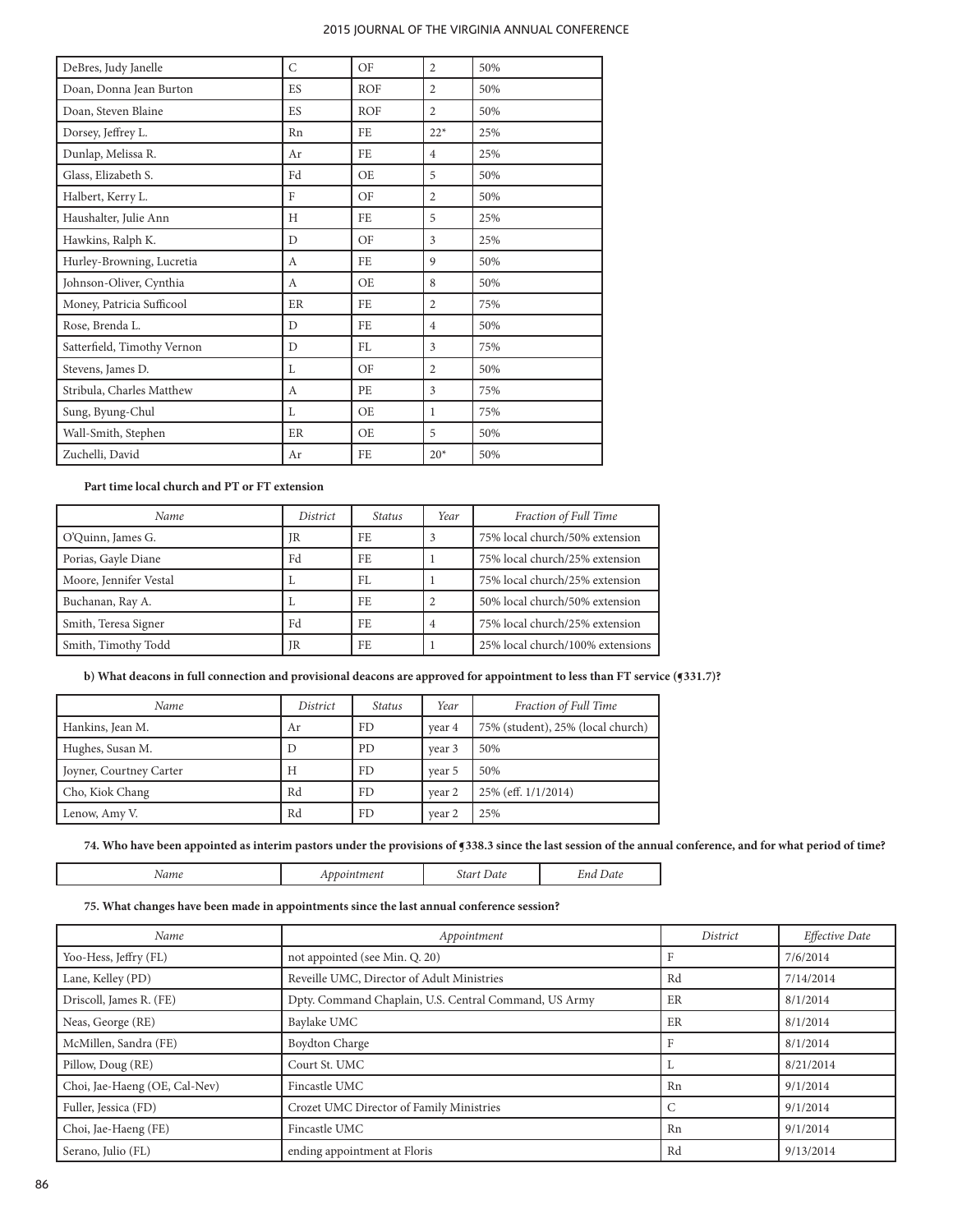| DeBres, Judy Janelle | C | OF | 2 | 50% |
|---|---|---|---|---|
| Doan, Donna Jean Burton | ES | ROF | 2 | 50% |
| Doan, Steven Blaine | ES | ROF | 2 | 50% |
| Dorsey, Jeffrey L. | Rn | FE | 22* | 25% |
| Dunlap, Melissa R. | Ar | FE | 4 | 25% |
| Glass, Elizabeth S. | Fd | OE | 5 | 50% |
| Halbert, Kerry L. | F | OF | 2 | 50% |
| Haushalter, Julie Ann | H | FE | 5 | 25% |
| Hawkins, Ralph K. | D | OF | 3 | 25% |
| Hurley-Browning, Lucretia | A | FE | 9 | 50% |
| Johnson-Oliver, Cynthia | A | OE | 8 | 50% |
| Money, Patricia Sufficool | ER | FE | 2 | 75% |
| Rose, Brenda L. | D | FE | 4 | 50% |
| Satterfield, Timothy Vernon | D | FL | 3 | 75% |
| Stevens, James D. | L | OF | 2 | 50% |
| Stribula, Charles Matthew | A | PE | 3 | 75% |
| Sung, Byung-Chul | L | OE | 1 | 75% |
| Wall-Smith, Stephen | ER | OE | 5 | 50% |
| Zuchelli, David | Ar | FE | 20* | 50% |

**Part time local church and PT or FT extension**

| *Name* | *District* | *Status* | *Year* | *Fraction of Full Time* |
|---|---|---|---|---|
| O'Quinn, James G. | JR | FE | 3 | 75% local church/50% extension |
| Porias, Gayle Diane | Fd | FE | 1 | 75% local church/25% extension |
| Moore, Jennifer Vestal | L | FL | 1 | 75% local church/25% extension |
| Buchanan, Ray A. | L | FE | 2 | 50% local church/50% extension |
| Smith, Teresa Signer | Fd | FE | 4 | 75% local church/25% extension |
| Smith, Timothy Todd | JR | FE | 1 | 25% local church/100% extensions |

**b) What deacons in full connection and provisional deacons are approved for appointment to less than FT service (¶331.7)?**

| *Name* | *District* | *Status* | *Year* | *Fraction of Full Time* |
|---|---|---|---|---|
| Hankins, Jean M. | Ar | FD | year 4 | 75% (student), 25% (local church) |
| Hughes, Susan M. | D | PD | year 3 | 50% |
| Joyner, Courtney Carter | H | FD | year 5 | 50% |
| Cho, Kiok Chang | Rd | FD | year 2 | 25% (eff. 1/1/2014) |
| Lenow, Amy V. | Rd | FD | year 2 | 25% |

**74. Who have been appointed as interim pastors under the provisions of ¶338.3 since the last session of the annual conference, and for what period of time?**

| *Name* | *Appointment* | *Start Date* | *End Date* |
|---|---|---|---|

**75. What changes have been made in appointments since the last annual conference session?**

| *Name* | *Appointment* | *District* | *Effective Date* |
|---|---|---|---|
| Yoo-Hess, Jeffry (FL) | not appointed (see Min. Q. 20) | F | 7/6/2014 |
| Lane, Kelley (PD) | Reveille UMC, Director of Adult Ministries | Rd | 7/14/2014 |
| Driscoll, James R. (FE) | Dpty. Command Chaplain, U.S. Central Command, US Army | ER | 8/1/2014 |
| Neas, George (RE) | Baylake UMC | ER | 8/1/2014 |
| McMillen, Sandra (FE) | Boydton Charge | F | 8/1/2014 |
| Pillow, Doug (RE) | Court St. UMC | L | 8/21/2014 |
| Choi, Jae-Haeng (OE, Cal-Nev) | Fincastle UMC | Rn | 9/1/2014 |
| Fuller, Jessica (FD) | Crozet UMC Director of Family Ministries | C | 9/1/2014 |
| Choi, Jae-Haeng (FE) | Fincastle UMC | Rn | 9/1/2014 |
| Serano, Julio (FL) | ending appointment at Floris | Rd | 9/13/2014 |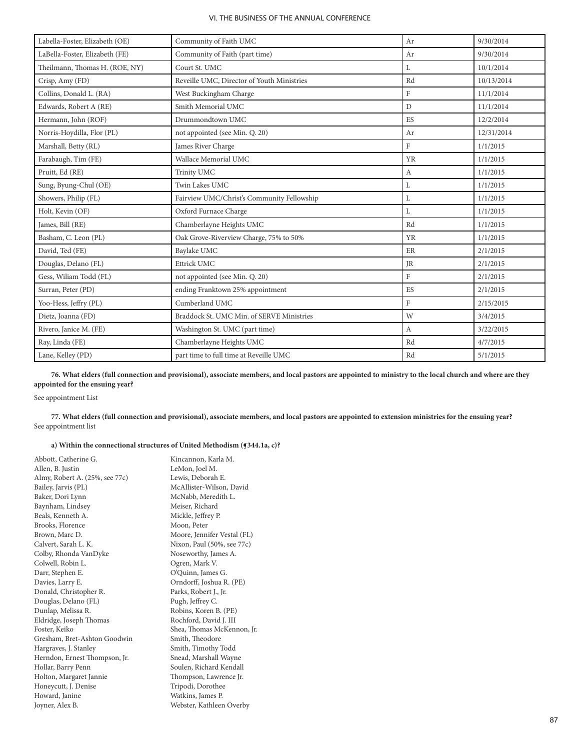| Labella-Foster, Elizabeth (OE) | Community of Faith UMC | Ar | 9/30/2014 |
|---|---|---|---|
| LaBella-Foster, Elizabeth (FE) | Community of Faith (part time) | Ar | 9/30/2014 |
| Theilmann, Thomas H. (ROE, NY) | Court St. UMC | L | 10/1/2014 |
| Crisp, Amy (FD) | Reveille UMC, Director of Youth Ministries | Rd | 10/13/2014 |
| Collins, Donald L. (RA) | West Buckingham Charge | F | 11/1/2014 |
| Edwards, Robert A (RE) | Smith Memorial UMC | D | 11/1/2014 |
| Hermann, John (ROF) | Drummondtown UMC | ES | 12/2/2014 |
| Norris-Hoydilla, Flor (PL) | not appointed (see Min. Q. 20) | Ar | 12/31/2014 |
| Marshall, Betty (RL) | James River Charge | F | 1/1/2015 |
| Farabaugh, Tim (FE) | Wallace Memorial UMC | YR | 1/1/2015 |
| Pruitt, Ed (RE) | Trinity UMC | A | 1/1/2015 |
| Sung, Byung-Chul (OE) | Twin Lakes UMC | L | 1/1/2015 |
| Showers, Philip (FL) | Fairview UMC/Christ's Community Fellowship | L | 1/1/2015 |
| Holt, Kevin (OF) | Oxford Furnace Charge | L | 1/1/2015 |
| James, Bill (RE) | Chamberlayne Heights UMC | Rd | 1/1/2015 |
| Basham, C. Leon (PL) | Oak Grove-Riverview Charge, 75% to 50% | YR | 1/1/2015 |
| David, Ted (FE) | Baylake UMC | ER | 2/1/2015 |
| Douglas, Delano (FL) | Ettrick UMC | JR | 2/1/2015 |
| Gess, Wiliam Todd (FL) | not appointed (see Min. Q. 20) | F | 2/1/2015 |
| Surran, Peter (PD) | ending Franktown 25% appointment | ES | 2/1/2015 |
| Yoo-Hess, Jeffry (PL) | Cumberland UMC | F | 2/15/2015 |
| Dietz, Joanna (FD) | Braddock St. UMC Min. of SERVE Ministries | W | 3/4/2015 |
| Rivero, Janice M. (FE) | Washington St. UMC (part time) | A | 3/22/2015 |
| Ray, Linda (FE) | Chamberlayne Heights UMC | Rd | 4/7/2015 |
| Lane, Kelley (PD) | part time to full time at Reveille UMC | Rd | 5/1/2015 |

**76. What elders (full connection and provisional), associate members, and local pastors are appointed to ministry to the local church and where are they appointed for the ensuing year?**

See appointment List

**77. What elders (full connection and provisional), associate members, and local pastors are appointed to extension ministries for the ensuing year?**
See appointment list

**a) Within the connectional structures of United Methodism (¶344.1a, c)?**

Abbott, Catherine G.
Allen, B. Justin
Almy, Robert A. (25%, see 77c)
Bailey, Jarvis (PL)
Baker, Dori Lynn
Baynham, Lindsey
Beals, Kenneth A.
Brooks, Florence
Brown, Marc D.
Calvert, Sarah L. K.
Colby, Rhonda VanDyke
Colwell, Robin L.
Darr, Stephen E.
Davies, Larry E.
Donald, Christopher R.
Douglas, Delano (FL)
Dunlap, Melissa R.
Eldridge, Joseph Thomas
Foster, Keiko
Gresham, Bret-Ashton Goodwin
Hargraves, J. Stanley
Herndon, Ernest Thompson, Jr.
Hollar, Barry Penn
Holton, Margaret Jannie
Honeycutt, J. Denise
Howard, Janine
Joyner, Alex B.
Kincannon, Karla M.
LeMon, Joel M.
Lewis, Deborah E.
McAllister-Wilson, David
McNabb, Meredith L.
Meiser, Richard
Mickle, Jeffrey P.
Moon, Peter
Moore, Jennifer Vestal (FL)
Nixon, Paul (50%, see 77c)
Noseworthy, James A.
Ogren, Mark V.
O'Quinn, James G.
Orndorff, Joshua R. (PE)
Parks, Robert J., Jr.
Pugh, Jeffrey C.
Robins, Koren B. (PE)
Rochford, David J. III
Shea, Thomas McKennon, Jr.
Smith, Theodore
Smith, Timothy Todd
Snead, Marshall Wayne
Soulen, Richard Kendall
Thompson, Lawrence Jr.
Tripodi, Dorothee
Watkins, James P.
Webster, Kathleen Overby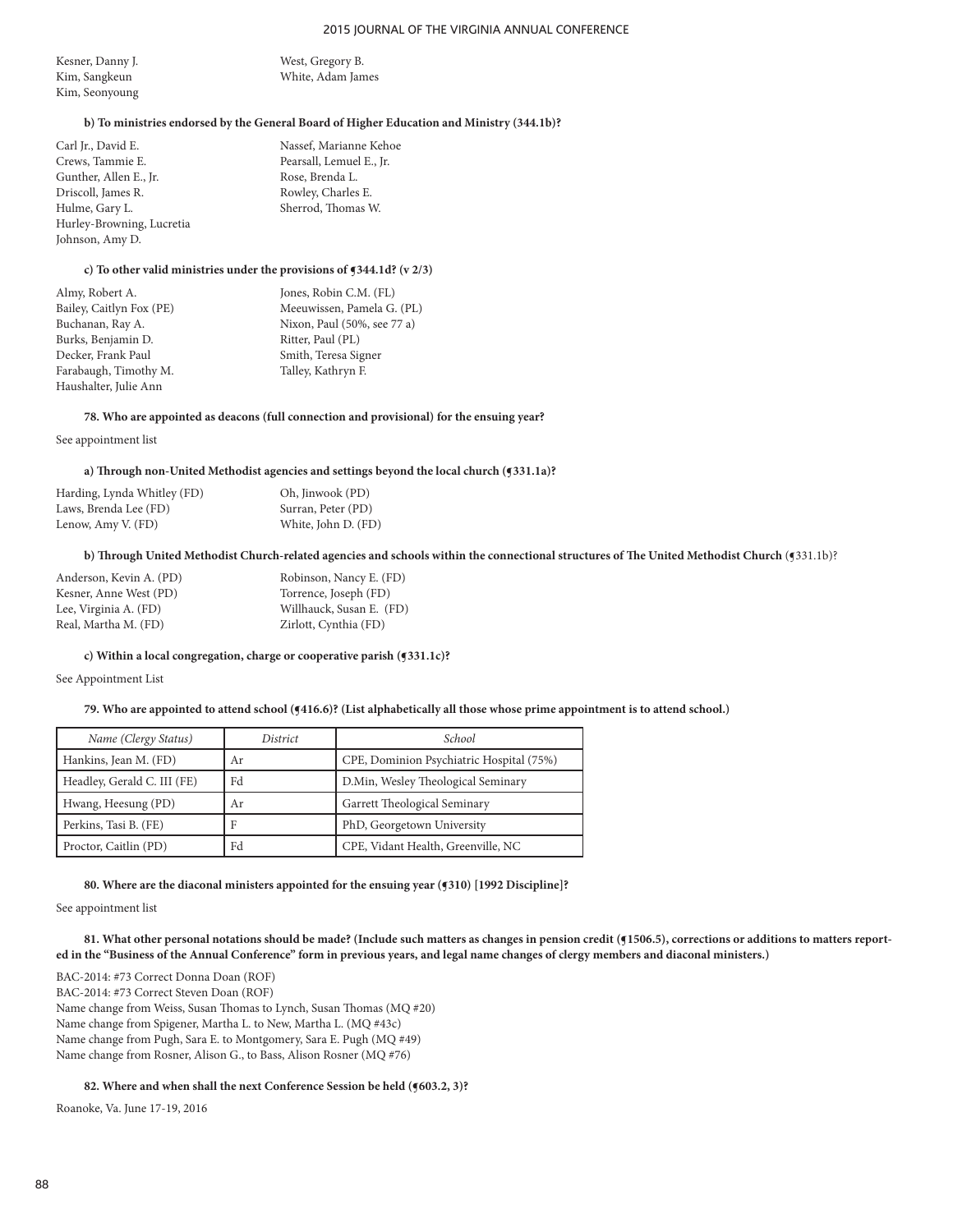Kesner, Danny J.
Kim, Sangkeun
Kim, Seonyoung
West, Gregory B.
White, Adam James

**b) To ministries endorsed by the General Board of Higher Education and Ministry (344.1b)?**

Carl Jr., David E.
Crews, Tammie E.
Gunther, Allen E., Jr.
Driscoll, James R.
Hulme, Gary L.
Hurley-Browning, Lucretia
Johnson, Amy D.
Nassef, Marianne Kehoe
Pearsall, Lemuel E., Jr.
Rose, Brenda L.
Rowley, Charles E.
Sherrod, Thomas W.

**c) To other valid ministries under the provisions of ¶344.1d? (v 2/3)**

Almy, Robert A.
Bailey, Caitlyn Fox (PE)
Buchanan, Ray A.
Burks, Benjamin D.
Decker, Frank Paul
Farabaugh, Timothy M.
Haushalter, Julie Ann
Jones, Robin C.M. (FL)
Meeuwissen, Pamela G. (PL)
Nixon, Paul (50%, see 77 a)
Ritter, Paul (PL)
Smith, Teresa Signer
Talley, Kathryn F.

**78. Who are appointed as deacons (full connection and provisional) for the ensuing year?**

See appointment list

**a) Through non-United Methodist agencies and settings beyond the local church (¶331.1a)?**

Harding, Lynda Whitley (FD)
Laws, Brenda Lee (FD)
Lenow, Amy V. (FD)
Oh, Jinwook (PD)
Surran, Peter (PD)
White, John D. (FD)

**b) Through United Methodist Church-related agencies and schools within the connectional structures of The United Methodist Church** (¶331.1b)?

Anderson, Kevin A. (PD)
Kesner, Anne West (PD)
Lee, Virginia A. (FD)
Real, Martha M. (FD)
Robinson, Nancy E. (FD)
Torrence, Joseph (FD)
Willhauck, Susan E. (FD)
Zirlott, Cynthia (FD)

**c) Within a local congregation, charge or cooperative parish (¶331.1c)?**

See Appointment List

**79. Who are appointed to attend school (¶416.6)? (List alphabetically all those whose prime appointment is to attend school.)**

| *Name (Clergy Status)* | *District* | *School* |
|---|---|---|
| Hankins, Jean M. (FD) | Ar | CPE, Dominion Psychiatric Hospital (75%) |
| Headley, Gerald C. III (FE) | Fd | D.Min, Wesley Theological Seminary |
| Hwang, Heesung (PD) | Ar | Garrett Theological Seminary |
| Perkins, Tasi B. (FE) | F | PhD, Georgetown University |
| Proctor, Caitlin (PD) | Fd | CPE, Vidant Health, Greenville, NC |

**80. Where are the diaconal ministers appointed for the ensuing year (¶310) [1992 Discipline]?**

See appointment list

**81. What other personal notations should be made? (Include such matters as changes in pension credit (¶1506.5), corrections or additions to matters reported in the "Business of the Annual Conference" form in previous years, and legal name changes of clergy members and diaconal ministers.)**

BAC-2014: #73 Correct Donna Doan (ROF)
BAC-2014: #73 Correct Steven Doan (ROF)
Name change from Weiss, Susan Thomas to Lynch, Susan Thomas (MQ #20)
Name change from Spigener, Martha L. to New, Martha L. (MQ #43c)
Name change from Pugh, Sara E. to Montgomery, Sara E. Pugh (MQ #49)
Name change from Rosner, Alison G., to Bass, Alison Rosner (MQ #76)

**82. Where and when shall the next Conference Session be held (¶603.2, 3)?**

Roanoke, Va. June 17-19, 2016